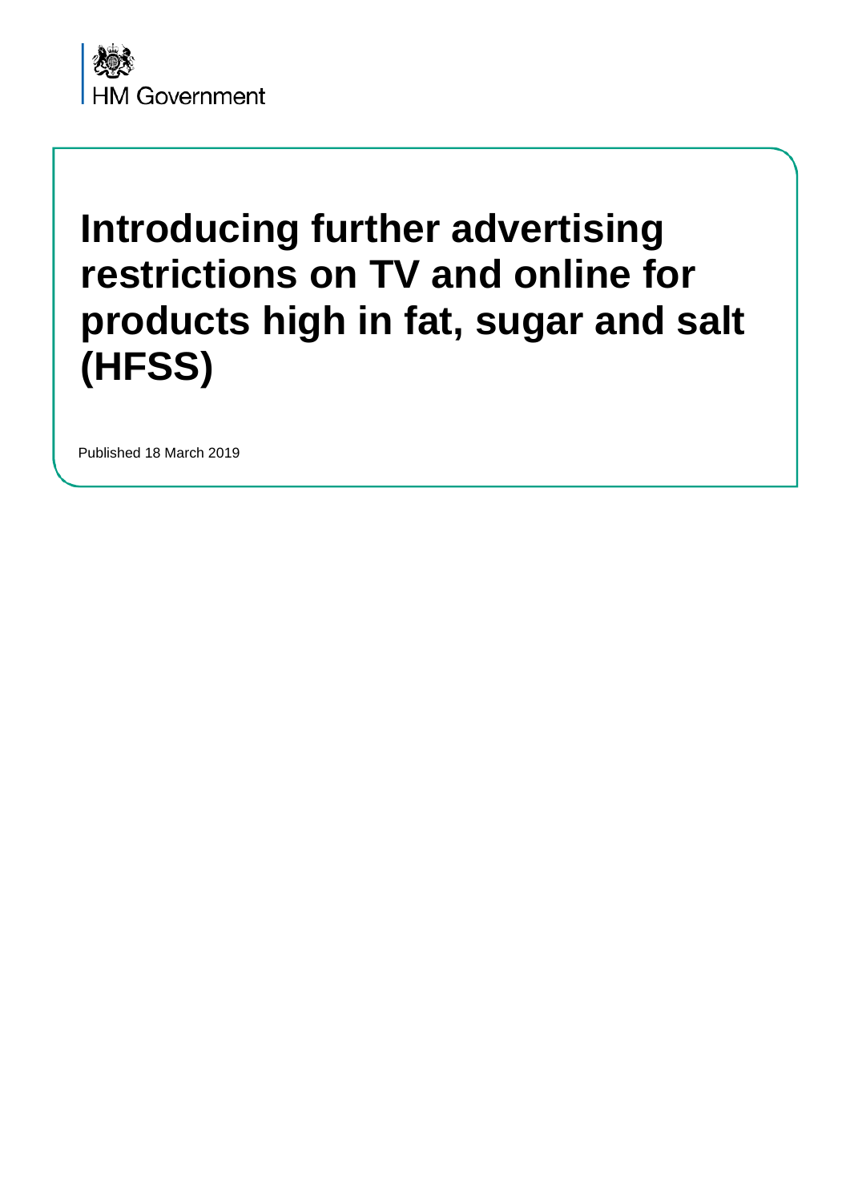HM Government

# Introducing further advertising restrictions on TV and online for products high in fat, sugar and salt (HFSS)

Published 18 March 2019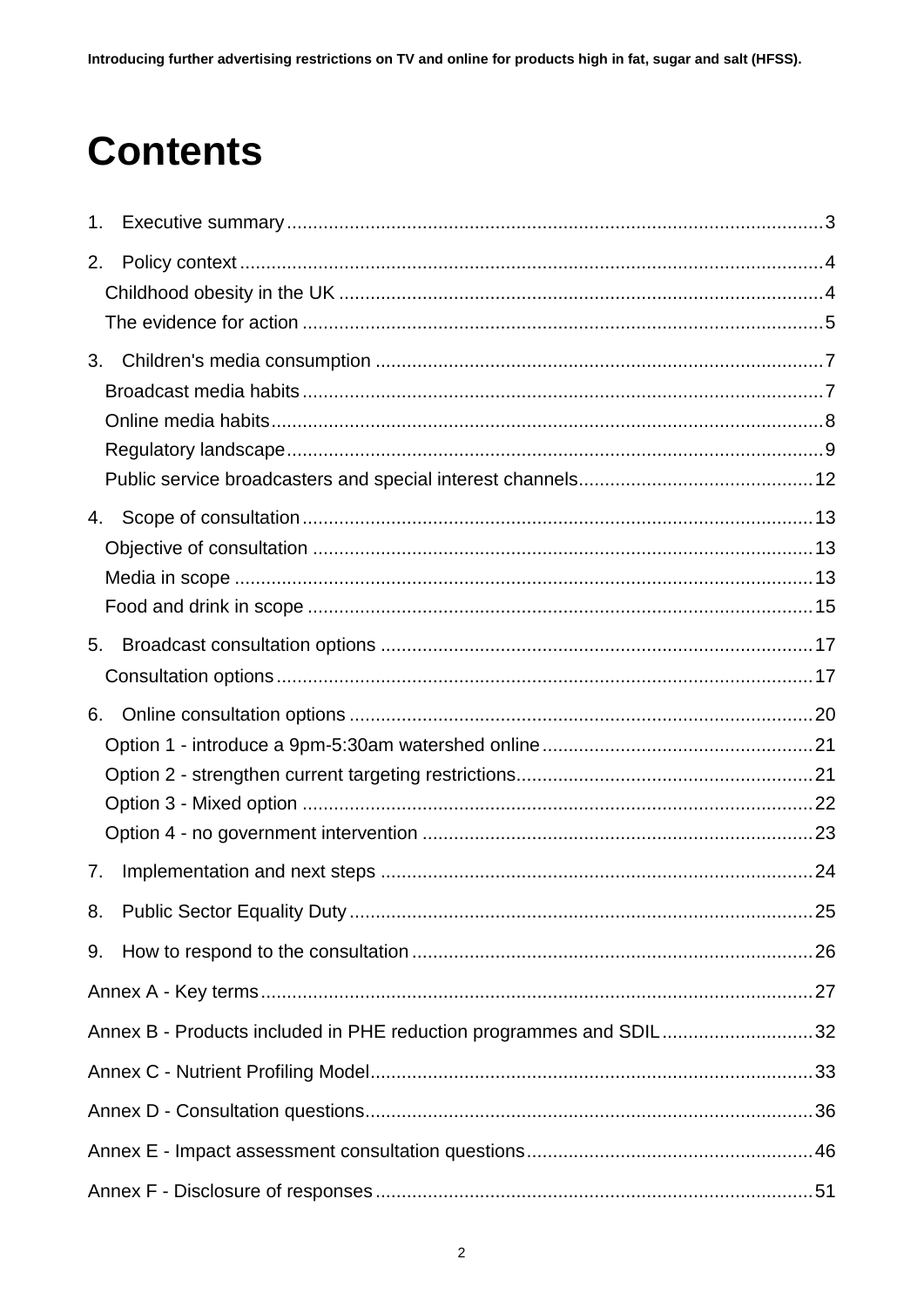# Contents

1. Executive summary ... 3
2. Policy context ... 4
   - Childhood obesity in the UK ... 4
   - The evidence for action ... 5
3. Children's media consumption ... 7
   - Broadcast media habits ... 7
   - Online media habits ... 8
   - Regulatory landscape ... 9
   - Public service broadcasters and special interest channels ... 12
4. Scope of consultation ... 13
   - Objective of consultation ... 13
   - Media in scope ... 13
   - Food and drink in scope ... 15
5. Broadcast consultation options ... 17
   - Consultation options ... 17
6. Online consultation options ... 20
   - Option 1 - introduce a 9pm-5:30am watershed online ... 21
   - Option 2 - strengthen current targeting restrictions ... 21
   - Option 3 - Mixed option ... 22
   - Option 4 - no government intervention ... 23
7. Implementation and next steps ... 24
8. Public Sector Equality Duty ... 25
9. How to respond to the consultation ... 26

Annex A - Key terms ... 27

Annex B - Products included in PHE reduction programmes and SDIL ... 32

Annex C - Nutrient Profiling Model ... 33

Annex D - Consultation questions ... 36

Annex E - Impact assessment consultation questions ... 46

Annex F - Disclosure of responses ... 51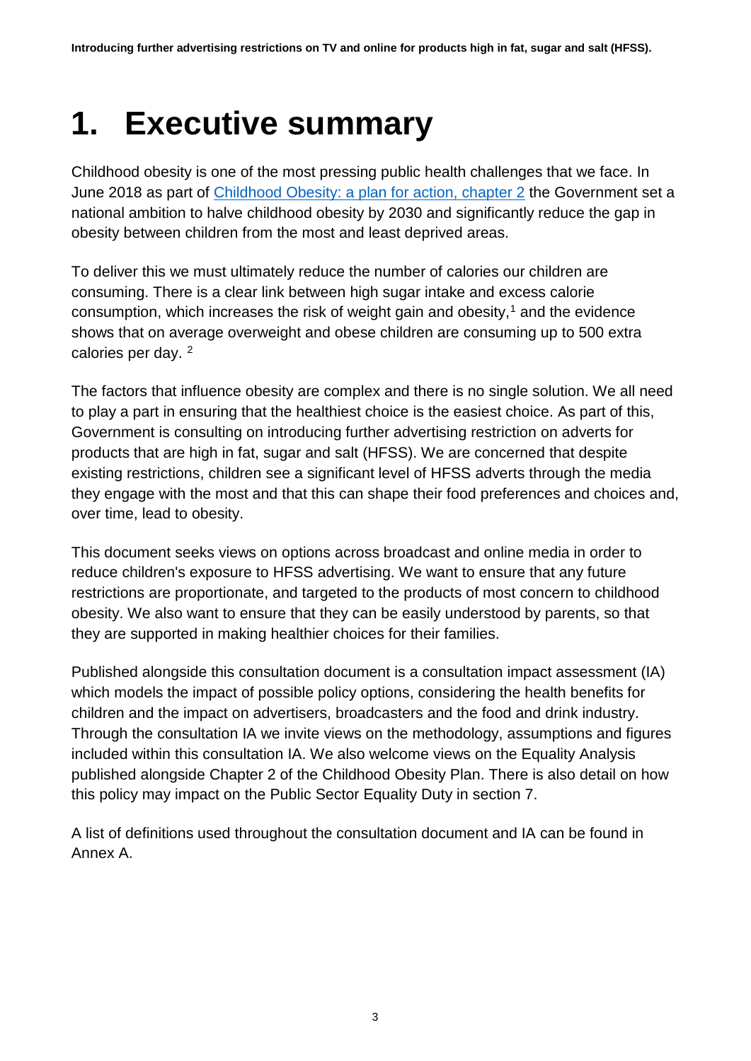# 1. Executive summary

Childhood obesity is one of the most pressing public health challenges that we face. In June 2018 as part of Childhood Obesity: a plan for action, chapter 2 the Government set a national ambition to halve childhood obesity by 2030 and significantly reduce the gap in obesity between children from the most and least deprived areas.

To deliver this we must ultimately reduce the number of calories our children are consuming. There is a clear link between high sugar intake and excess calorie consumption, which increases the risk of weight gain and obesity,[1] and the evidence shows that on average overweight and obese children are consuming up to 500 extra calories per day. [2]

The factors that influence obesity are complex and there is no single solution. We all need to play a part in ensuring that the healthiest choice is the easiest choice. As part of this, Government is consulting on introducing further advertising restriction on adverts for products that are high in fat, sugar and salt (HFSS). We are concerned that despite existing restrictions, children see a significant level of HFSS adverts through the media they engage with the most and that this can shape their food preferences and choices and, over time, lead to obesity.

This document seeks views on options across broadcast and online media in order to reduce children's exposure to HFSS advertising. We want to ensure that any future restrictions are proportionate, and targeted to the products of most concern to childhood obesity. We also want to ensure that they can be easily understood by parents, so that they are supported in making healthier choices for their families.

Published alongside this consultation document is a consultation impact assessment (IA) which models the impact of possible policy options, considering the health benefits for children and the impact on advertisers, broadcasters and the food and drink industry. Through the consultation IA we invite views on the methodology, assumptions and figures included within this consultation IA. We also welcome views on the Equality Analysis published alongside Chapter 2 of the Childhood Obesity Plan. There is also detail on how this policy may impact on the Public Sector Equality Duty in section 7.

A list of definitions used throughout the consultation document and IA can be found in Annex A.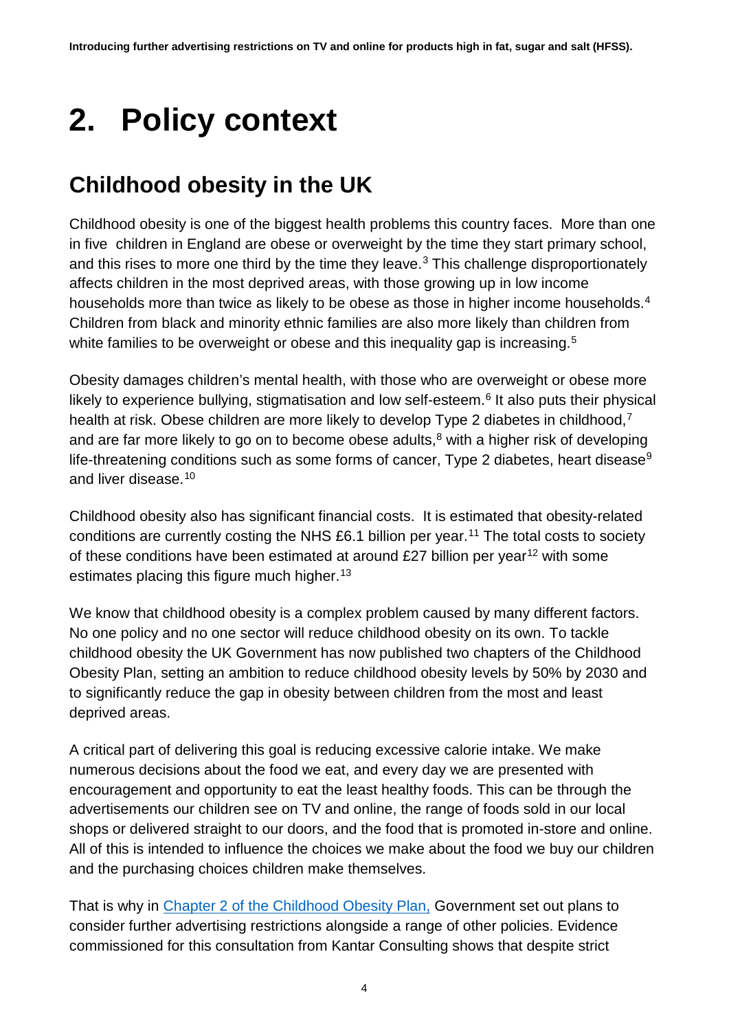# 2. Policy context

## Childhood obesity in the UK

Childhood obesity is one of the biggest health problems this country faces. More than one in five children in England are obese or overweight by the time they start primary school, and this rises to more one third by the time they leave.[3] This challenge disproportionately affects children in the most deprived areas, with those growing up in low income households more than twice as likely to be obese as those in higher income households.[4] Children from black and minority ethnic families are also more likely than children from white families to be overweight or obese and this inequality gap is increasing.[5]

Obesity damages children's mental health, with those who are overweight or obese more likely to experience bullying, stigmatisation and low self-esteem.[6] It also puts their physical health at risk. Obese children are more likely to develop Type 2 diabetes in childhood,[7] and are far more likely to go on to become obese adults,[8] with a higher risk of developing life-threatening conditions such as some forms of cancer, Type 2 diabetes, heart disease[9] and liver disease.[10]

Childhood obesity also has significant financial costs. It is estimated that obesity-related conditions are currently costing the NHS £6.1 billion per year.[11] The total costs to society of these conditions have been estimated at around £27 billion per year[12] with some estimates placing this figure much higher.[13]

We know that childhood obesity is a complex problem caused by many different factors. No one policy and no one sector will reduce childhood obesity on its own. To tackle childhood obesity the UK Government has now published two chapters of the Childhood Obesity Plan, setting an ambition to reduce childhood obesity levels by 50% by 2030 and to significantly reduce the gap in obesity between children from the most and least deprived areas.

A critical part of delivering this goal is reducing excessive calorie intake. We make numerous decisions about the food we eat, and every day we are presented with encouragement and opportunity to eat the least healthy foods. This can be through the advertisements our children see on TV and online, the range of foods sold in our local shops or delivered straight to our doors, and the food that is promoted in-store and online. All of this is intended to influence the choices we make about the food we buy our children and the purchasing choices children make themselves.

That is why in Chapter 2 of the Childhood Obesity Plan, Government set out plans to consider further advertising restrictions alongside a range of other policies. Evidence commissioned for this consultation from Kantar Consulting shows that despite strict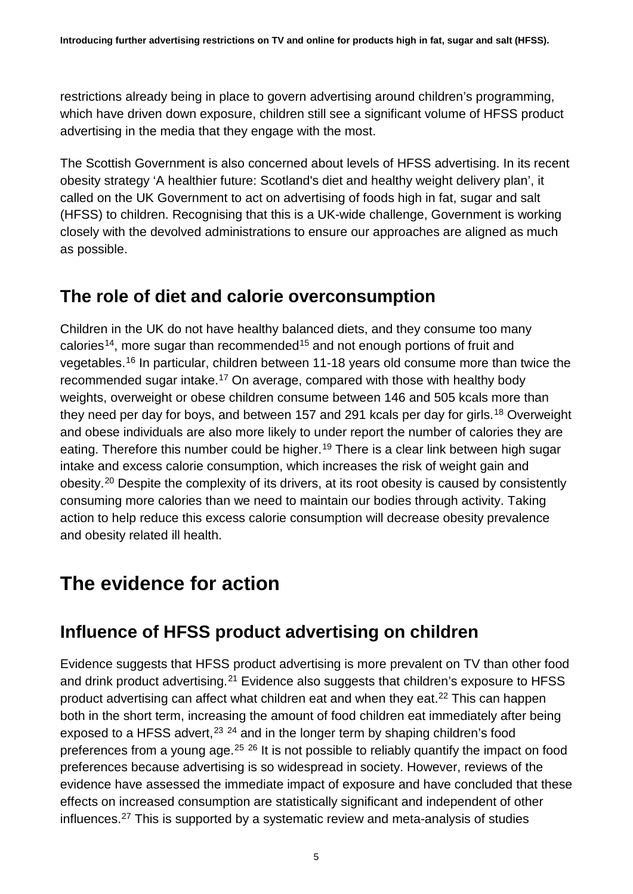restrictions already being in place to govern advertising around children's programming, which have driven down exposure, children still see a significant volume of HFSS product advertising in the media that they engage with the most.

The Scottish Government is also concerned about levels of HFSS advertising. In its recent obesity strategy 'A healthier future: Scotland's diet and healthy weight delivery plan', it called on the UK Government to act on advertising of foods high in fat, sugar and salt (HFSS) to children. Recognising that this is a UK-wide challenge, Government is working closely with the devolved administrations to ensure our approaches are aligned as much as possible.

## The role of diet and calorie overconsumption

Children in the UK do not have healthy balanced diets, and they consume too many calories[14], more sugar than recommended[15] and not enough portions of fruit and vegetables.[16] In particular, children between 11-18 years old consume more than twice the recommended sugar intake.[17] On average, compared with those with healthy body weights, overweight or obese children consume between 146 and 505 kcals more than they need per day for boys, and between 157 and 291 kcals per day for girls.[18] Overweight and obese individuals are also more likely to under report the number of calories they are eating. Therefore this number could be higher.[19] There is a clear link between high sugar intake and excess calorie consumption, which increases the risk of weight gain and obesity.[20] Despite the complexity of its drivers, at its root obesity is caused by consistently consuming more calories than we need to maintain our bodies through activity. Taking action to help reduce this excess calorie consumption will decrease obesity prevalence and obesity related ill health.

# The evidence for action

## Influence of HFSS product advertising on children

Evidence suggests that HFSS product advertising is more prevalent on TV than other food and drink product advertising.[21] Evidence also suggests that children's exposure to HFSS product advertising can affect what children eat and when they eat.[22] This can happen both in the short term, increasing the amount of food children eat immediately after being exposed to a HFSS advert,[23] [24] and in the longer term by shaping children's food preferences from a young age.[25] [26] It is not possible to reliably quantify the impact on food preferences because advertising is so widespread in society. However, reviews of the evidence have assessed the immediate impact of exposure and have concluded that these effects on increased consumption are statistically significant and independent of other influences.[27] This is supported by a systematic review and meta-analysis of studies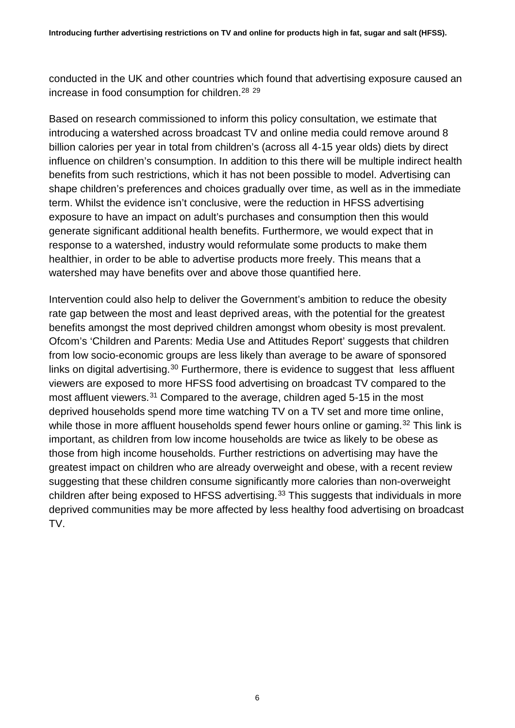conducted in the UK and other countries which found that advertising exposure caused an increase in food consumption for children.[28] [29]

Based on research commissioned to inform this policy consultation, we estimate that introducing a watershed across broadcast TV and online media could remove around 8 billion calories per year in total from children's (across all 4-15 year olds) diets by direct influence on children's consumption. In addition to this there will be multiple indirect health benefits from such restrictions, which it has not been possible to model. Advertising can shape children's preferences and choices gradually over time, as well as in the immediate term. Whilst the evidence isn't conclusive, were the reduction in HFSS advertising exposure to have an impact on adult's purchases and consumption then this would generate significant additional health benefits. Furthermore, we would expect that in response to a watershed, industry would reformulate some products to make them healthier, in order to be able to advertise products more freely. This means that a watershed may have benefits over and above those quantified here.

Intervention could also help to deliver the Government's ambition to reduce the obesity rate gap between the most and least deprived areas, with the potential for the greatest benefits amongst the most deprived children amongst whom obesity is most prevalent. Ofcom's 'Children and Parents: Media Use and Attitudes Report' suggests that children from low socio-economic groups are less likely than average to be aware of sponsored links on digital advertising.[30] Furthermore, there is evidence to suggest that less affluent viewers are exposed to more HFSS food advertising on broadcast TV compared to the most affluent viewers.[31] Compared to the average, children aged 5-15 in the most deprived households spend more time watching TV on a TV set and more time online, while those in more affluent households spend fewer hours online or gaming.[32] This link is important, as children from low income households are twice as likely to be obese as those from high income households. Further restrictions on advertising may have the greatest impact on children who are already overweight and obese, with a recent review suggesting that these children consume significantly more calories than non-overweight children after being exposed to HFSS advertising.[33] This suggests that individuals in more deprived communities may be more affected by less healthy food advertising on broadcast TV.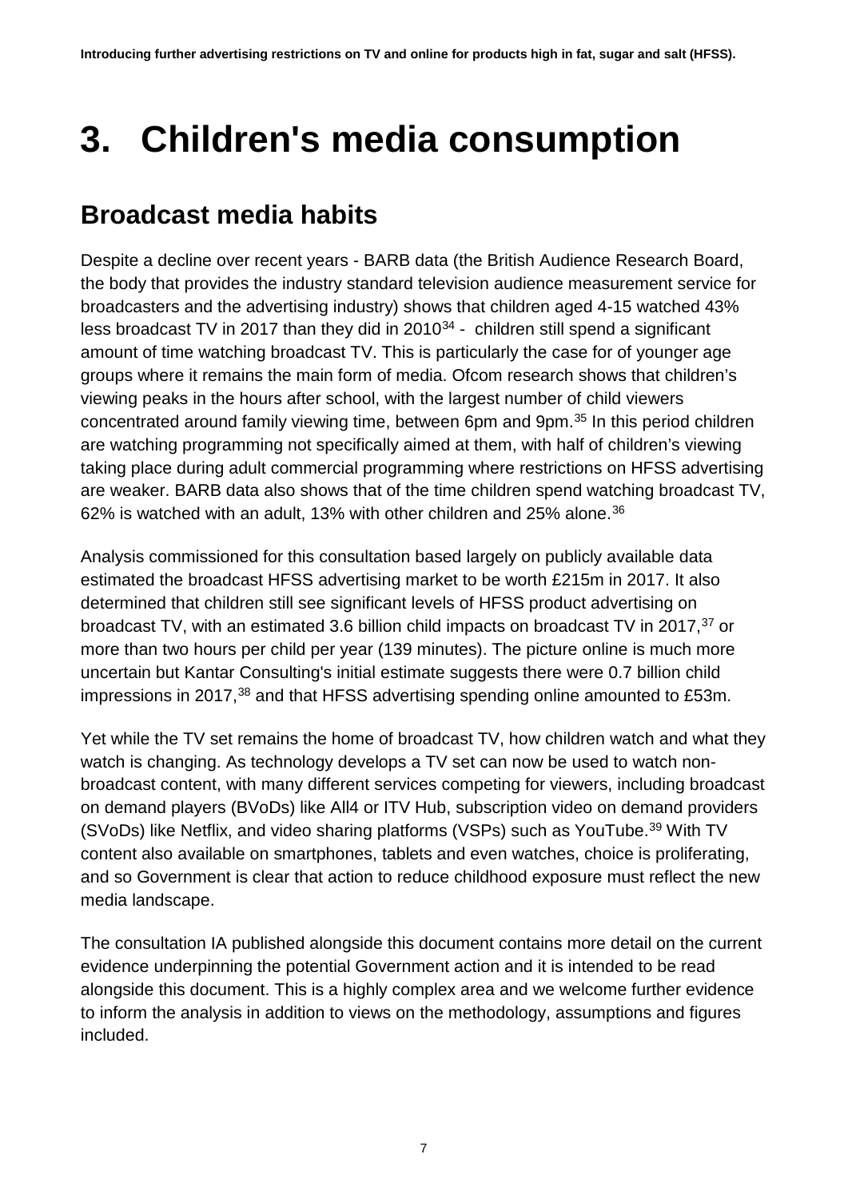# 3. Children's media consumption

## Broadcast media habits

Despite a decline over recent years - BARB data (the British Audience Research Board, the body that provides the industry standard television audience measurement service for broadcasters and the advertising industry) shows that children aged 4-15 watched 43% less broadcast TV in 2017 than they did in 2010[34] - children still spend a significant amount of time watching broadcast TV. This is particularly the case for of younger age groups where it remains the main form of media. Ofcom research shows that children's viewing peaks in the hours after school, with the largest number of child viewers concentrated around family viewing time, between 6pm and 9pm.[35] In this period children are watching programming not specifically aimed at them, with half of children's viewing taking place during adult commercial programming where restrictions on HFSS advertising are weaker. BARB data also shows that of the time children spend watching broadcast TV, 62% is watched with an adult, 13% with other children and 25% alone.[36]

Analysis commissioned for this consultation based largely on publicly available data estimated the broadcast HFSS advertising market to be worth £215m in 2017. It also determined that children still see significant levels of HFSS product advertising on broadcast TV, with an estimated 3.6 billion child impacts on broadcast TV in 2017,[37] or more than two hours per child per year (139 minutes). The picture online is much more uncertain but Kantar Consulting's initial estimate suggests there were 0.7 billion child impressions in 2017,[38] and that HFSS advertising spending online amounted to £53m.

Yet while the TV set remains the home of broadcast TV, how children watch and what they watch is changing. As technology develops a TV set can now be used to watch non-broadcast content, with many different services competing for viewers, including broadcast on demand players (BVoDs) like All4 or ITV Hub, subscription video on demand providers (SVoDs) like Netflix, and video sharing platforms (VSPs) such as YouTube.[39] With TV content also available on smartphones, tablets and even watches, choice is proliferating, and so Government is clear that action to reduce childhood exposure must reflect the new media landscape.

The consultation IA published alongside this document contains more detail on the current evidence underpinning the potential Government action and it is intended to be read alongside this document. This is a highly complex area and we welcome further evidence to inform the analysis in addition to views on the methodology, assumptions and figures included.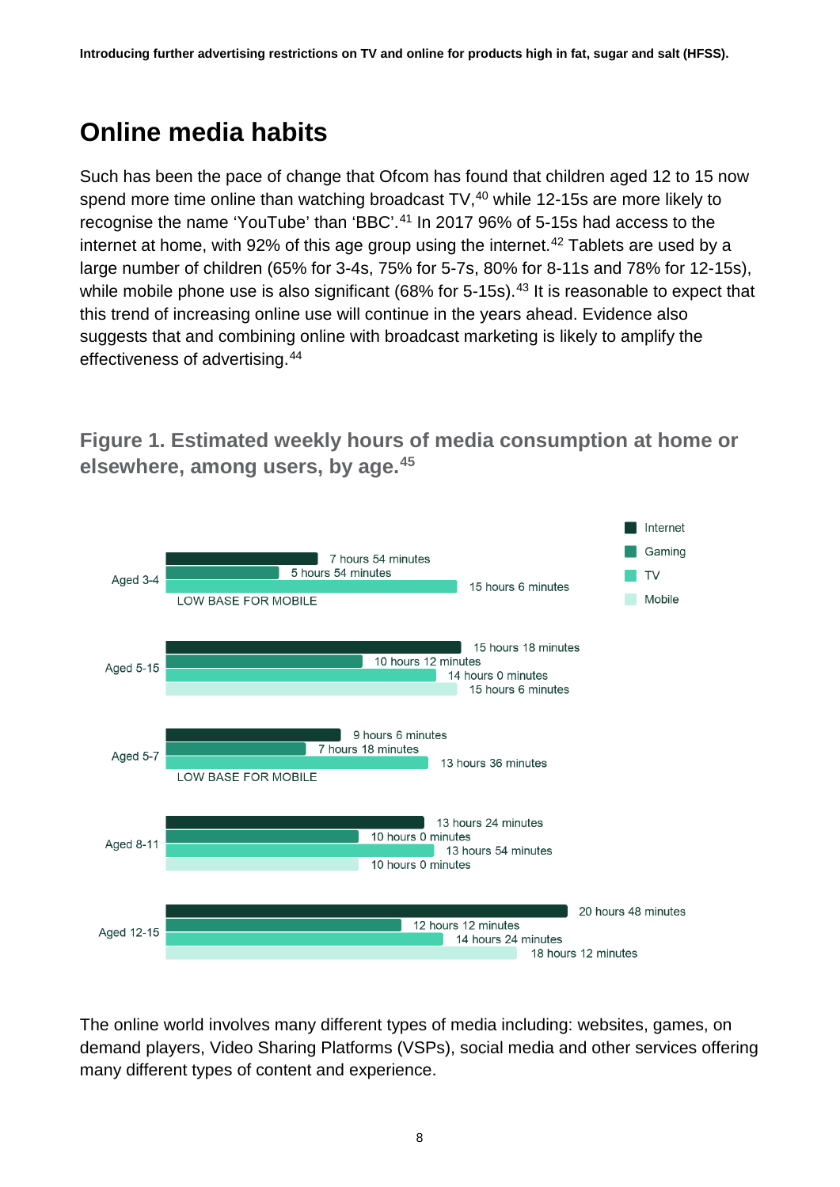## Online media habits

Such has been the pace of change that Ofcom has found that children aged 12 to 15 now spend more time online than watching broadcast TV,[40] while 12-15s are more likely to recognise the name 'YouTube' than 'BBC'.[41] In 2017 96% of 5-15s had access to the internet at home, with 92% of this age group using the internet.[42] Tablets are used by a large number of children (65% for 3-4s, 75% for 5-7s, 80% for 8-11s and 78% for 12-15s), while mobile phone use is also significant (68% for 5-15s).[43] It is reasonable to expect that this trend of increasing online use will continue in the years ahead. Evidence also suggests that and combining online with broadcast marketing is likely to amplify the effectiveness of advertising.[44]

### Figure 1. Estimated weekly hours of media consumption at home or elsewhere, among users, by age.[45]

| Age | Internet | Gaming | TV | Mobile |
|---|---|---|---|---|
| Aged 3-4 | 7 hours 54 minutes | 5 hours 54 minutes | 15 hours 6 minutes | LOW BASE FOR MOBILE |
| Aged 5-15 | 15 hours 18 minutes | 10 hours 12 minutes | 14 hours 0 minutes | 15 hours 6 minutes |
| Aged 5-7 | 9 hours 6 minutes | 7 hours 18 minutes | 13 hours 36 minutes | LOW BASE FOR MOBILE |
| Aged 8-11 | 13 hours 24 minutes | 10 hours 0 minutes | 13 hours 54 minutes | 10 hours 0 minutes |
| Aged 12-15 | 20 hours 48 minutes | 12 hours 12 minutes | 14 hours 24 minutes | 18 hours 12 minutes |

The online world involves many different types of media including: websites, games, on demand players, Video Sharing Platforms (VSPs), social media and other services offering many different types of content and experience.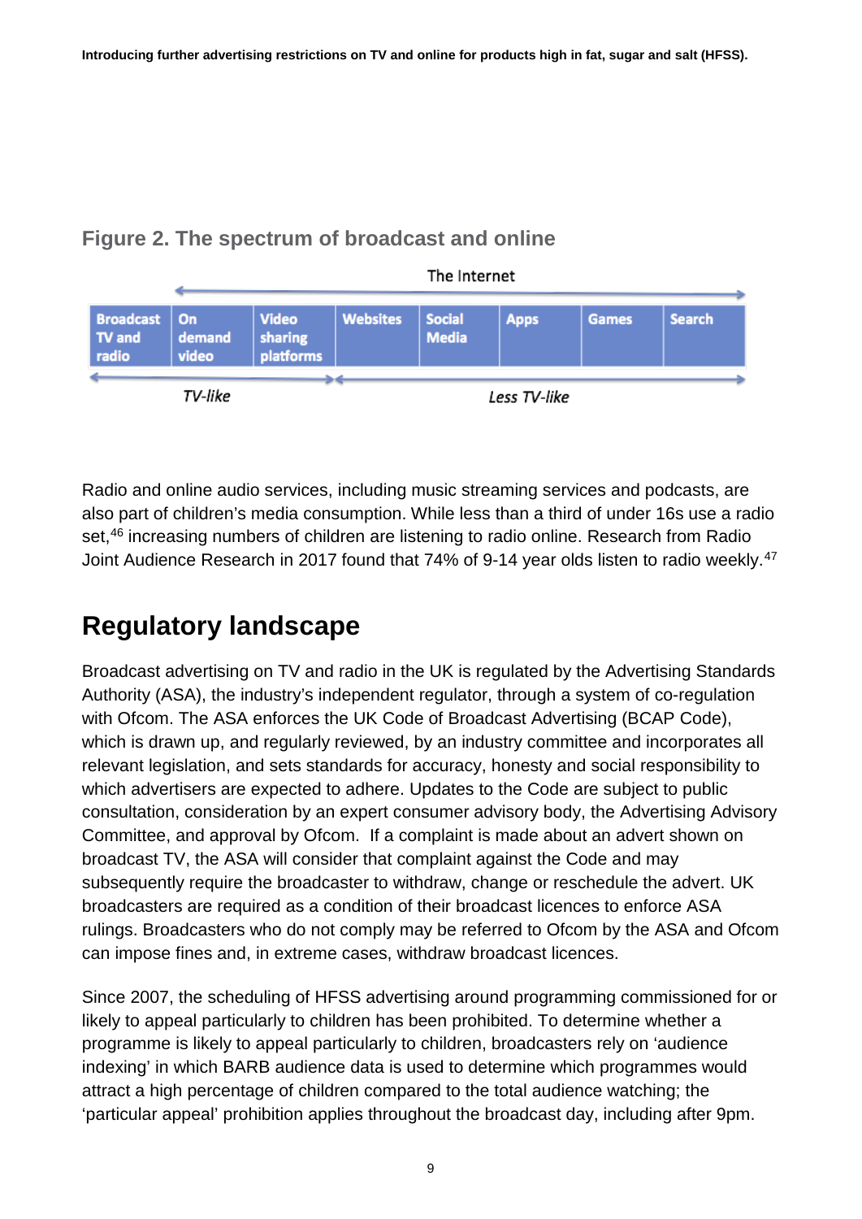### Figure 2. The spectrum of broadcast and online

| Broadcast TV and radio | On demand video | Video sharing platforms | Websites | Social Media | Apps | Games | Search |
|---|---|---|---|---|---|---|---|

The Internet (spanning On demand video to Search)

*TV-like* (Broadcast TV and radio to Video sharing platforms) — *Less TV-like* (Websites to Search)

Radio and online audio services, including music streaming services and podcasts, are also part of children's media consumption. While less than a third of under 16s use a radio set,[46] increasing numbers of children are listening to radio online. Research from Radio Joint Audience Research in 2017 found that 74% of 9-14 year olds listen to radio weekly.[47]

## Regulatory landscape

Broadcast advertising on TV and radio in the UK is regulated by the Advertising Standards Authority (ASA), the industry's independent regulator, through a system of co-regulation with Ofcom. The ASA enforces the UK Code of Broadcast Advertising (BCAP Code), which is drawn up, and regularly reviewed, by an industry committee and incorporates all relevant legislation, and sets standards for accuracy, honesty and social responsibility to which advertisers are expected to adhere. Updates to the Code are subject to public consultation, consideration by an expert consumer advisory body, the Advertising Advisory Committee, and approval by Ofcom. If a complaint is made about an advert shown on broadcast TV, the ASA will consider that complaint against the Code and may subsequently require the broadcaster to withdraw, change or reschedule the advert. UK broadcasters are required as a condition of their broadcast licences to enforce ASA rulings. Broadcasters who do not comply may be referred to Ofcom by the ASA and Ofcom can impose fines and, in extreme cases, withdraw broadcast licences.

Since 2007, the scheduling of HFSS advertising around programming commissioned for or likely to appeal particularly to children has been prohibited. To determine whether a programme is likely to appeal particularly to children, broadcasters rely on 'audience indexing' in which BARB audience data is used to determine which programmes would attract a high percentage of children compared to the total audience watching; the 'particular appeal' prohibition applies throughout the broadcast day, including after 9pm.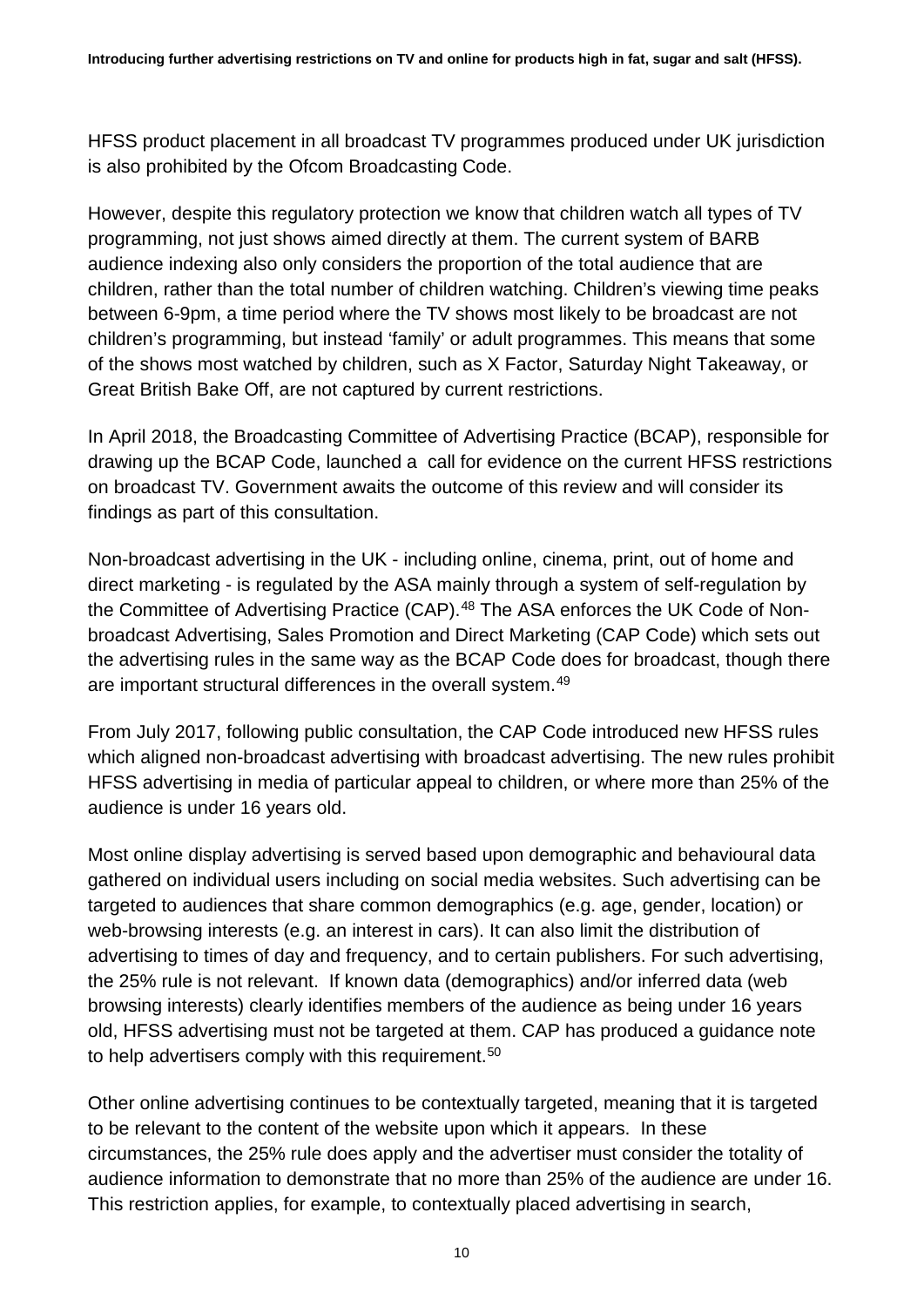HFSS product placement in all broadcast TV programmes produced under UK jurisdiction is also prohibited by the Ofcom Broadcasting Code.

However, despite this regulatory protection we know that children watch all types of TV programming, not just shows aimed directly at them. The current system of BARB audience indexing also only considers the proportion of the total audience that are children, rather than the total number of children watching. Children's viewing time peaks between 6-9pm, a time period where the TV shows most likely to be broadcast are not children's programming, but instead 'family' or adult programmes. This means that some of the shows most watched by children, such as X Factor, Saturday Night Takeaway, or Great British Bake Off, are not captured by current restrictions.

In April 2018, the Broadcasting Committee of Advertising Practice (BCAP), responsible for drawing up the BCAP Code, launched a call for evidence on the current HFSS restrictions on broadcast TV. Government awaits the outcome of this review and will consider its findings as part of this consultation.

Non-broadcast advertising in the UK - including online, cinema, print, out of home and direct marketing - is regulated by the ASA mainly through a system of self-regulation by the Committee of Advertising Practice (CAP).[48] The ASA enforces the UK Code of Non-broadcast Advertising, Sales Promotion and Direct Marketing (CAP Code) which sets out the advertising rules in the same way as the BCAP Code does for broadcast, though there are important structural differences in the overall system.[49]

From July 2017, following public consultation, the CAP Code introduced new HFSS rules which aligned non-broadcast advertising with broadcast advertising. The new rules prohibit HFSS advertising in media of particular appeal to children, or where more than 25% of the audience is under 16 years old.

Most online display advertising is served based upon demographic and behavioural data gathered on individual users including on social media websites. Such advertising can be targeted to audiences that share common demographics (e.g. age, gender, location) or web-browsing interests (e.g. an interest in cars). It can also limit the distribution of advertising to times of day and frequency, and to certain publishers. For such advertising, the 25% rule is not relevant. If known data (demographics) and/or inferred data (web browsing interests) clearly identifies members of the audience as being under 16 years old, HFSS advertising must not be targeted at them. CAP has produced a guidance note to help advertisers comply with this requirement.[50]

Other online advertising continues to be contextually targeted, meaning that it is targeted to be relevant to the content of the website upon which it appears. In these circumstances, the 25% rule does apply and the advertiser must consider the totality of audience information to demonstrate that no more than 25% of the audience are under 16. This restriction applies, for example, to contextually placed advertising in search,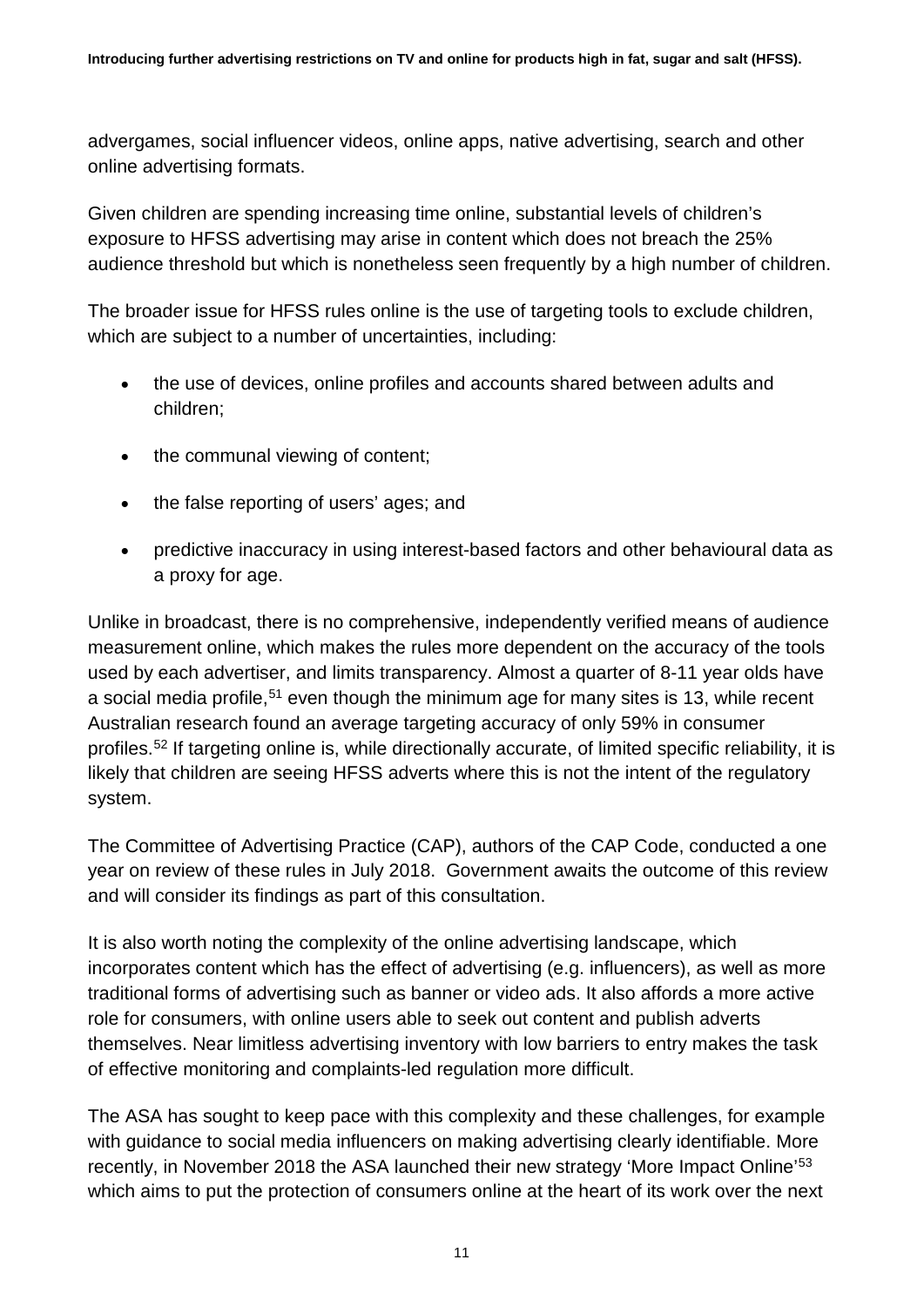advergames, social influencer videos, online apps, native advertising, search and other online advertising formats.

Given children are spending increasing time online, substantial levels of children's exposure to HFSS advertising may arise in content which does not breach the 25% audience threshold but which is nonetheless seen frequently by a high number of children.

The broader issue for HFSS rules online is the use of targeting tools to exclude children, which are subject to a number of uncertainties, including:

- the use of devices, online profiles and accounts shared between adults and children;
- the communal viewing of content;
- the false reporting of users' ages; and
- predictive inaccuracy in using interest-based factors and other behavioural data as a proxy for age.

Unlike in broadcast, there is no comprehensive, independently verified means of audience measurement online, which makes the rules more dependent on the accuracy of the tools used by each advertiser, and limits transparency. Almost a quarter of 8-11 year olds have a social media profile,[51] even though the minimum age for many sites is 13, while recent Australian research found an average targeting accuracy of only 59% in consumer profiles.[52] If targeting online is, while directionally accurate, of limited specific reliability, it is likely that children are seeing HFSS adverts where this is not the intent of the regulatory system.

The Committee of Advertising Practice (CAP), authors of the CAP Code, conducted a one year on review of these rules in July 2018. Government awaits the outcome of this review and will consider its findings as part of this consultation.

It is also worth noting the complexity of the online advertising landscape, which incorporates content which has the effect of advertising (e.g. influencers), as well as more traditional forms of advertising such as banner or video ads. It also affords a more active role for consumers, with online users able to seek out content and publish adverts themselves. Near limitless advertising inventory with low barriers to entry makes the task of effective monitoring and complaints-led regulation more difficult.

The ASA has sought to keep pace with this complexity and these challenges, for example with guidance to social media influencers on making advertising clearly identifiable. More recently, in November 2018 the ASA launched their new strategy 'More Impact Online'[53] which aims to put the protection of consumers online at the heart of its work over the next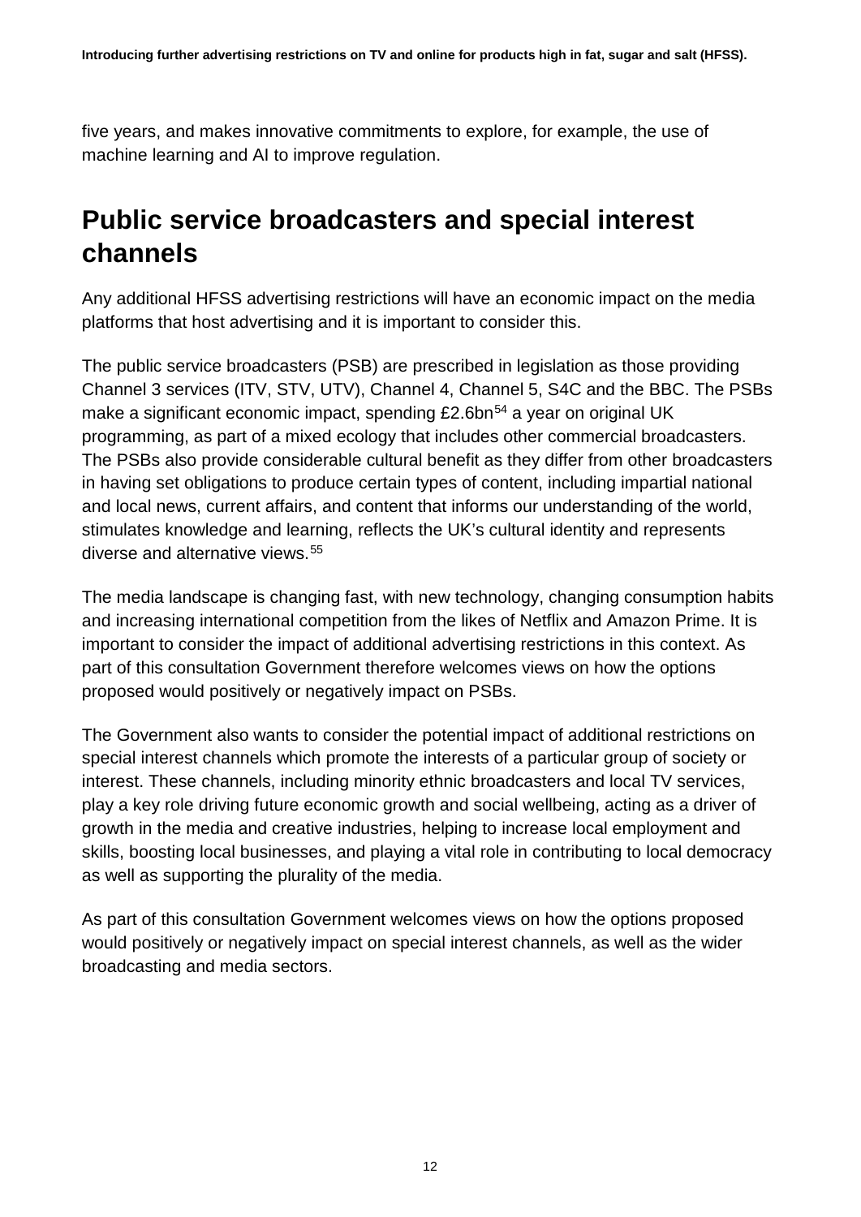five years, and makes innovative commitments to explore, for example, the use of machine learning and AI to improve regulation.

## Public service broadcasters and special interest channels

Any additional HFSS advertising restrictions will have an economic impact on the media platforms that host advertising and it is important to consider this.

The public service broadcasters (PSB) are prescribed in legislation as those providing Channel 3 services (ITV, STV, UTV), Channel 4, Channel 5, S4C and the BBC. The PSBs make a significant economic impact, spending £2.6bn[54] a year on original UK programming, as part of a mixed ecology that includes other commercial broadcasters. The PSBs also provide considerable cultural benefit as they differ from other broadcasters in having set obligations to produce certain types of content, including impartial national and local news, current affairs, and content that informs our understanding of the world, stimulates knowledge and learning, reflects the UK's cultural identity and represents diverse and alternative views.[55]

The media landscape is changing fast, with new technology, changing consumption habits and increasing international competition from the likes of Netflix and Amazon Prime. It is important to consider the impact of additional advertising restrictions in this context. As part of this consultation Government therefore welcomes views on how the options proposed would positively or negatively impact on PSBs.

The Government also wants to consider the potential impact of additional restrictions on special interest channels which promote the interests of a particular group of society or interest. These channels, including minority ethnic broadcasters and local TV services, play a key role driving future economic growth and social wellbeing, acting as a driver of growth in the media and creative industries, helping to increase local employment and skills, boosting local businesses, and playing a vital role in contributing to local democracy as well as supporting the plurality of the media.

As part of this consultation Government welcomes views on how the options proposed would positively or negatively impact on special interest channels, as well as the wider broadcasting and media sectors.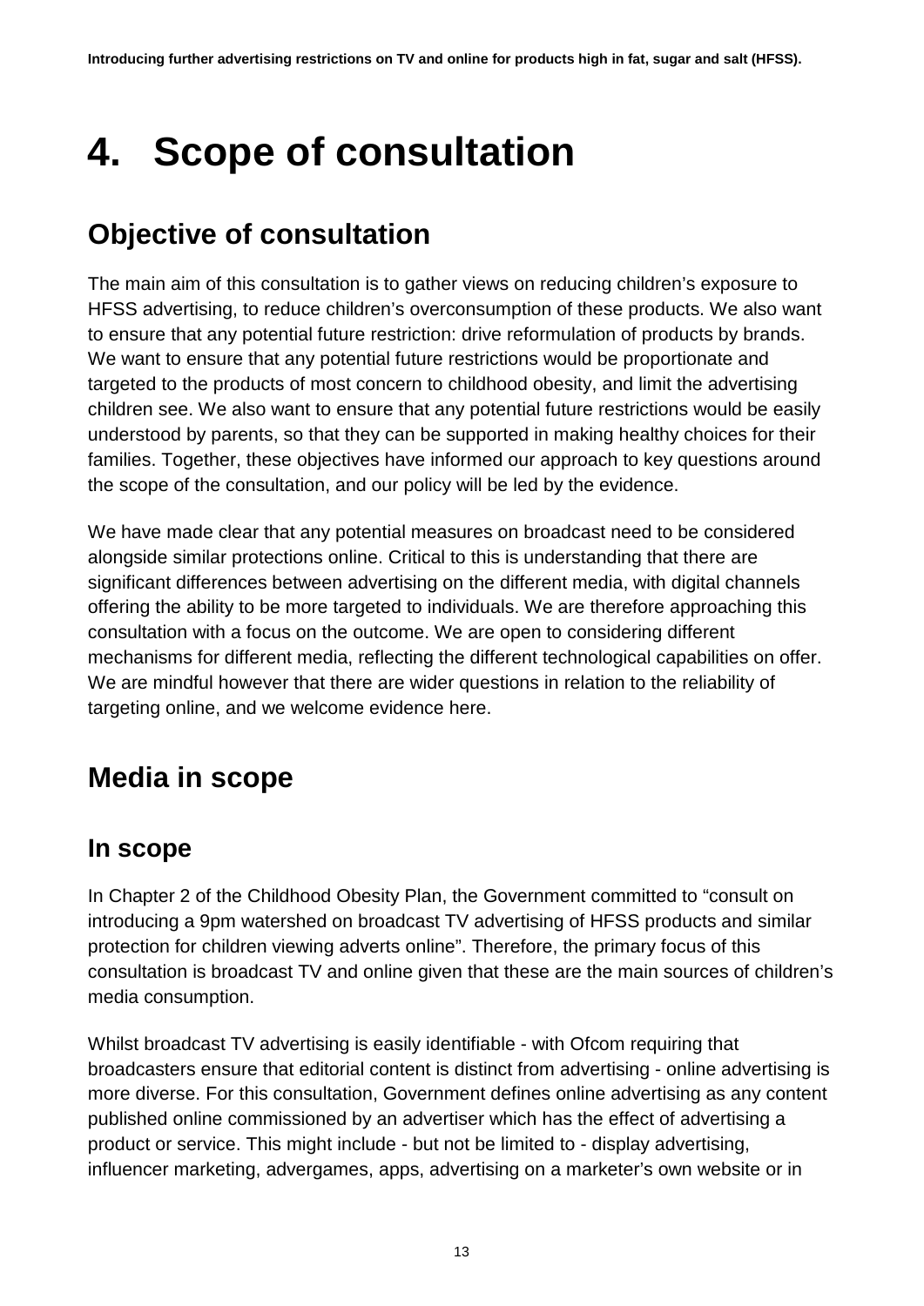# 4. Scope of consultation

## Objective of consultation

The main aim of this consultation is to gather views on reducing children's exposure to HFSS advertising, to reduce children's overconsumption of these products. We also want to ensure that any potential future restriction: drive reformulation of products by brands. We want to ensure that any potential future restrictions would be proportionate and targeted to the products of most concern to childhood obesity, and limit the advertising children see. We also want to ensure that any potential future restrictions would be easily understood by parents, so that they can be supported in making healthy choices for their families. Together, these objectives have informed our approach to key questions around the scope of the consultation, and our policy will be led by the evidence.

We have made clear that any potential measures on broadcast need to be considered alongside similar protections online. Critical to this is understanding that there are significant differences between advertising on the different media, with digital channels offering the ability to be more targeted to individuals. We are therefore approaching this consultation with a focus on the outcome. We are open to considering different mechanisms for different media, reflecting the different technological capabilities on offer. We are mindful however that there are wider questions in relation to the reliability of targeting online, and we welcome evidence here.

## Media in scope

### In scope

In Chapter 2 of the Childhood Obesity Plan, the Government committed to "consult on introducing a 9pm watershed on broadcast TV advertising of HFSS products and similar protection for children viewing adverts online". Therefore, the primary focus of this consultation is broadcast TV and online given that these are the main sources of children's media consumption.

Whilst broadcast TV advertising is easily identifiable - with Ofcom requiring that broadcasters ensure that editorial content is distinct from advertising - online advertising is more diverse. For this consultation, Government defines online advertising as any content published online commissioned by an advertiser which has the effect of advertising a product or service. This might include - but not be limited to - display advertising, influencer marketing, advergames, apps, advertising on a marketer's own website or in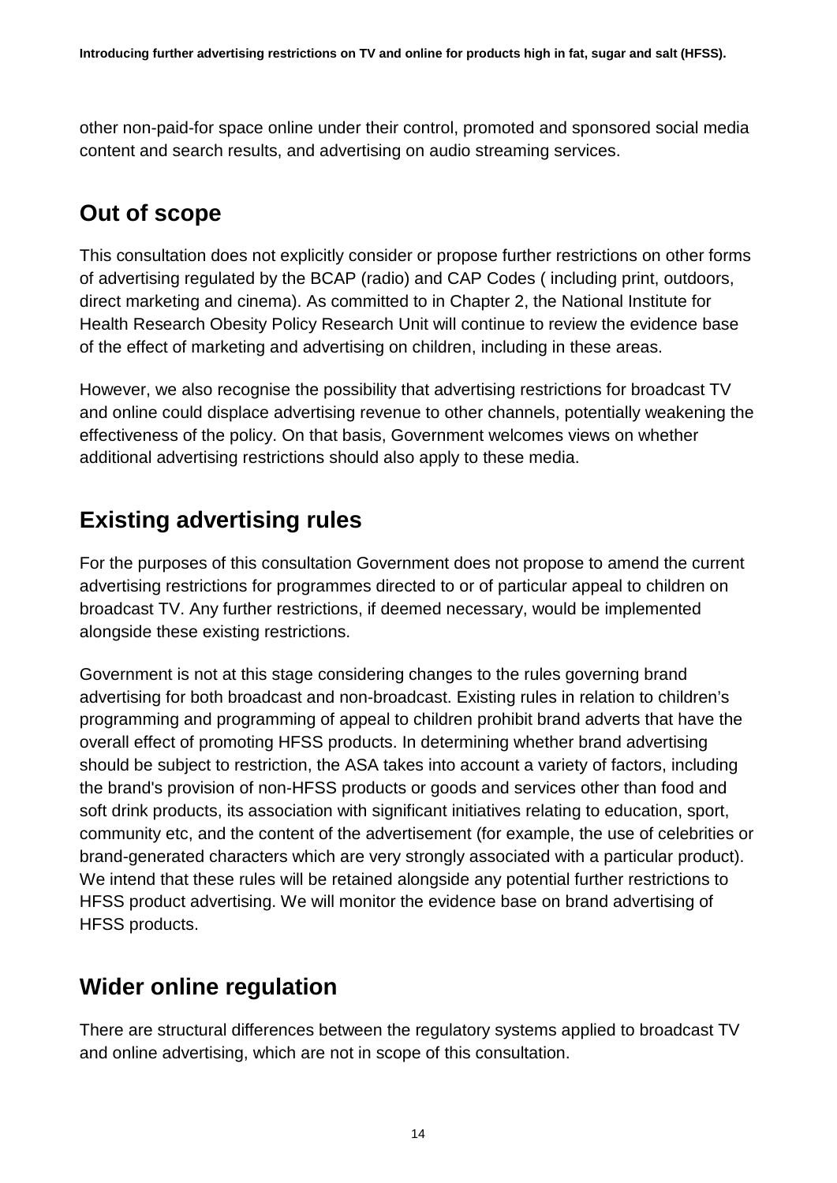other non-paid-for space online under their control, promoted and sponsored social media content and search results, and advertising on audio streaming services.

## Out of scope

This consultation does not explicitly consider or propose further restrictions on other forms of advertising regulated by the BCAP (radio) and CAP Codes ( including print, outdoors, direct marketing and cinema). As committed to in Chapter 2, the National Institute for Health Research Obesity Policy Research Unit will continue to review the evidence base of the effect of marketing and advertising on children, including in these areas.

However, we also recognise the possibility that advertising restrictions for broadcast TV and online could displace advertising revenue to other channels, potentially weakening the effectiveness of the policy. On that basis, Government welcomes views on whether additional advertising restrictions should also apply to these media.

## Existing advertising rules

For the purposes of this consultation Government does not propose to amend the current advertising restrictions for programmes directed to or of particular appeal to children on broadcast TV. Any further restrictions, if deemed necessary, would be implemented alongside these existing restrictions.

Government is not at this stage considering changes to the rules governing brand advertising for both broadcast and non-broadcast. Existing rules in relation to children's programming and programming of appeal to children prohibit brand adverts that have the overall effect of promoting HFSS products. In determining whether brand advertising should be subject to restriction, the ASA takes into account a variety of factors, including the brand's provision of non-HFSS products or goods and services other than food and soft drink products, its association with significant initiatives relating to education, sport, community etc, and the content of the advertisement (for example, the use of celebrities or brand-generated characters which are very strongly associated with a particular product). We intend that these rules will be retained alongside any potential further restrictions to HFSS product advertising. We will monitor the evidence base on brand advertising of HFSS products.

## Wider online regulation

There are structural differences between the regulatory systems applied to broadcast TV and online advertising, which are not in scope of this consultation.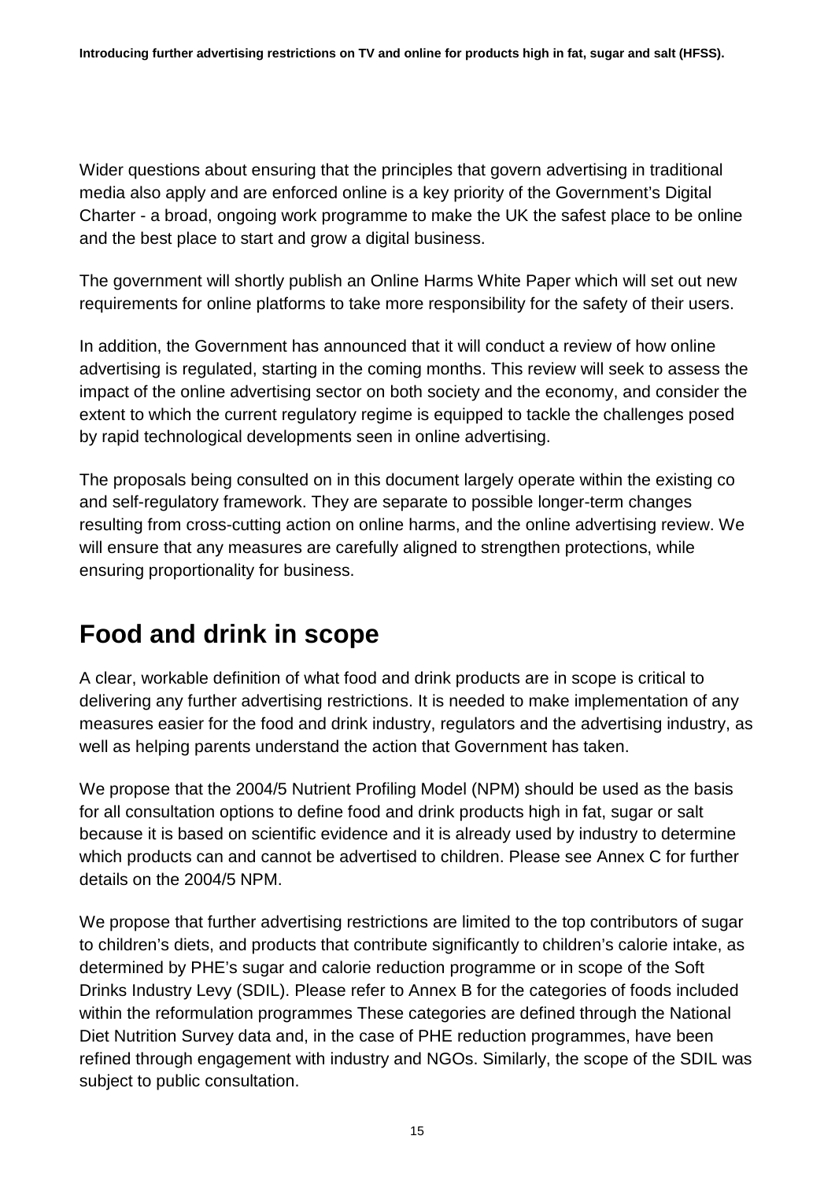Wider questions about ensuring that the principles that govern advertising in traditional media also apply and are enforced online is a key priority of the Government's Digital Charter - a broad, ongoing work programme to make the UK the safest place to be online and the best place to start and grow a digital business.

The government will shortly publish an Online Harms White Paper which will set out new requirements for online platforms to take more responsibility for the safety of their users.

In addition, the Government has announced that it will conduct a review of how online advertising is regulated, starting in the coming months. This review will seek to assess the impact of the online advertising sector on both society and the economy, and consider the extent to which the current regulatory regime is equipped to tackle the challenges posed by rapid technological developments seen in online advertising.

The proposals being consulted on in this document largely operate within the existing co and self-regulatory framework. They are separate to possible longer-term changes resulting from cross-cutting action on online harms, and the online advertising review. We will ensure that any measures are carefully aligned to strengthen protections, while ensuring proportionality for business.

## Food and drink in scope

A clear, workable definition of what food and drink products are in scope is critical to delivering any further advertising restrictions. It is needed to make implementation of any measures easier for the food and drink industry, regulators and the advertising industry, as well as helping parents understand the action that Government has taken.

We propose that the 2004/5 Nutrient Profiling Model (NPM) should be used as the basis for all consultation options to define food and drink products high in fat, sugar or salt because it is based on scientific evidence and it is already used by industry to determine which products can and cannot be advertised to children. Please see Annex C for further details on the 2004/5 NPM.

We propose that further advertising restrictions are limited to the top contributors of sugar to children's diets, and products that contribute significantly to children's calorie intake, as determined by PHE's sugar and calorie reduction programme or in scope of the Soft Drinks Industry Levy (SDIL). Please refer to Annex B for the categories of foods included within the reformulation programmes These categories are defined through the National Diet Nutrition Survey data and, in the case of PHE reduction programmes, have been refined through engagement with industry and NGOs. Similarly, the scope of the SDIL was subject to public consultation.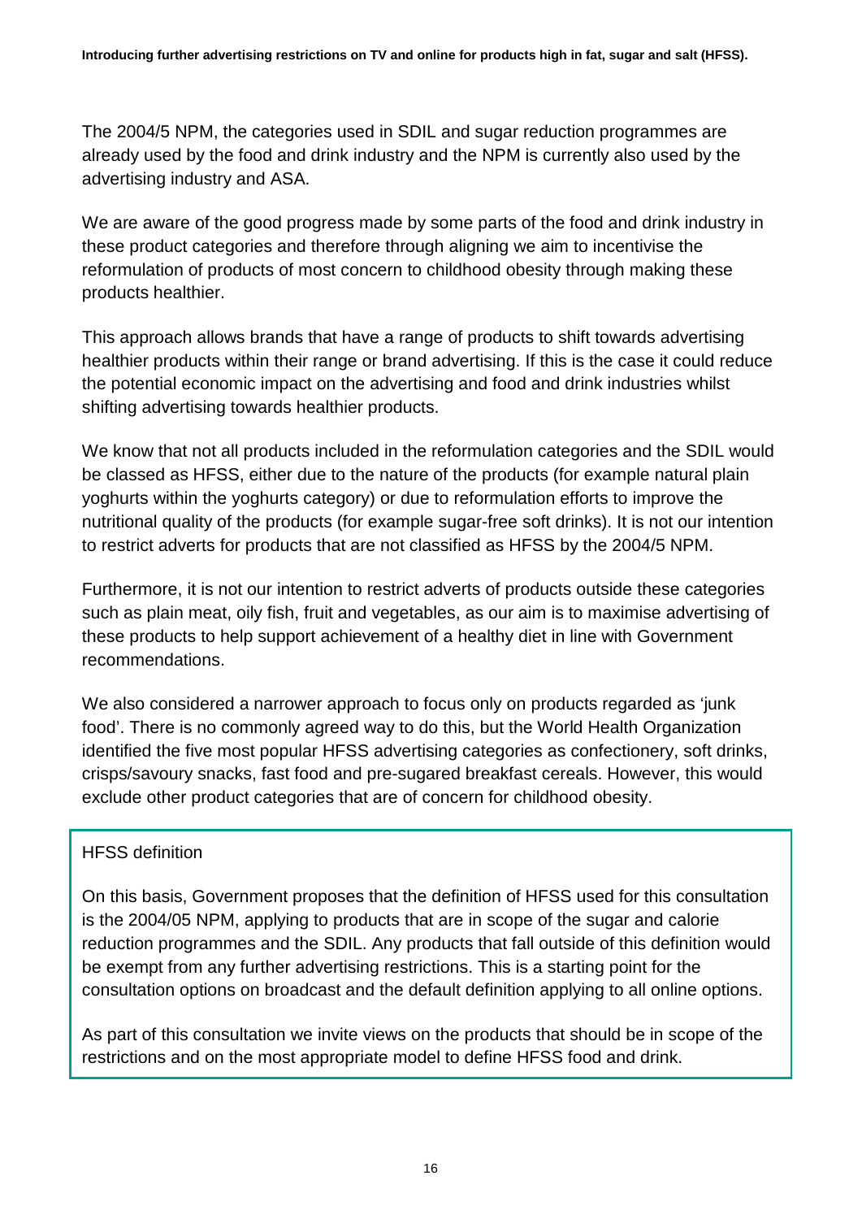The 2004/5 NPM, the categories used in SDIL and sugar reduction programmes are already used by the food and drink industry and the NPM is currently also used by the advertising industry and ASA.

We are aware of the good progress made by some parts of the food and drink industry in these product categories and therefore through aligning we aim to incentivise the reformulation of products of most concern to childhood obesity through making these products healthier.

This approach allows brands that have a range of products to shift towards advertising healthier products within their range or brand advertising. If this is the case it could reduce the potential economic impact on the advertising and food and drink industries whilst shifting advertising towards healthier products.

We know that not all products included in the reformulation categories and the SDIL would be classed as HFSS, either due to the nature of the products (for example natural plain yoghurts within the yoghurts category) or due to reformulation efforts to improve the nutritional quality of the products (for example sugar-free soft drinks). It is not our intention to restrict adverts for products that are not classified as HFSS by the 2004/5 NPM.

Furthermore, it is not our intention to restrict adverts of products outside these categories such as plain meat, oily fish, fruit and vegetables, as our aim is to maximise advertising of these products to help support achievement of a healthy diet in line with Government recommendations.

We also considered a narrower approach to focus only on products regarded as 'junk food'. There is no commonly agreed way to do this, but the World Health Organization identified the five most popular HFSS advertising categories as confectionery, soft drinks, crisps/savoury snacks, fast food and pre-sugared breakfast cereals. However, this would exclude other product categories that are of concern for childhood obesity.

> HFSS definition
>
> On this basis, Government proposes that the definition of HFSS used for this consultation is the 2004/05 NPM, applying to products that are in scope of the sugar and calorie reduction programmes and the SDIL. Any products that fall outside of this definition would be exempt from any further advertising restrictions. This is a starting point for the consultation options on broadcast and the default definition applying to all online options.
>
> As part of this consultation we invite views on the products that should be in scope of the restrictions and on the most appropriate model to define HFSS food and drink.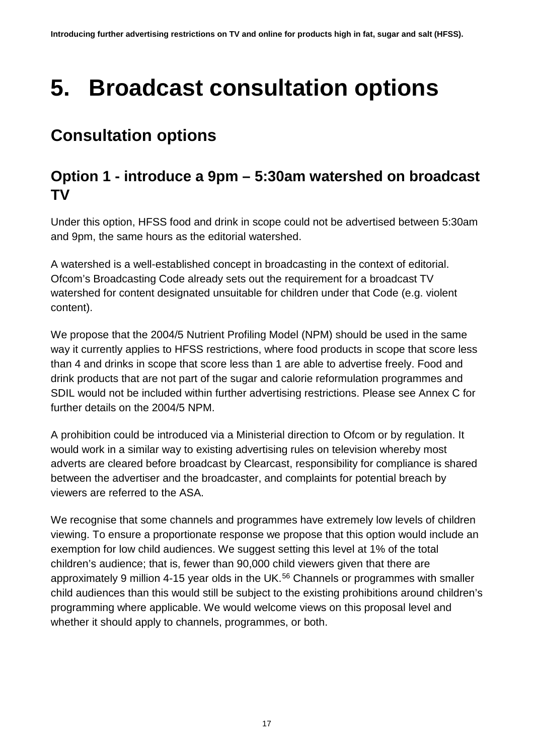# 5. Broadcast consultation options

## Consultation options

### Option 1 - introduce a 9pm – 5:30am watershed on broadcast TV

Under this option, HFSS food and drink in scope could not be advertised between 5:30am and 9pm, the same hours as the editorial watershed.

A watershed is a well-established concept in broadcasting in the context of editorial. Ofcom's Broadcasting Code already sets out the requirement for a broadcast TV watershed for content designated unsuitable for children under that Code (e.g. violent content).

We propose that the 2004/5 Nutrient Profiling Model (NPM) should be used in the same way it currently applies to HFSS restrictions, where food products in scope that score less than 4 and drinks in scope that score less than 1 are able to advertise freely. Food and drink products that are not part of the sugar and calorie reformulation programmes and SDIL would not be included within further advertising restrictions. Please see Annex C for further details on the 2004/5 NPM.

A prohibition could be introduced via a Ministerial direction to Ofcom or by regulation. It would work in a similar way to existing advertising rules on television whereby most adverts are cleared before broadcast by Clearcast, responsibility for compliance is shared between the advertiser and the broadcaster, and complaints for potential breach by viewers are referred to the ASA.

We recognise that some channels and programmes have extremely low levels of children viewing. To ensure a proportionate response we propose that this option would include an exemption for low child audiences. We suggest setting this level at 1% of the total children's audience; that is, fewer than 90,000 child viewers given that there are approximately 9 million 4-15 year olds in the UK.[56] Channels or programmes with smaller child audiences than this would still be subject to the existing prohibitions around children's programming where applicable. We would welcome views on this proposal level and whether it should apply to channels, programmes, or both.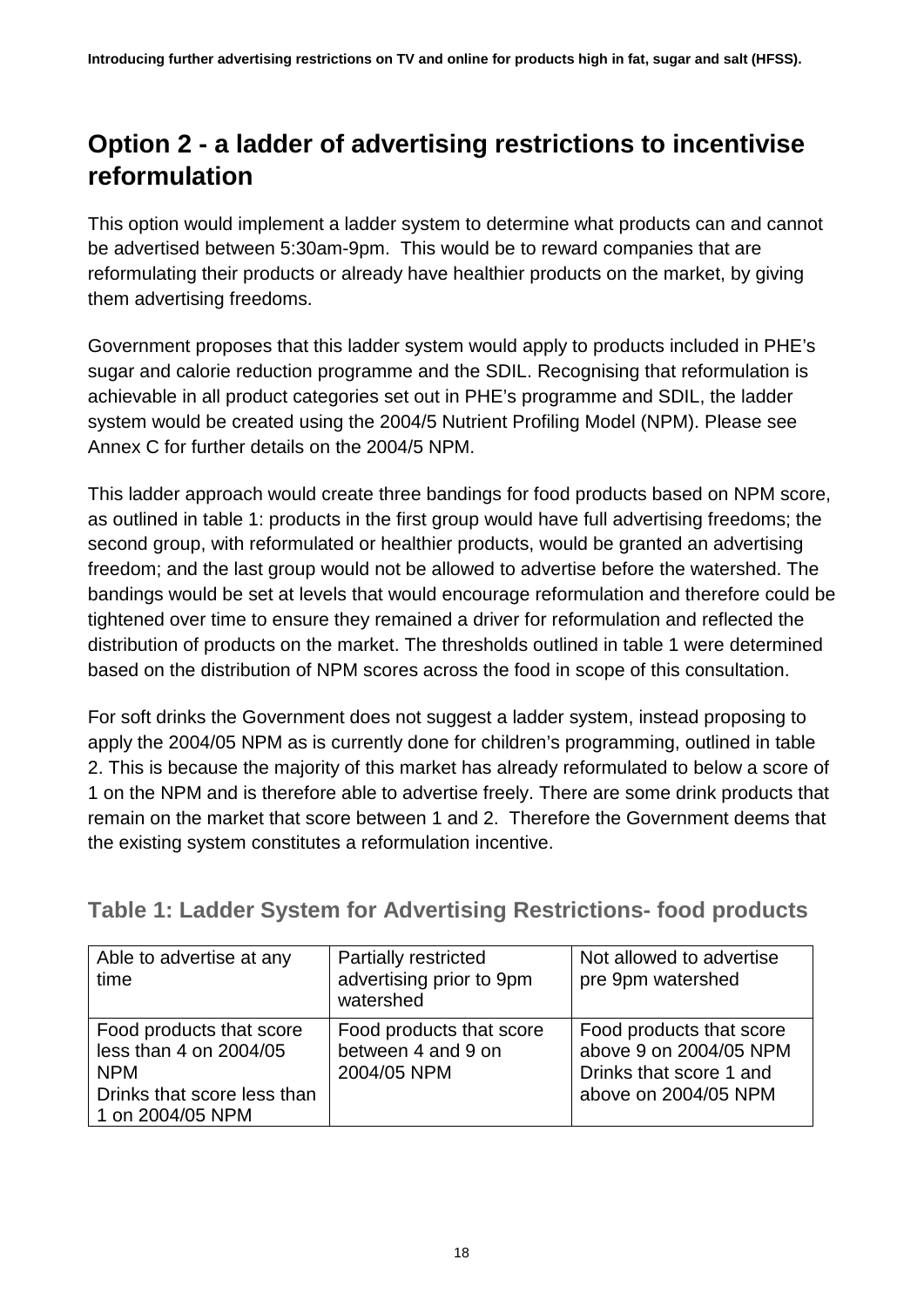## Option 2 - a ladder of advertising restrictions to incentivise reformulation

This option would implement a ladder system to determine what products can and cannot be advertised between 5:30am-9pm. This would be to reward companies that are reformulating their products or already have healthier products on the market, by giving them advertising freedoms.

Government proposes that this ladder system would apply to products included in PHE's sugar and calorie reduction programme and the SDIL. Recognising that reformulation is achievable in all product categories set out in PHE's programme and SDIL, the ladder system would be created using the 2004/5 Nutrient Profiling Model (NPM). Please see Annex C for further details on the 2004/5 NPM.

This ladder approach would create three bandings for food products based on NPM score, as outlined in table 1: products in the first group would have full advertising freedoms; the second group, with reformulated or healthier products, would be granted an advertising freedom; and the last group would not be allowed to advertise before the watershed. The bandings would be set at levels that would encourage reformulation and therefore could be tightened over time to ensure they remained a driver for reformulation and reflected the distribution of products on the market. The thresholds outlined in table 1 were determined based on the distribution of NPM scores across the food in scope of this consultation.

For soft drinks the Government does not suggest a ladder system, instead proposing to apply the 2004/05 NPM as is currently done for children's programming, outlined in table 2. This is because the majority of this market has already reformulated to below a score of 1 on the NPM and is therefore able to advertise freely. There are some drink products that remain on the market that score between 1 and 2. Therefore the Government deems that the existing system constitutes a reformulation incentive.

### Table 1: Ladder System for Advertising Restrictions- food products

| Able to advertise at any time | Partially restricted advertising prior to 9pm watershed | Not allowed to advertise pre 9pm watershed |
|---|---|---|
| Food products that score less than 4 on 2004/05 NPM<br>Drinks that score less than 1 on 2004/05 NPM | Food products that score between 4 and 9 on 2004/05 NPM | Food products that score above 9 on 2004/05 NPM<br>Drinks that score 1 and above on 2004/05 NPM |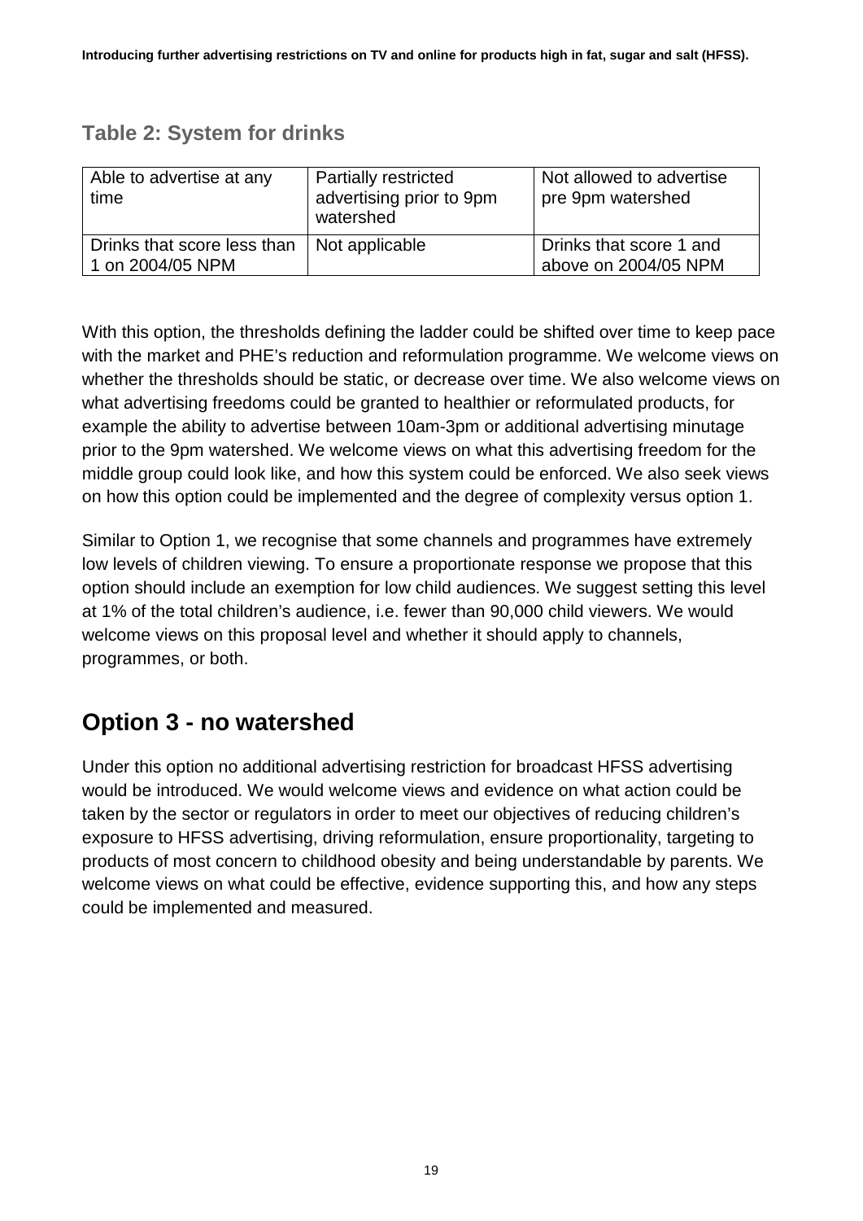### Table 2: System for drinks

| Able to advertise at any time | Partially restricted advertising prior to 9pm watershed | Not allowed to advertise pre 9pm watershed |
| --- | --- | --- |
| Drinks that score less than 1 on 2004/05 NPM | Not applicable | Drinks that score 1 and above on 2004/05 NPM |

With this option, the thresholds defining the ladder could be shifted over time to keep pace with the market and PHE's reduction and reformulation programme. We welcome views on whether the thresholds should be static, or decrease over time. We also welcome views on what advertising freedoms could be granted to healthier or reformulated products, for example the ability to advertise between 10am-3pm or additional advertising minutage prior to the 9pm watershed. We welcome views on what this advertising freedom for the middle group could look like, and how this system could be enforced. We also seek views on how this option could be implemented and the degree of complexity versus option 1.

Similar to Option 1, we recognise that some channels and programmes have extremely low levels of children viewing. To ensure a proportionate response we propose that this option should include an exemption for low child audiences. We suggest setting this level at 1% of the total children's audience, i.e. fewer than 90,000 child viewers. We would welcome views on this proposal level and whether it should apply to channels, programmes, or both.

## Option 3 - no watershed

Under this option no additional advertising restriction for broadcast HFSS advertising would be introduced. We would welcome views and evidence on what action could be taken by the sector or regulators in order to meet our objectives of reducing children's exposure to HFSS advertising, driving reformulation, ensure proportionality, targeting to products of most concern to childhood obesity and being understandable by parents. We welcome views on what could be effective, evidence supporting this, and how any steps could be implemented and measured.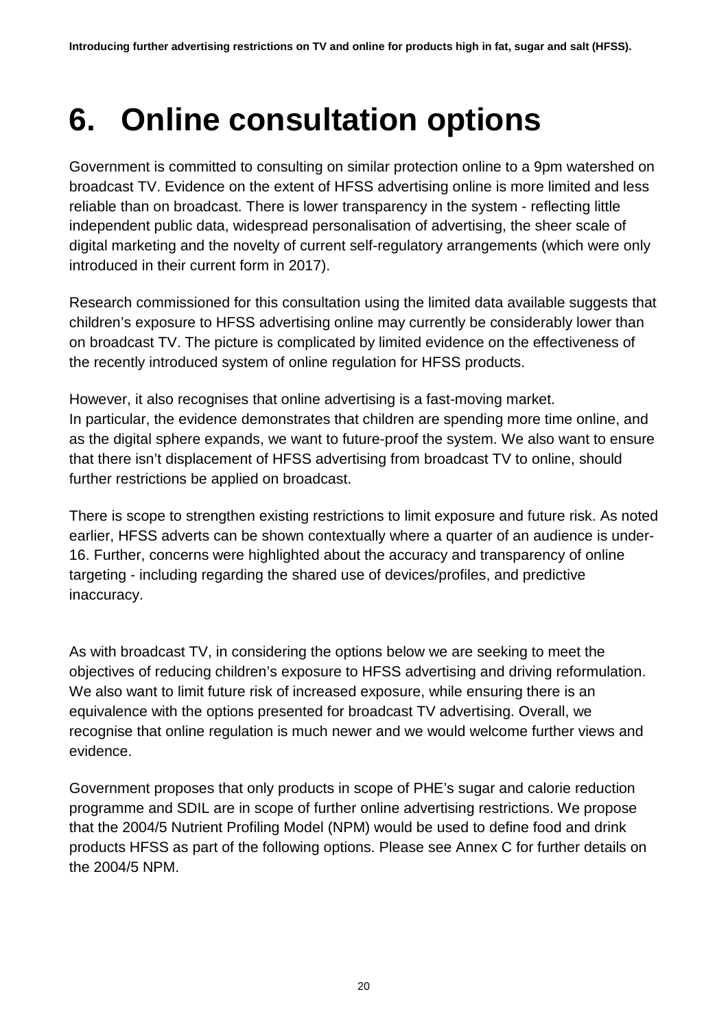# 6. Online consultation options

Government is committed to consulting on similar protection online to a 9pm watershed on broadcast TV. Evidence on the extent of HFSS advertising online is more limited and less reliable than on broadcast. There is lower transparency in the system - reflecting little independent public data, widespread personalisation of advertising, the sheer scale of digital marketing and the novelty of current self-regulatory arrangements (which were only introduced in their current form in 2017).

Research commissioned for this consultation using the limited data available suggests that children's exposure to HFSS advertising online may currently be considerably lower than on broadcast TV. The picture is complicated by limited evidence on the effectiveness of the recently introduced system of online regulation for HFSS products.

However, it also recognises that online advertising is a fast-moving market. In particular, the evidence demonstrates that children are spending more time online, and as the digital sphere expands, we want to future-proof the system. We also want to ensure that there isn't displacement of HFSS advertising from broadcast TV to online, should further restrictions be applied on broadcast.

There is scope to strengthen existing restrictions to limit exposure and future risk. As noted earlier, HFSS adverts can be shown contextually where a quarter of an audience is under-16. Further, concerns were highlighted about the accuracy and transparency of online targeting - including regarding the shared use of devices/profiles, and predictive inaccuracy.

As with broadcast TV, in considering the options below we are seeking to meet the objectives of reducing children's exposure to HFSS advertising and driving reformulation. We also want to limit future risk of increased exposure, while ensuring there is an equivalence with the options presented for broadcast TV advertising. Overall, we recognise that online regulation is much newer and we would welcome further views and evidence.

Government proposes that only products in scope of PHE's sugar and calorie reduction programme and SDIL are in scope of further online advertising restrictions. We propose that the 2004/5 Nutrient Profiling Model (NPM) would be used to define food and drink products HFSS as part of the following options. Please see Annex C for further details on the 2004/5 NPM.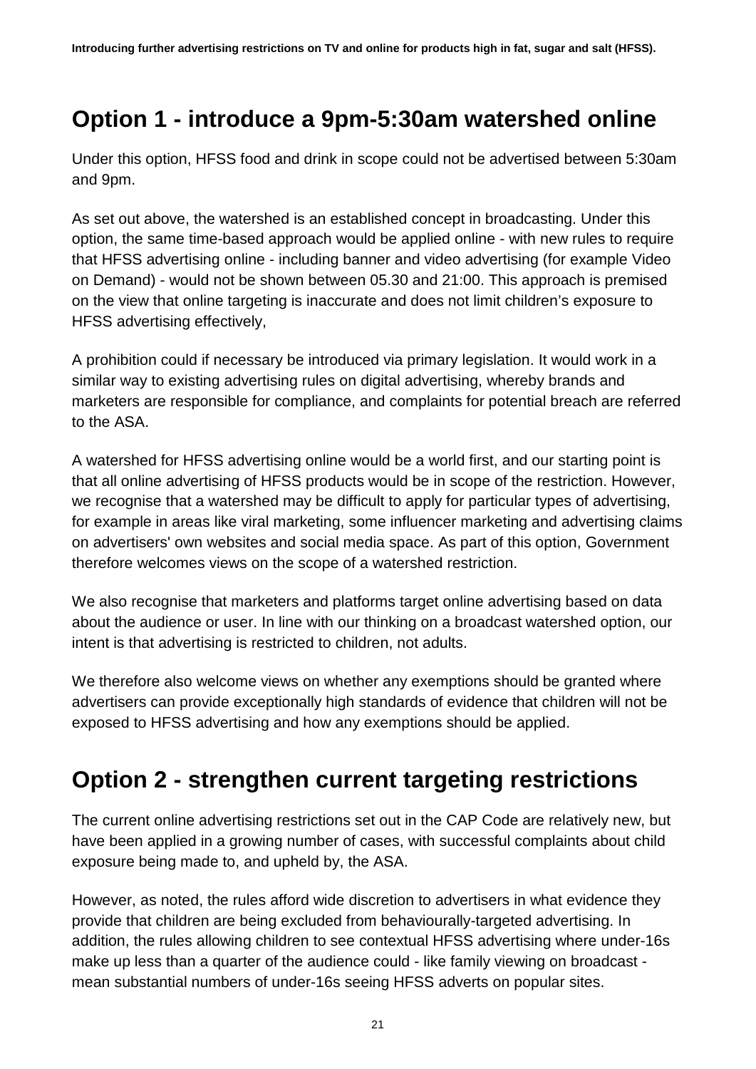## Option 1 - introduce a 9pm-5:30am watershed online

Under this option, HFSS food and drink in scope could not be advertised between 5:30am and 9pm.

As set out above, the watershed is an established concept in broadcasting. Under this option, the same time-based approach would be applied online - with new rules to require that HFSS advertising online - including banner and video advertising (for example Video on Demand) - would not be shown between 05.30 and 21:00. This approach is premised on the view that online targeting is inaccurate and does not limit children's exposure to HFSS advertising effectively,

A prohibition could if necessary be introduced via primary legislation. It would work in a similar way to existing advertising rules on digital advertising, whereby brands and marketers are responsible for compliance, and complaints for potential breach are referred to the ASA.

A watershed for HFSS advertising online would be a world first, and our starting point is that all online advertising of HFSS products would be in scope of the restriction. However, we recognise that a watershed may be difficult to apply for particular types of advertising, for example in areas like viral marketing, some influencer marketing and advertising claims on advertisers' own websites and social media space. As part of this option, Government therefore welcomes views on the scope of a watershed restriction.

We also recognise that marketers and platforms target online advertising based on data about the audience or user. In line with our thinking on a broadcast watershed option, our intent is that advertising is restricted to children, not adults.

We therefore also welcome views on whether any exemptions should be granted where advertisers can provide exceptionally high standards of evidence that children will not be exposed to HFSS advertising and how any exemptions should be applied.

## Option 2 - strengthen current targeting restrictions

The current online advertising restrictions set out in the CAP Code are relatively new, but have been applied in a growing number of cases, with successful complaints about child exposure being made to, and upheld by, the ASA.

However, as noted, the rules afford wide discretion to advertisers in what evidence they provide that children are being excluded from behaviourally-targeted advertising. In addition, the rules allowing children to see contextual HFSS advertising where under-16s make up less than a quarter of the audience could - like family viewing on broadcast - mean substantial numbers of under-16s seeing HFSS adverts on popular sites.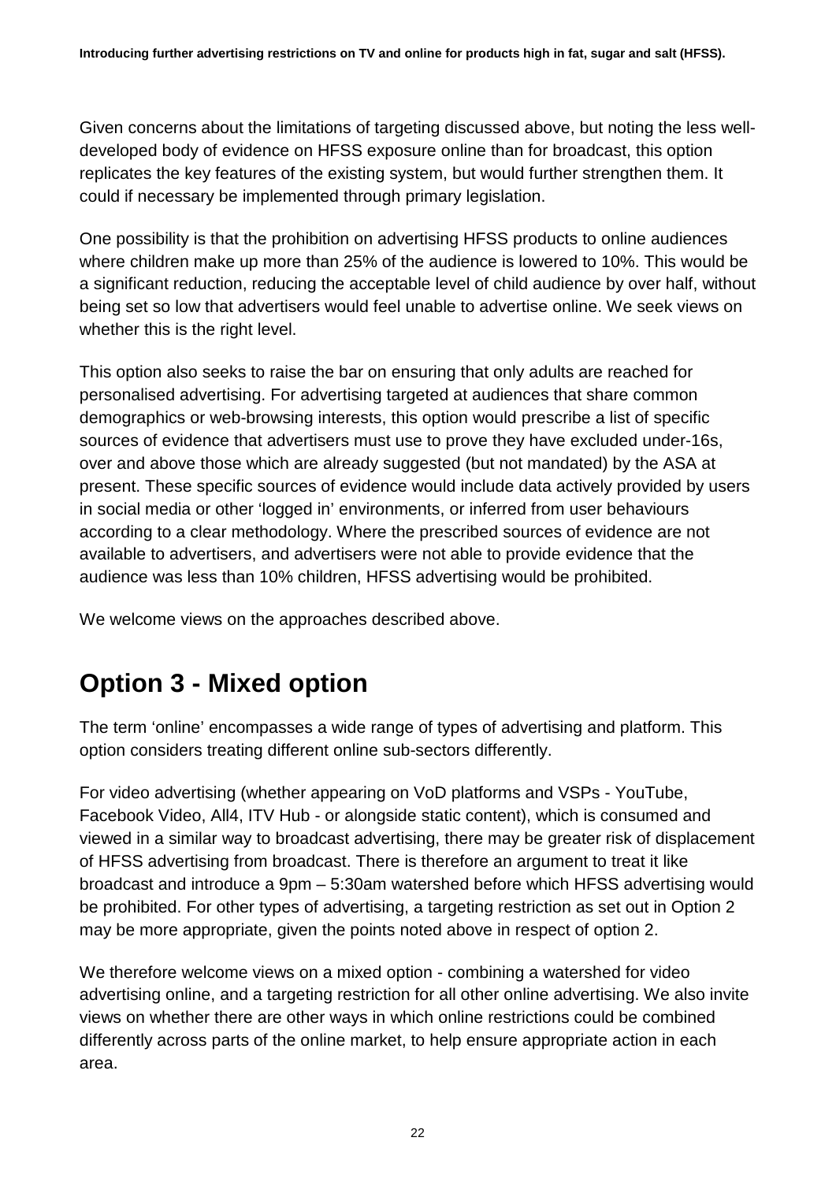Given concerns about the limitations of targeting discussed above, but noting the less well-developed body of evidence on HFSS exposure online than for broadcast, this option replicates the key features of the existing system, but would further strengthen them. It could if necessary be implemented through primary legislation.

One possibility is that the prohibition on advertising HFSS products to online audiences where children make up more than 25% of the audience is lowered to 10%. This would be a significant reduction, reducing the acceptable level of child audience by over half, without being set so low that advertisers would feel unable to advertise online. We seek views on whether this is the right level.

This option also seeks to raise the bar on ensuring that only adults are reached for personalised advertising. For advertising targeted at audiences that share common demographics or web-browsing interests, this option would prescribe a list of specific sources of evidence that advertisers must use to prove they have excluded under-16s, over and above those which are already suggested (but not mandated) by the ASA at present. These specific sources of evidence would include data actively provided by users in social media or other 'logged in' environments, or inferred from user behaviours according to a clear methodology. Where the prescribed sources of evidence are not available to advertisers, and advertisers were not able to provide evidence that the audience was less than 10% children, HFSS advertising would be prohibited.

We welcome views on the approaches described above.

# Option 3 - Mixed option

The term 'online' encompasses a wide range of types of advertising and platform. This option considers treating different online sub-sectors differently.

For video advertising (whether appearing on VoD platforms and VSPs - YouTube, Facebook Video, All4, ITV Hub - or alongside static content), which is consumed and viewed in a similar way to broadcast advertising, there may be greater risk of displacement of HFSS advertising from broadcast. There is therefore an argument to treat it like broadcast and introduce a 9pm – 5:30am watershed before which HFSS advertising would be prohibited. For other types of advertising, a targeting restriction as set out in Option 2 may be more appropriate, given the points noted above in respect of option 2.

We therefore welcome views on a mixed option - combining a watershed for video advertising online, and a targeting restriction for all other online advertising. We also invite views on whether there are other ways in which online restrictions could be combined differently across parts of the online market, to help ensure appropriate action in each area.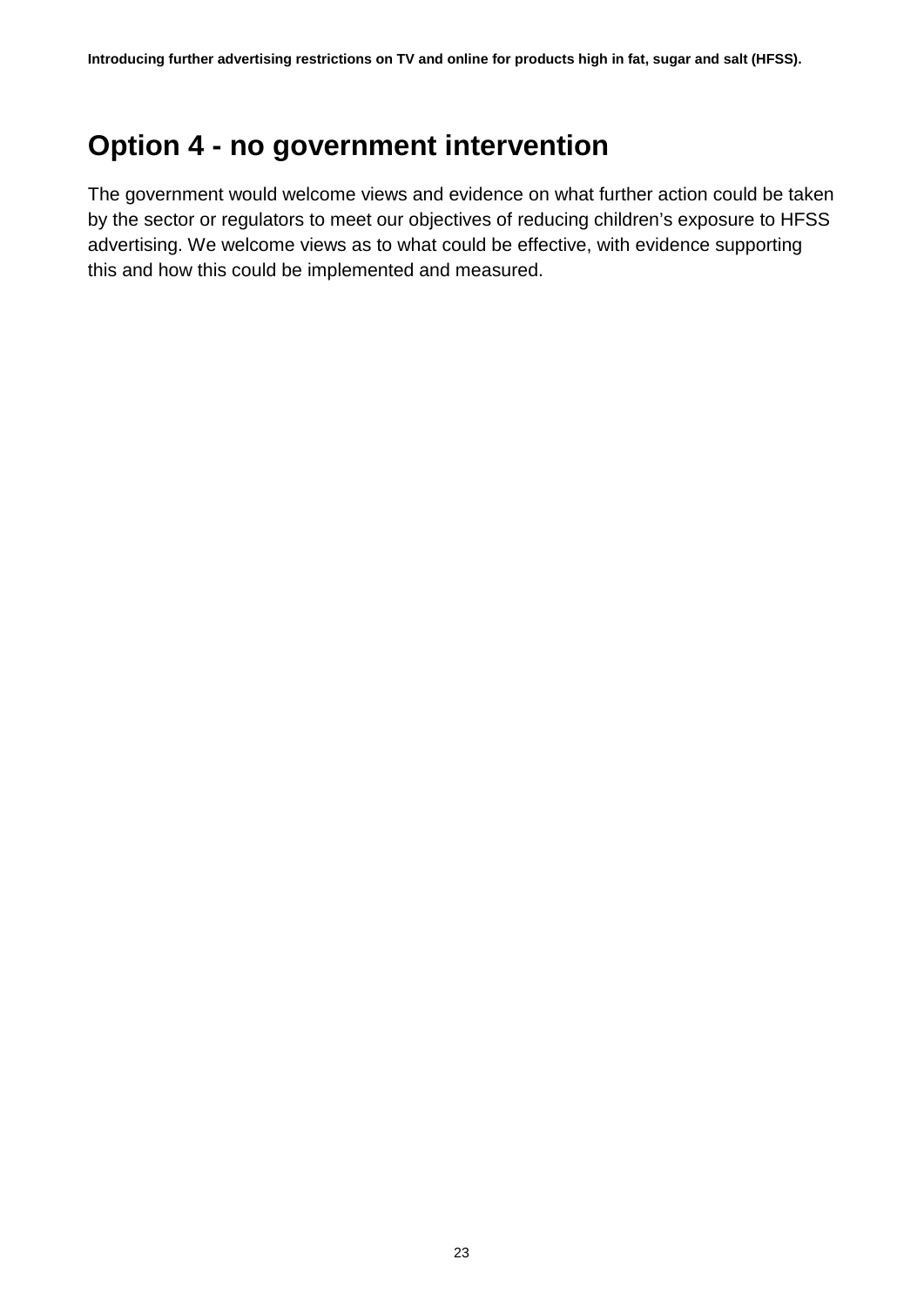# Option 4 - no government intervention

The government would welcome views and evidence on what further action could be taken by the sector or regulators to meet our objectives of reducing children's exposure to HFSS advertising. We welcome views as to what could be effective, with evidence supporting this and how this could be implemented and measured.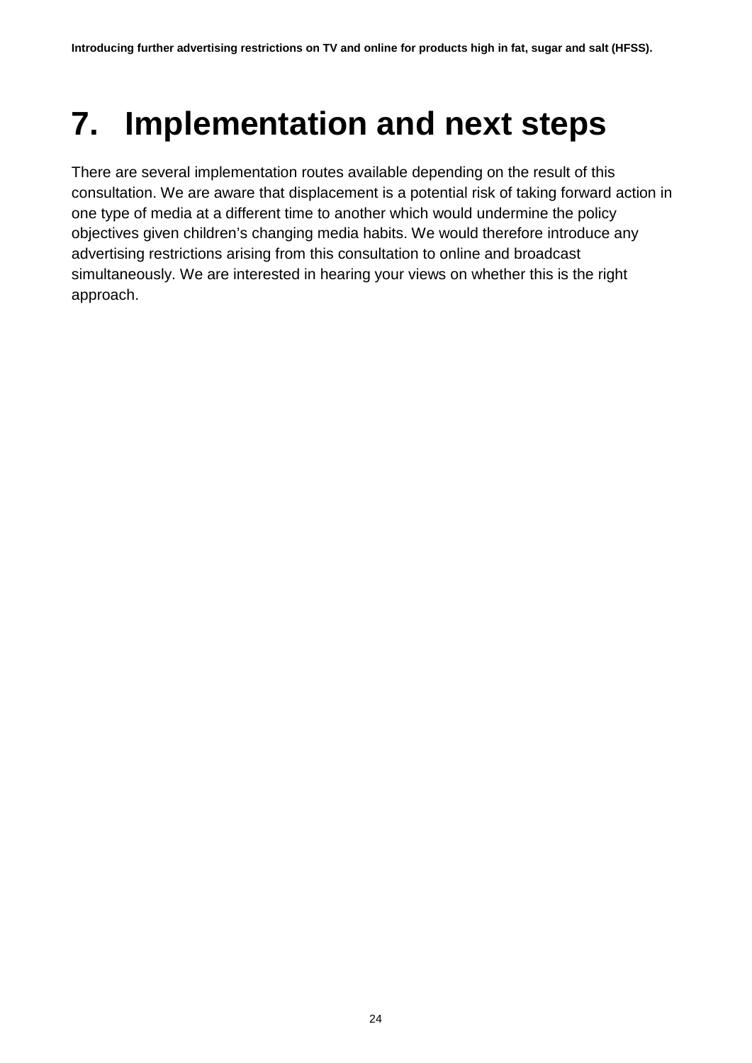# 7. Implementation and next steps

There are several implementation routes available depending on the result of this consultation. We are aware that displacement is a potential risk of taking forward action in one type of media at a different time to another which would undermine the policy objectives given children's changing media habits. We would therefore introduce any advertising restrictions arising from this consultation to online and broadcast simultaneously. We are interested in hearing your views on whether this is the right approach.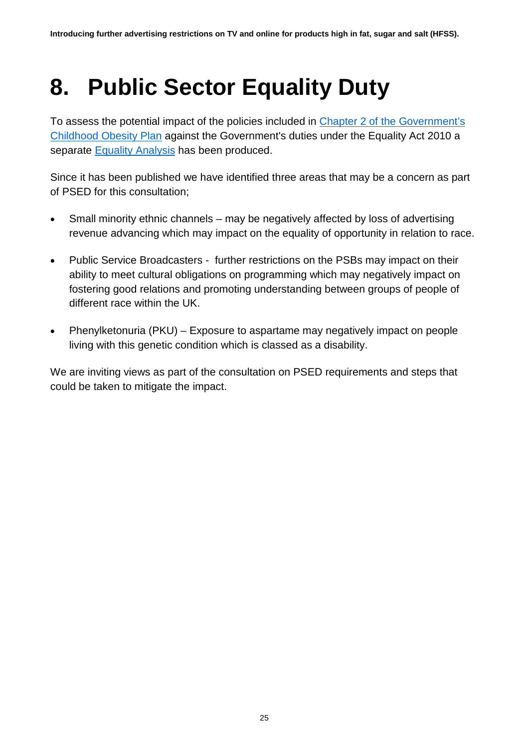# 8. Public Sector Equality Duty

To assess the potential impact of the policies included in [Chapter 2 of the Government's Childhood Obesity Plan](#) against the Government's duties under the Equality Act 2010 a separate [Equality Analysis](#) has been produced.

Since it has been published we have identified three areas that may be a concern as part of PSED for this consultation;

- Small minority ethnic channels – may be negatively affected by loss of advertising revenue advancing which may impact on the equality of opportunity in relation to race.
- Public Service Broadcasters - further restrictions on the PSBs may impact on their ability to meet cultural obligations on programming which may negatively impact on fostering good relations and promoting understanding between groups of people of different race within the UK.
- Phenylketonuria (PKU) – Exposure to aspartame may negatively impact on people living with this genetic condition which is classed as a disability.

We are inviting views as part of the consultation on PSED requirements and steps that could be taken to mitigate the impact.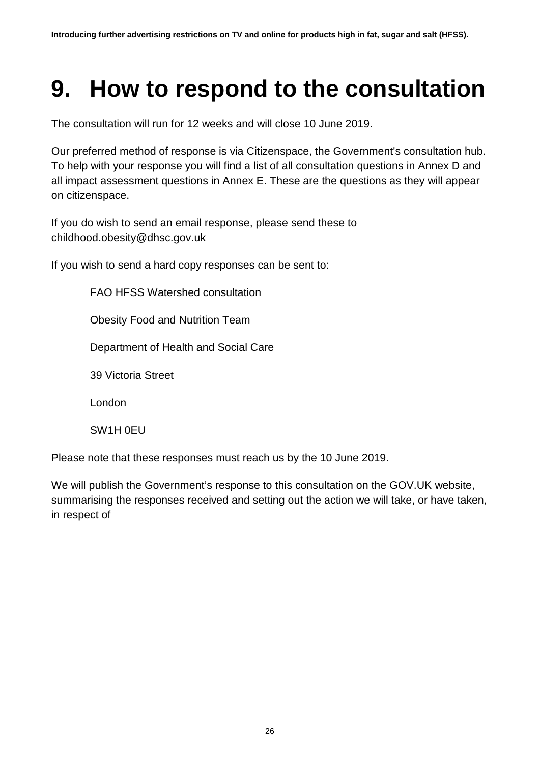# 9. How to respond to the consultation

The consultation will run for 12 weeks and will close 10 June 2019.

Our preferred method of response is via Citizenspace, the Government's consultation hub. To help with your response you will find a list of all consultation questions in Annex D and all impact assessment questions in Annex E. These are the questions as they will appear on citizenspace.

If you do wish to send an email response, please send these to childhood.obesity@dhsc.gov.uk

If you wish to send a hard copy responses can be sent to:

> FAO HFSS Watershed consultation
>
> Obesity Food and Nutrition Team
>
> Department of Health and Social Care
>
> 39 Victoria Street
>
> London
>
> SW1H 0EU

Please note that these responses must reach us by the 10 June 2019.

We will publish the Government's response to this consultation on the GOV.UK website, summarising the responses received and setting out the action we will take, or have taken, in respect of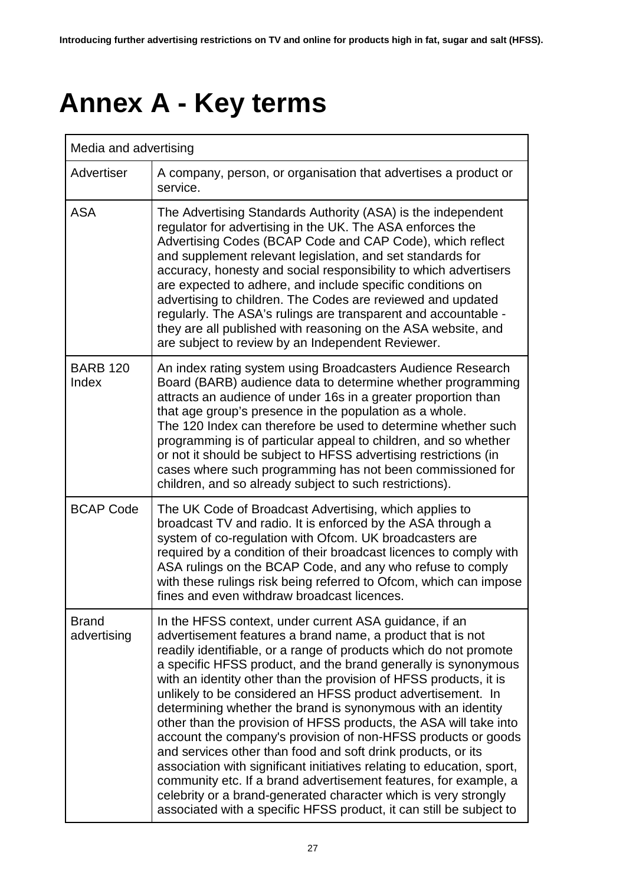# Annex A - Key terms

| Media and advertising | |
|---|---|
| Advertiser | A company, person, or organisation that advertises a product or service. |
| ASA | The Advertising Standards Authority (ASA) is the independent regulator for advertising in the UK. The ASA enforces the Advertising Codes (BCAP Code and CAP Code), which reflect and supplement relevant legislation, and set standards for accuracy, honesty and social responsibility to which advertisers are expected to adhere, and include specific conditions on advertising to children. The Codes are reviewed and updated regularly. The ASA's rulings are transparent and accountable - they are all published with reasoning on the ASA website, and are subject to review by an Independent Reviewer. |
| BARB 120 Index | An index rating system using Broadcasters Audience Research Board (BARB) audience data to determine whether programming attracts an audience of under 16s in a greater proportion than that age group's presence in the population as a whole. The 120 Index can therefore be used to determine whether such programming is of particular appeal to children, and so whether or not it should be subject to HFSS advertising restrictions (in cases where such programming has not been commissioned for children, and so already subject to such restrictions). |
| BCAP Code | The UK Code of Broadcast Advertising, which applies to broadcast TV and radio. It is enforced by the ASA through a system of co-regulation with Ofcom. UK broadcasters are required by a condition of their broadcast licences to comply with ASA rulings on the BCAP Code, and any who refuse to comply with these rulings risk being referred to Ofcom, which can impose fines and even withdraw broadcast licences. |
| Brand advertising | In the HFSS context, under current ASA guidance, if an advertisement features a brand name, a product that is not readily identifiable, or a range of products which do not promote a specific HFSS product, and the brand generally is synonymous with an identity other than the provision of HFSS products, it is unlikely to be considered an HFSS product advertisement. In determining whether the brand is synonymous with an identity other than the provision of HFSS products, the ASA will take into account the company's provision of non-HFSS products or goods and services other than food and soft drink products, or its association with significant initiatives relating to education, sport, community etc. If a brand advertisement features, for example, a celebrity or a brand-generated character which is very strongly associated with a specific HFSS product, it can still be subject to |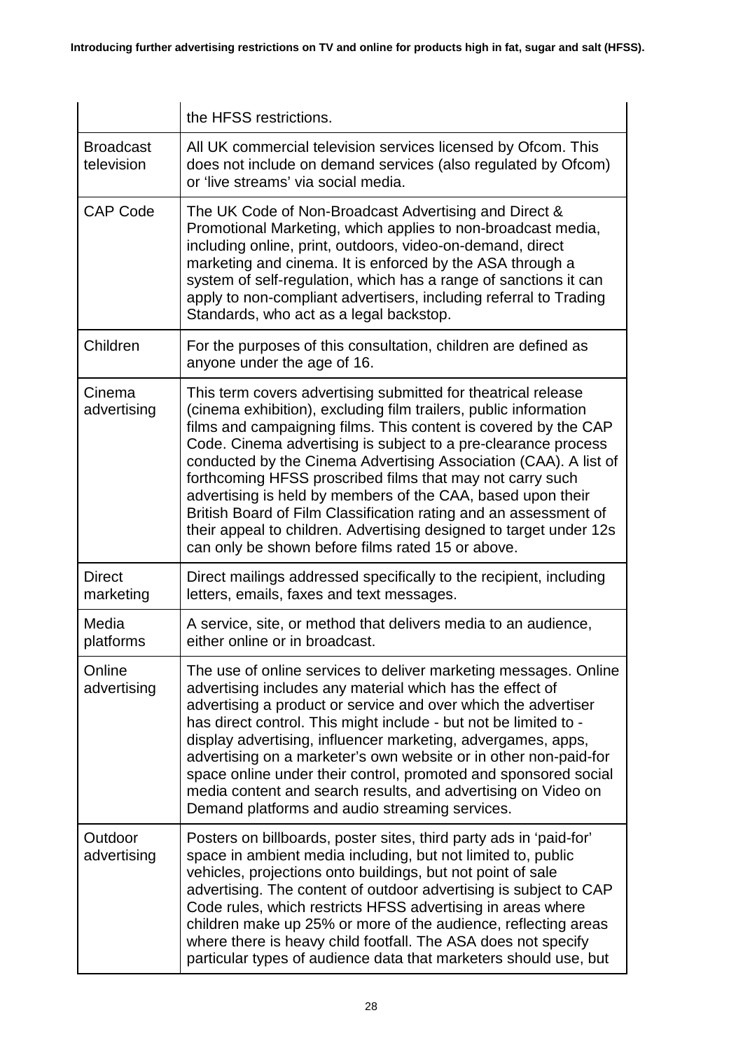| | |
|---|---|
| | the HFSS restrictions. |
| Broadcast television | All UK commercial television services licensed by Ofcom. This does not include on demand services (also regulated by Ofcom) or 'live streams' via social media. |
| CAP Code | The UK Code of Non-Broadcast Advertising and Direct & Promotional Marketing, which applies to non-broadcast media, including online, print, outdoors, video-on-demand, direct marketing and cinema. It is enforced by the ASA through a system of self-regulation, which has a range of sanctions it can apply to non-compliant advertisers, including referral to Trading Standards, who act as a legal backstop. |
| Children | For the purposes of this consultation, children are defined as anyone under the age of 16. |
| Cinema advertising | This term covers advertising submitted for theatrical release (cinema exhibition), excluding film trailers, public information films and campaigning films. This content is covered by the CAP Code. Cinema advertising is subject to a pre-clearance process conducted by the Cinema Advertising Association (CAA). A list of forthcoming HFSS proscribed films that may not carry such advertising is held by members of the CAA, based upon their British Board of Film Classification rating and an assessment of their appeal to children. Advertising designed to target under 12s can only be shown before films rated 15 or above. |
| Direct marketing | Direct mailings addressed specifically to the recipient, including letters, emails, faxes and text messages. |
| Media platforms | A service, site, or method that delivers media to an audience, either online or in broadcast. |
| Online advertising | The use of online services to deliver marketing messages. Online advertising includes any material which has the effect of advertising a product or service and over which the advertiser has direct control. This might include - but not be limited to - display advertising, influencer marketing, advergames, apps, advertising on a marketer's own website or in other non-paid-for space online under their control, promoted and sponsored social media content and search results, and advertising on Video on Demand platforms and audio streaming services. |
| Outdoor advertising | Posters on billboards, poster sites, third party ads in 'paid-for' space in ambient media including, but not limited to, public vehicles, projections onto buildings, but not point of sale advertising. The content of outdoor advertising is subject to CAP Code rules, which restricts HFSS advertising in areas where children make up 25% or more of the audience, reflecting areas where there is heavy child footfall. The ASA does not specify particular types of audience data that marketers should use, but |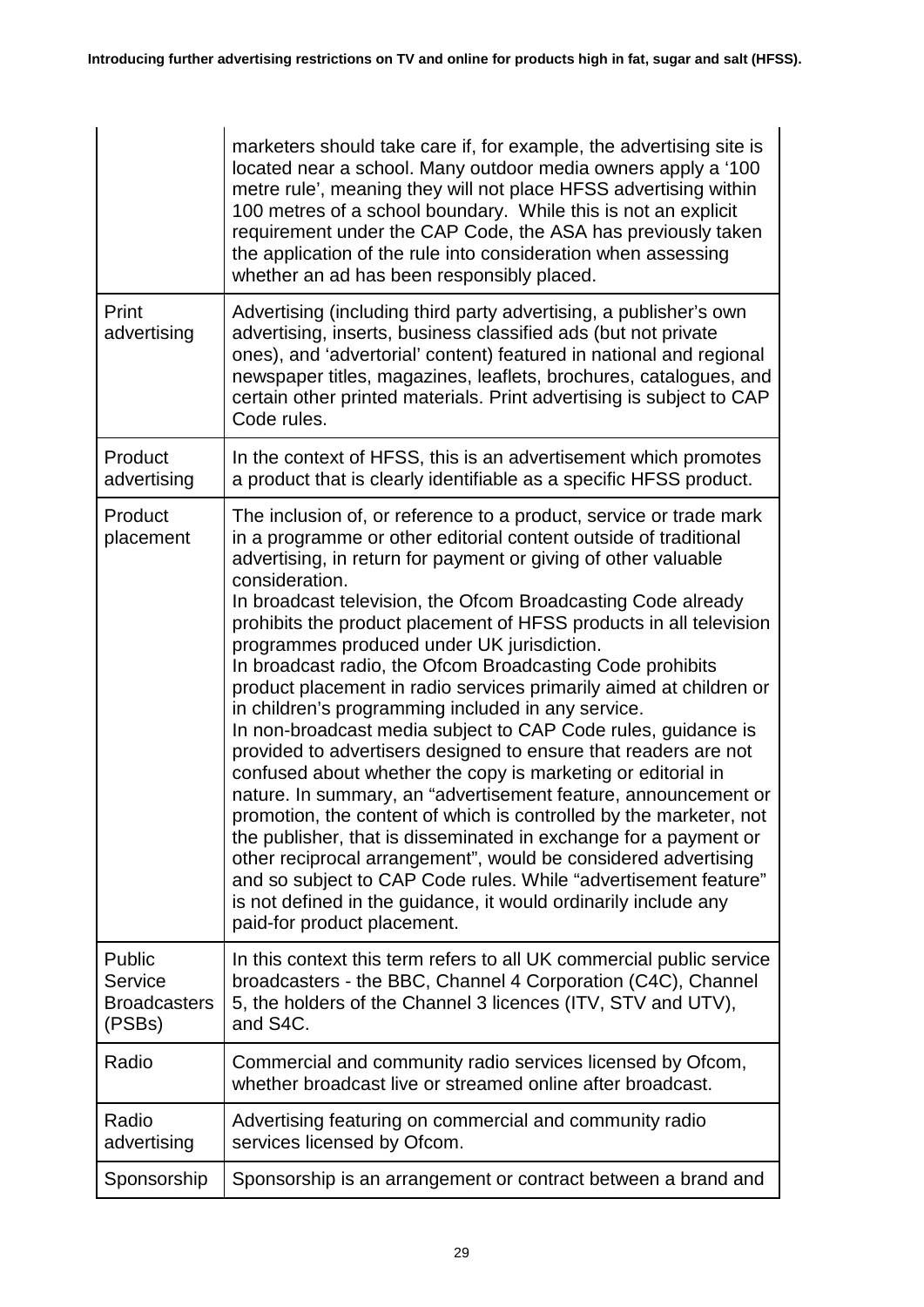| | |
|---|---|
| | marketers should take care if, for example, the advertising site is located near a school. Many outdoor media owners apply a '100 metre rule', meaning they will not place HFSS advertising within 100 metres of a school boundary. While this is not an explicit requirement under the CAP Code, the ASA has previously taken the application of the rule into consideration when assessing whether an ad has been responsibly placed. |
| Print advertising | Advertising (including third party advertising, a publisher's own advertising, inserts, business classified ads (but not private ones), and 'advertorial' content) featured in national and regional newspaper titles, magazines, leaflets, brochures, catalogues, and certain other printed materials. Print advertising is subject to CAP Code rules. |
| Product advertising | In the context of HFSS, this is an advertisement which promotes a product that is clearly identifiable as a specific HFSS product. |
| Product placement | The inclusion of, or reference to a product, service or trade mark in a programme or other editorial content outside of traditional advertising, in return for payment or giving of other valuable consideration.<br>In broadcast television, the Ofcom Broadcasting Code already prohibits the product placement of HFSS products in all television programmes produced under UK jurisdiction.<br>In broadcast radio, the Ofcom Broadcasting Code prohibits product placement in radio services primarily aimed at children or in children's programming included in any service.<br>In non-broadcast media subject to CAP Code rules, guidance is provided to advertisers designed to ensure that readers are not confused about whether the copy is marketing or editorial in nature. In summary, an "advertisement feature, announcement or promotion, the content of which is controlled by the marketer, not the publisher, that is disseminated in exchange for a payment or other reciprocal arrangement", would be considered advertising and so subject to CAP Code rules. While "advertisement feature" is not defined in the guidance, it would ordinarily include any paid-for product placement. |
| Public Service Broadcasters (PSBs) | In this context this term refers to all UK commercial public service broadcasters - the BBC, Channel 4 Corporation (C4C), Channel 5, the holders of the Channel 3 licences (ITV, STV and UTV), and S4C. |
| Radio | Commercial and community radio services licensed by Ofcom, whether broadcast live or streamed online after broadcast. |
| Radio advertising | Advertising featuring on commercial and community radio services licensed by Ofcom. |
| Sponsorship | Sponsorship is an arrangement or contract between a brand and |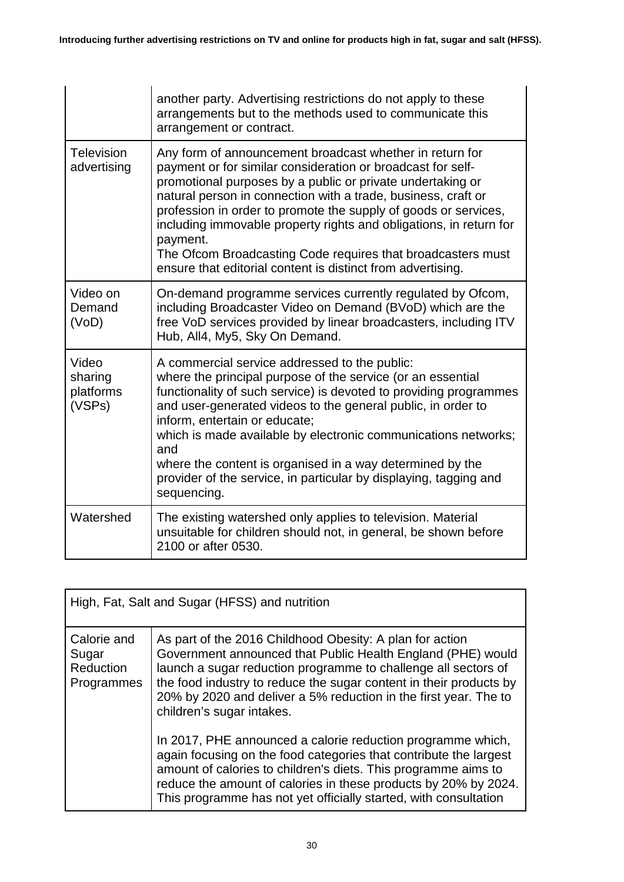| | |
|---|---|
| | another party. Advertising restrictions do not apply to these arrangements but to the methods used to communicate this arrangement or contract. |
| Television advertising | Any form of announcement broadcast whether in return for payment or for similar consideration or broadcast for self-promotional purposes by a public or private undertaking or natural person in connection with a trade, business, craft or profession in order to promote the supply of goods or services, including immovable property rights and obligations, in return for payment.<br>The Ofcom Broadcasting Code requires that broadcasters must ensure that editorial content is distinct from advertising. |
| Video on Demand (VoD) | On-demand programme services currently regulated by Ofcom, including Broadcaster Video on Demand (BVoD) which are the free VoD services provided by linear broadcasters, including ITV Hub, All4, My5, Sky On Demand. |
| Video sharing platforms (VSPs) | A commercial service addressed to the public:<br>where the principal purpose of the service (or an essential functionality of such service) is devoted to providing programmes and user-generated videos to the general public, in order to inform, entertain or educate;<br>which is made available by electronic communications networks; and<br>where the content is organised in a way determined by the provider of the service, in particular by displaying, tagging and sequencing. |
| Watershed | The existing watershed only applies to television. Material unsuitable for children should not, in general, be shown before 2100 or after 0530. |

| High, Fat, Salt and Sugar (HFSS) and nutrition | |
|---|---|
| Calorie and Sugar Reduction Programmes | As part of the 2016 Childhood Obesity: A plan for action Government announced that Public Health England (PHE) would launch a sugar reduction programme to challenge all sectors of the food industry to reduce the sugar content in their products by 20% by 2020 and deliver a 5% reduction in the first year. The to children's sugar intakes.<br><br>In 2017, PHE announced a calorie reduction programme which, again focusing on the food categories that contribute the largest amount of calories to children's diets. This programme aims to reduce the amount of calories in these products by 20% by 2024. This programme has not yet officially started, with consultation |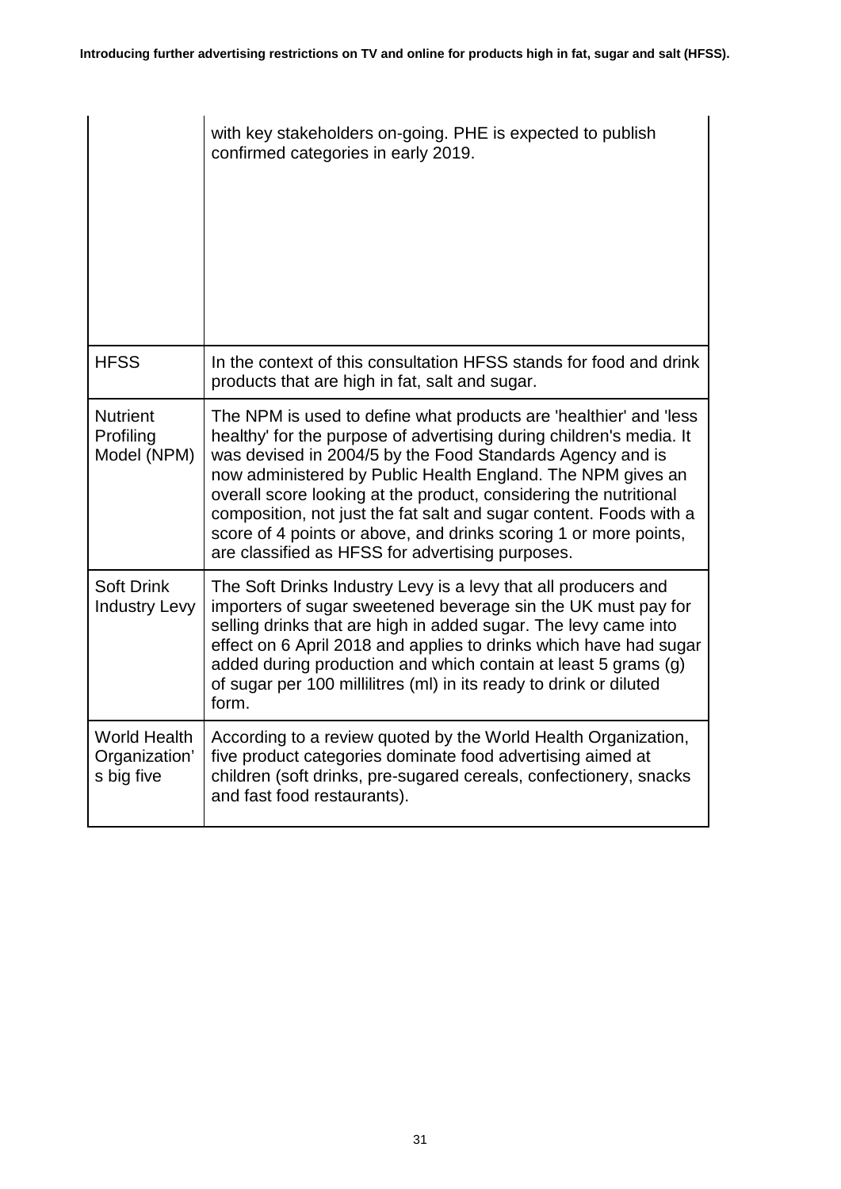| | |
|---|---|
| | with key stakeholders on-going. PHE is expected to publish confirmed categories in early 2019. |
| HFSS | In the context of this consultation HFSS stands for food and drink products that are high in fat, salt and sugar. |
| Nutrient Profiling Model (NPM) | The NPM is used to define what products are 'healthier' and 'less healthy' for the purpose of advertising during children's media. It was devised in 2004/5 by the Food Standards Agency and is now administered by Public Health England. The NPM gives an overall score looking at the product, considering the nutritional composition, not just the fat salt and sugar content. Foods with a score of 4 points or above, and drinks scoring 1 or more points, are classified as HFSS for advertising purposes. |
| Soft Drink Industry Levy | The Soft Drinks Industry Levy is a levy that all producers and importers of sugar sweetened beverage sin the UK must pay for selling drinks that are high in added sugar. The levy came into effect on 6 April 2018 and applies to drinks which have had sugar added during production and which contain at least 5 grams (g) of sugar per 100 millilitres (ml) in its ready to drink or diluted form. |
| World Health Organization's big five | According to a review quoted by the World Health Organization, five product categories dominate food advertising aimed at children (soft drinks, pre-sugared cereals, confectionery, snacks and fast food restaurants). |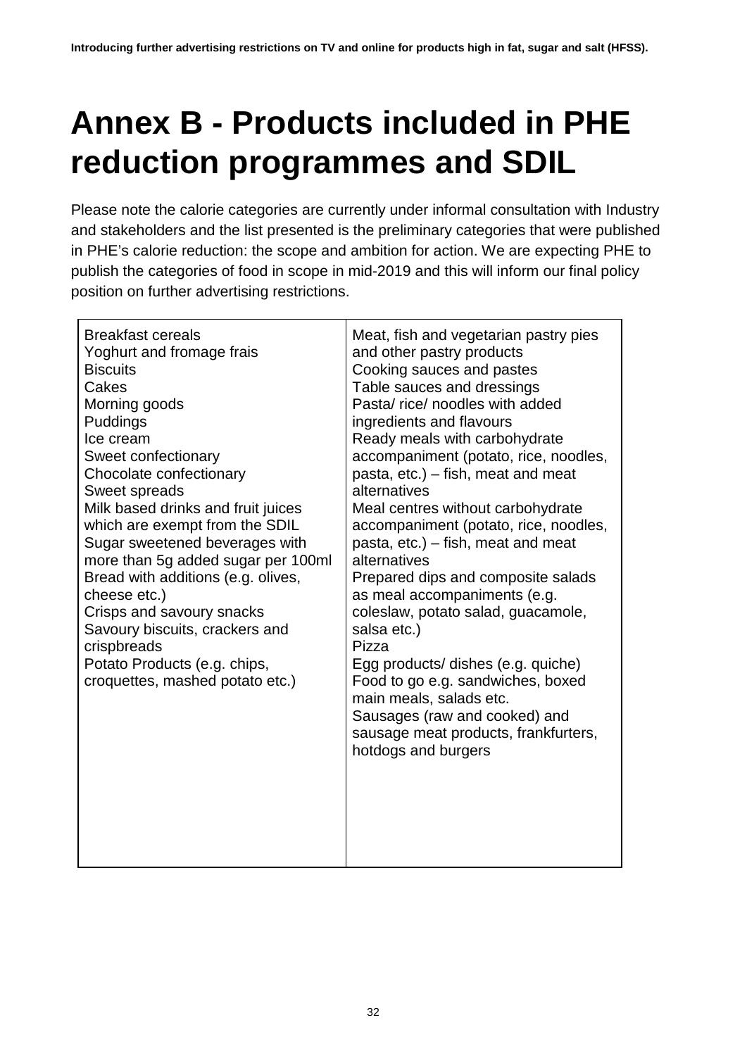# Annex B - Products included in PHE reduction programmes and SDIL

Please note the calorie categories are currently under informal consultation with Industry and stakeholders and the list presented is the preliminary categories that were published in PHE's calorie reduction: the scope and ambition for action. We are expecting PHE to publish the categories of food in scope in mid-2019 and this will inform our final policy position on further advertising restrictions.

| | |
|---|---|
| Breakfast cereals<br>Yoghurt and fromage frais<br>Biscuits<br>Cakes<br>Morning goods<br>Puddings<br>Ice cream<br>Sweet confectionary<br>Chocolate confectionary<br>Sweet spreads<br>Milk based drinks and fruit juices which are exempt from the SDIL<br>Sugar sweetened beverages with more than 5g added sugar per 100ml<br>Bread with additions (e.g. olives, cheese etc.)<br>Crisps and savoury snacks<br>Savoury biscuits, crackers and crispbreads<br>Potato Products (e.g. chips, croquettes, mashed potato etc.) | Meat, fish and vegetarian pastry pies and other pastry products<br>Cooking sauces and pastes<br>Table sauces and dressings<br>Pasta/ rice/ noodles with added ingredients and flavours<br>Ready meals with carbohydrate accompaniment (potato, rice, noodles, pasta, etc.) – fish, meat and meat alternatives<br>Meal centres without carbohydrate accompaniment (potato, rice, noodles, pasta, etc.) – fish, meat and meat alternatives<br>Prepared dips and composite salads as meal accompaniments (e.g. coleslaw, potato salad, guacamole, salsa etc.)<br>Pizza<br>Egg products/ dishes (e.g. quiche)<br>Food to go e.g. sandwiches, boxed main meals, salads etc.<br>Sausages (raw and cooked) and sausage meat products, frankfurters, hotdogs and burgers |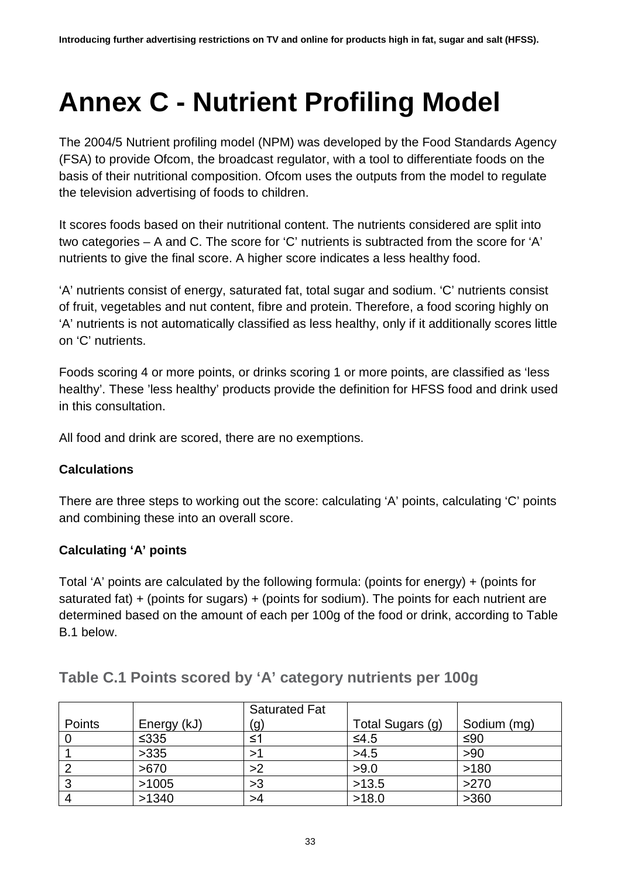# Annex C - Nutrient Profiling Model

The 2004/5 Nutrient profiling model (NPM) was developed by the Food Standards Agency (FSA) to provide Ofcom, the broadcast regulator, with a tool to differentiate foods on the basis of their nutritional composition. Ofcom uses the outputs from the model to regulate the television advertising of foods to children.

It scores foods based on their nutritional content. The nutrients considered are split into two categories – A and C. The score for 'C' nutrients is subtracted from the score for 'A' nutrients to give the final score. A higher score indicates a less healthy food.

'A' nutrients consist of energy, saturated fat, total sugar and sodium. 'C' nutrients consist of fruit, vegetables and nut content, fibre and protein. Therefore, a food scoring highly on 'A' nutrients is not automatically classified as less healthy, only if it additionally scores little on 'C' nutrients.

Foods scoring 4 or more points, or drinks scoring 1 or more points, are classified as 'less healthy'. These 'less healthy' products provide the definition for HFSS food and drink used in this consultation.

All food and drink are scored, there are no exemptions.

**Calculations**

There are three steps to working out the score: calculating 'A' points, calculating 'C' points and combining these into an overall score.

**Calculating 'A' points**

Total 'A' points are calculated by the following formula: (points for energy) + (points for saturated fat) + (points for sugars) + (points for sodium). The points for each nutrient are determined based on the amount of each per 100g of the food or drink, according to Table B.1 below.

### Table C.1 Points scored by 'A' category nutrients per 100g

| Points | Energy (kJ) | Saturated Fat (g) | Total Sugars (g) | Sodium (mg) |
|---|---|---|---|---|
| 0 | ≤335 | ≤1 | ≤4.5 | ≤90 |
| 1 | >335 | >1 | >4.5 | >90 |
| 2 | >670 | >2 | >9.0 | >180 |
| 3 | >1005 | >3 | >13.5 | >270 |
| 4 | >1340 | >4 | >18.0 | >360 |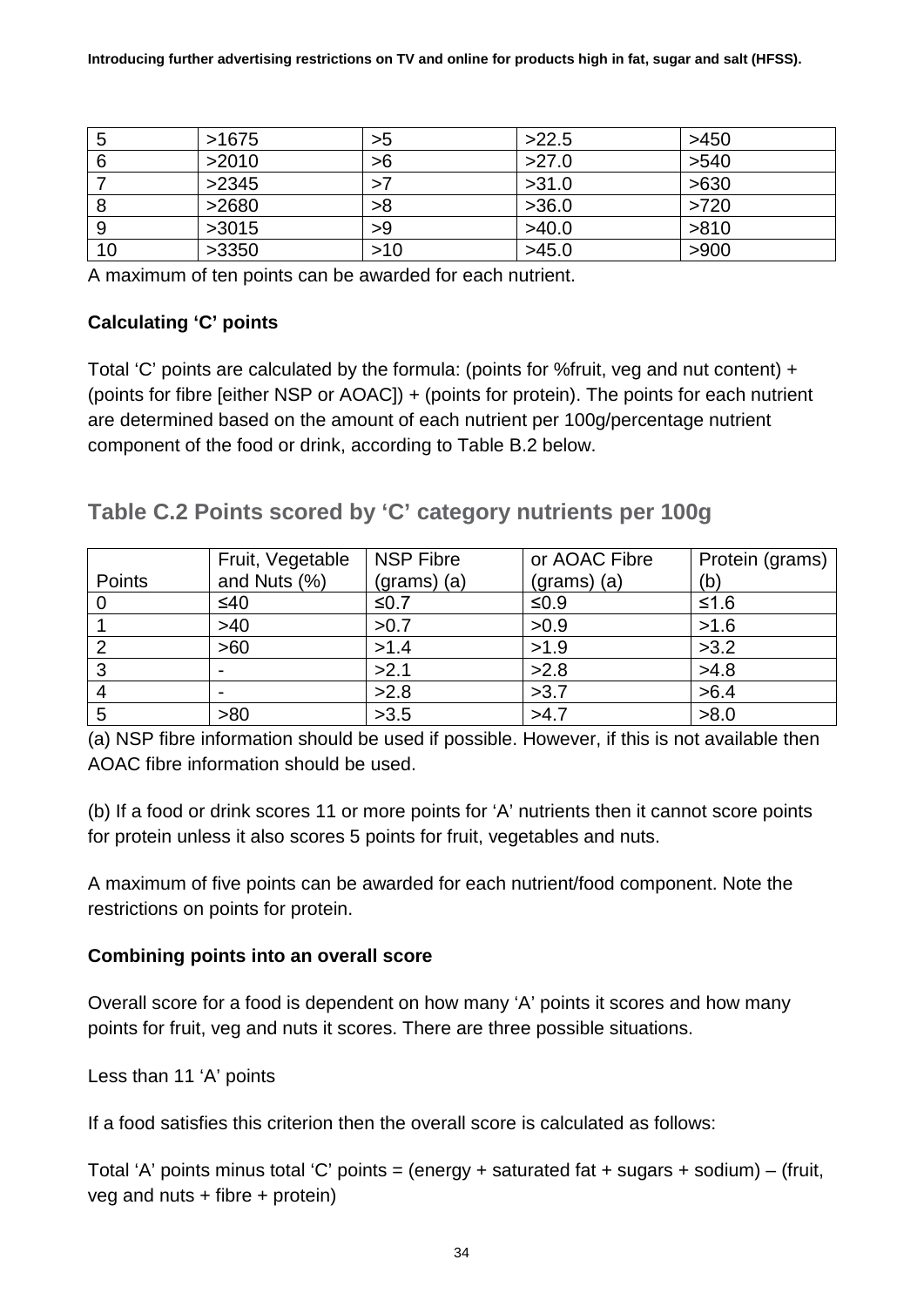| 5 | >1675 | >5 | >22.5 | >450 |
|---|---|---|---|---|
| 6 | >2010 | >6 | >27.0 | >540 |
| 7 | >2345 | >7 | >31.0 | >630 |
| 8 | >2680 | >8 | >36.0 | >720 |
| 9 | >3015 | >9 | >40.0 | >810 |
| 10 | >3350 | >10 | >45.0 | >900 |

A maximum of ten points can be awarded for each nutrient.

**Calculating 'C' points**

Total 'C' points are calculated by the formula: (points for %fruit, veg and nut content) + (points for fibre [either NSP or AOAC]) + (points for protein). The points for each nutrient are determined based on the amount of each nutrient per 100g/percentage nutrient component of the food or drink, according to Table B.2 below.

## Table C.2 Points scored by 'C' category nutrients per 100g

| Points | Fruit, Vegetable and Nuts (%) | NSP Fibre (grams) (a) | or AOAC Fibre (grams) (a) | Protein (grams) (b) |
|---|---|---|---|---|
| 0 | ≤40 | ≤0.7 | ≤0.9 | ≤1.6 |
| 1 | >40 | >0.7 | >0.9 | >1.6 |
| 2 | >60 | >1.4 | >1.9 | >3.2 |
| 3 | - | >2.1 | >2.8 | >4.8 |
| 4 | - | >2.8 | >3.7 | >6.4 |
| 5 | >80 | >3.5 | >4.7 | >8.0 |

(a) NSP fibre information should be used if possible. However, if this is not available then AOAC fibre information should be used.

(b) If a food or drink scores 11 or more points for 'A' nutrients then it cannot score points for protein unless it also scores 5 points for fruit, vegetables and nuts.

A maximum of five points can be awarded for each nutrient/food component. Note the restrictions on points for protein.

**Combining points into an overall score**

Overall score for a food is dependent on how many 'A' points it scores and how many points for fruit, veg and nuts it scores. There are three possible situations.

Less than 11 'A' points

If a food satisfies this criterion then the overall score is calculated as follows:

Total 'A' points minus total 'C' points = (energy + saturated fat + sugars + sodium) – (fruit, veg and nuts + fibre + protein)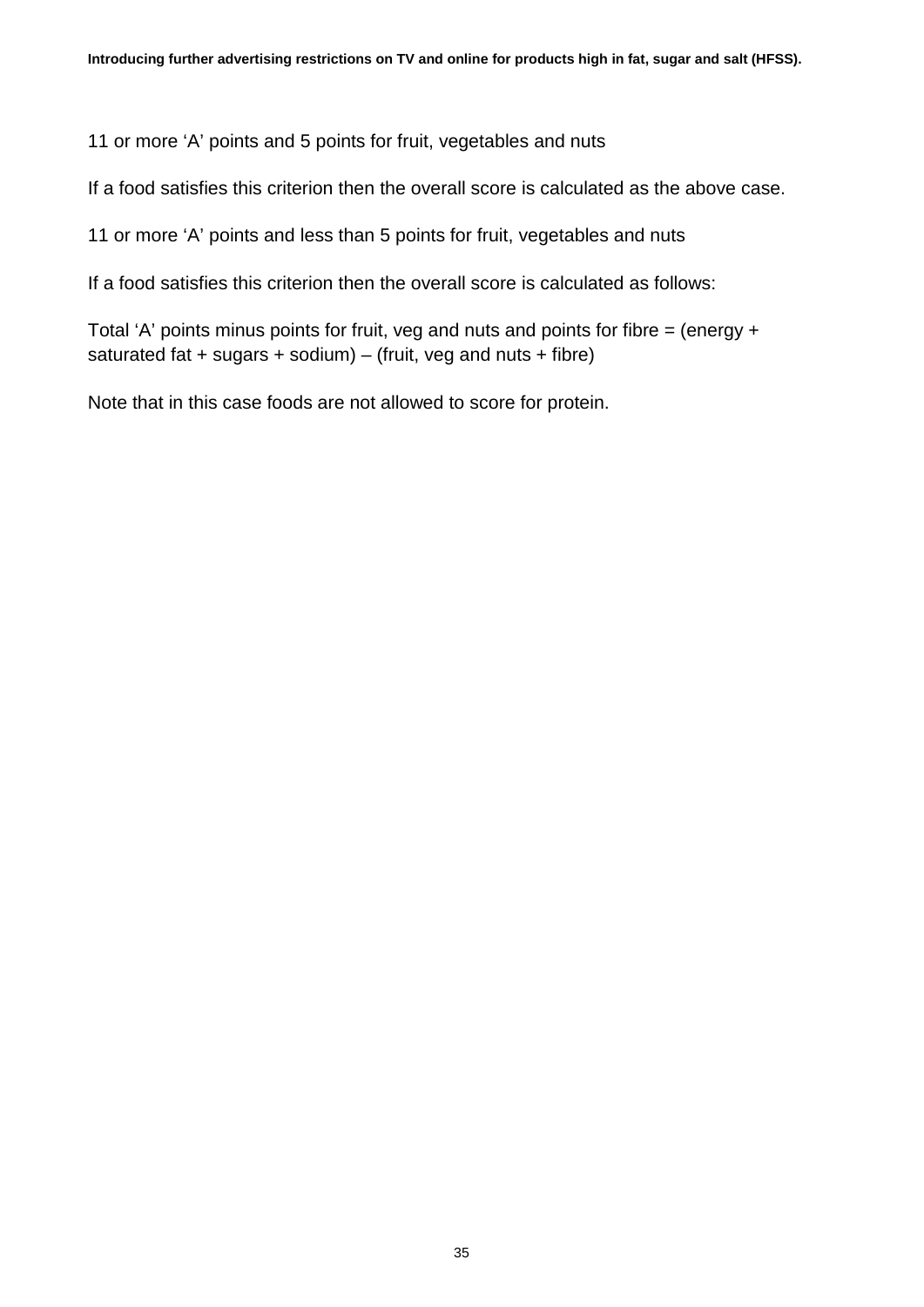11 or more 'A' points and 5 points for fruit, vegetables and nuts

If a food satisfies this criterion then the overall score is calculated as the above case.

11 or more 'A' points and less than 5 points for fruit, vegetables and nuts

If a food satisfies this criterion then the overall score is calculated as follows:

Total 'A' points minus points for fruit, veg and nuts and points for fibre = (energy + saturated fat + sugars + sodium) – (fruit, veg and nuts + fibre)

Note that in this case foods are not allowed to score for protein.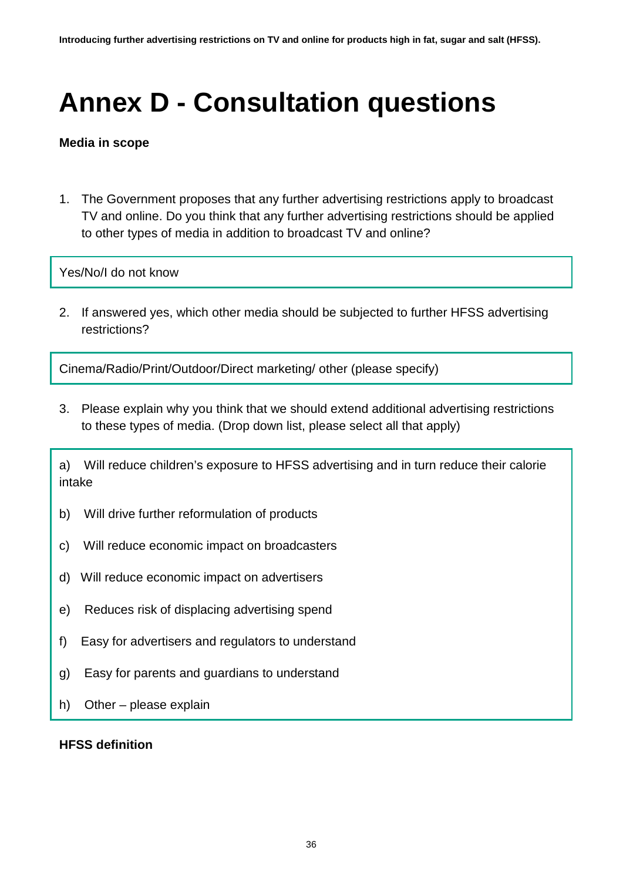# Annex D - Consultation questions

**Media in scope**

1. The Government proposes that any further advertising restrictions apply to broadcast TV and online. Do you think that any further advertising restrictions should be applied to other types of media in addition to broadcast TV and online?

Yes/No/I do not know

2. If answered yes, which other media should be subjected to further HFSS advertising restrictions?

Cinema/Radio/Print/Outdoor/Direct marketing/ other (please specify)

3. Please explain why you think that we should extend additional advertising restrictions to these types of media. (Drop down list, please select all that apply)

a) Will reduce children's exposure to HFSS advertising and in turn reduce their calorie intake

b) Will drive further reformulation of products

c) Will reduce economic impact on broadcasters

d) Will reduce economic impact on advertisers

e) Reduces risk of displacing advertising spend

f) Easy for advertisers and regulators to understand

g) Easy for parents and guardians to understand

h) Other – please explain

**HFSS definition**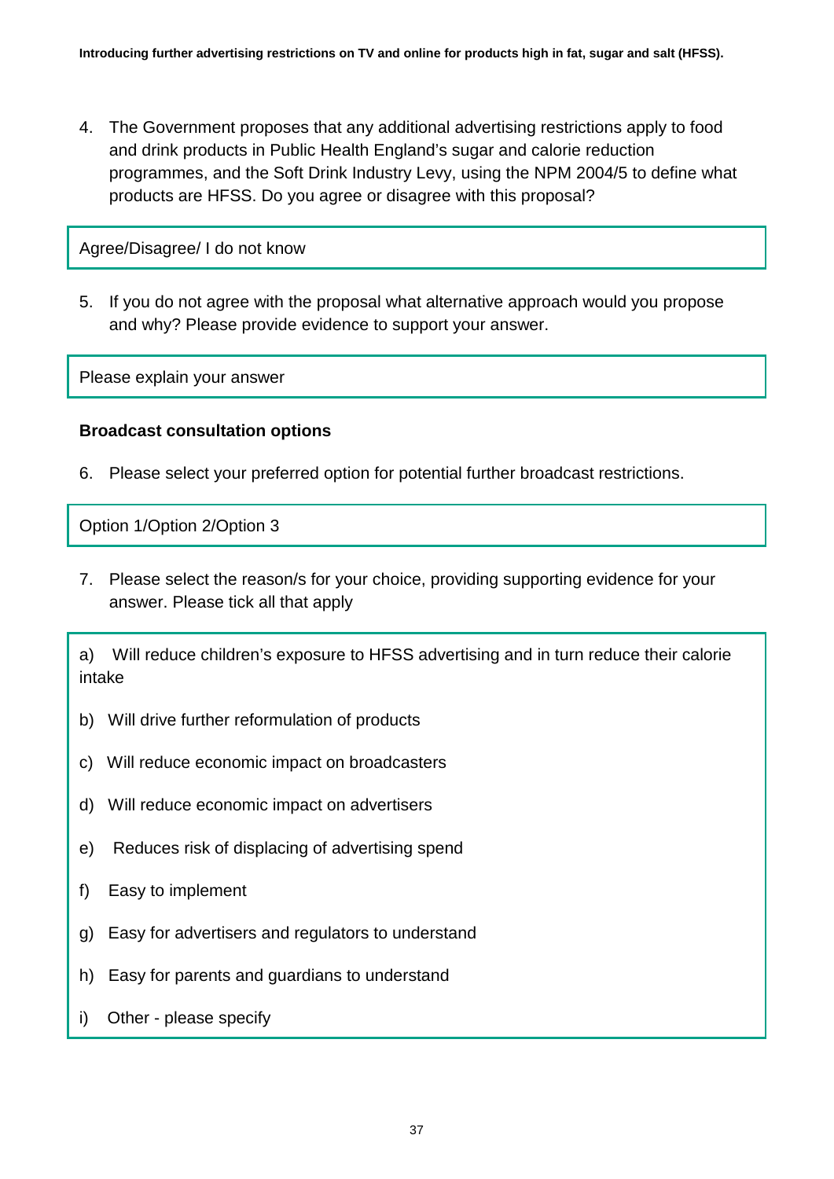4. The Government proposes that any additional advertising restrictions apply to food and drink products in Public Health England's sugar and calorie reduction programmes, and the Soft Drink Industry Levy, using the NPM 2004/5 to define what products are HFSS. Do you agree or disagree with this proposal?

| Agree/Disagree/ I do not know |
|---|

5. If you do not agree with the proposal what alternative approach would you propose and why? Please provide evidence to support your answer.

| Please explain your answer |
|---|

**Broadcast consultation options**

6. Please select your preferred option for potential further broadcast restrictions.

| Option 1/Option 2/Option 3 |
|---|

7. Please select the reason/s for your choice, providing supporting evidence for your answer. Please tick all that apply

a) Will reduce children's exposure to HFSS advertising and in turn reduce their calorie intake

b) Will drive further reformulation of products

c) Will reduce economic impact on broadcasters

d) Will reduce economic impact on advertisers

e) Reduces risk of displacing of advertising spend

f) Easy to implement

g) Easy for advertisers and regulators to understand

h) Easy for parents and guardians to understand

i) Other - please specify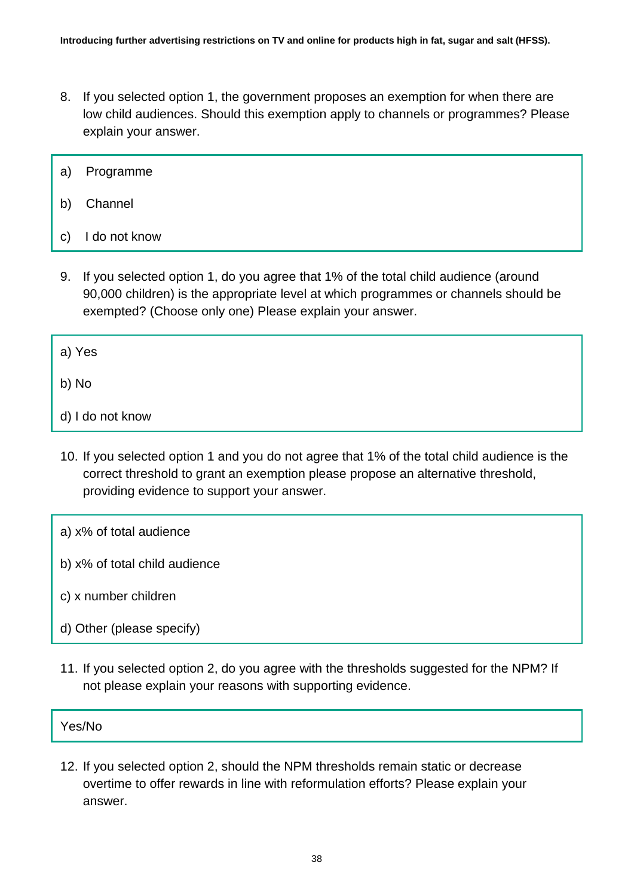8. If you selected option 1, the government proposes an exemption for when there are low child audiences. Should this exemption apply to channels or programmes? Please explain your answer.

> a) Programme
>
> b) Channel
>
> c) I do not know

9. If you selected option 1, do you agree that 1% of the total child audience (around 90,000 children) is the appropriate level at which programmes or channels should be exempted? (Choose only one) Please explain your answer.

> a) Yes
>
> b) No
>
> d) I do not know

10. If you selected option 1 and you do not agree that 1% of the total child audience is the correct threshold to grant an exemption please propose an alternative threshold, providing evidence to support your answer.

> a) x% of total audience
>
> b) x% of total child audience
>
> c) x number children
>
> d) Other (please specify)

11. If you selected option 2, do you agree with the thresholds suggested for the NPM? If not please explain your reasons with supporting evidence.

> Yes/No

12. If you selected option 2, should the NPM thresholds remain static or decrease overtime to offer rewards in line with reformulation efforts? Please explain your answer.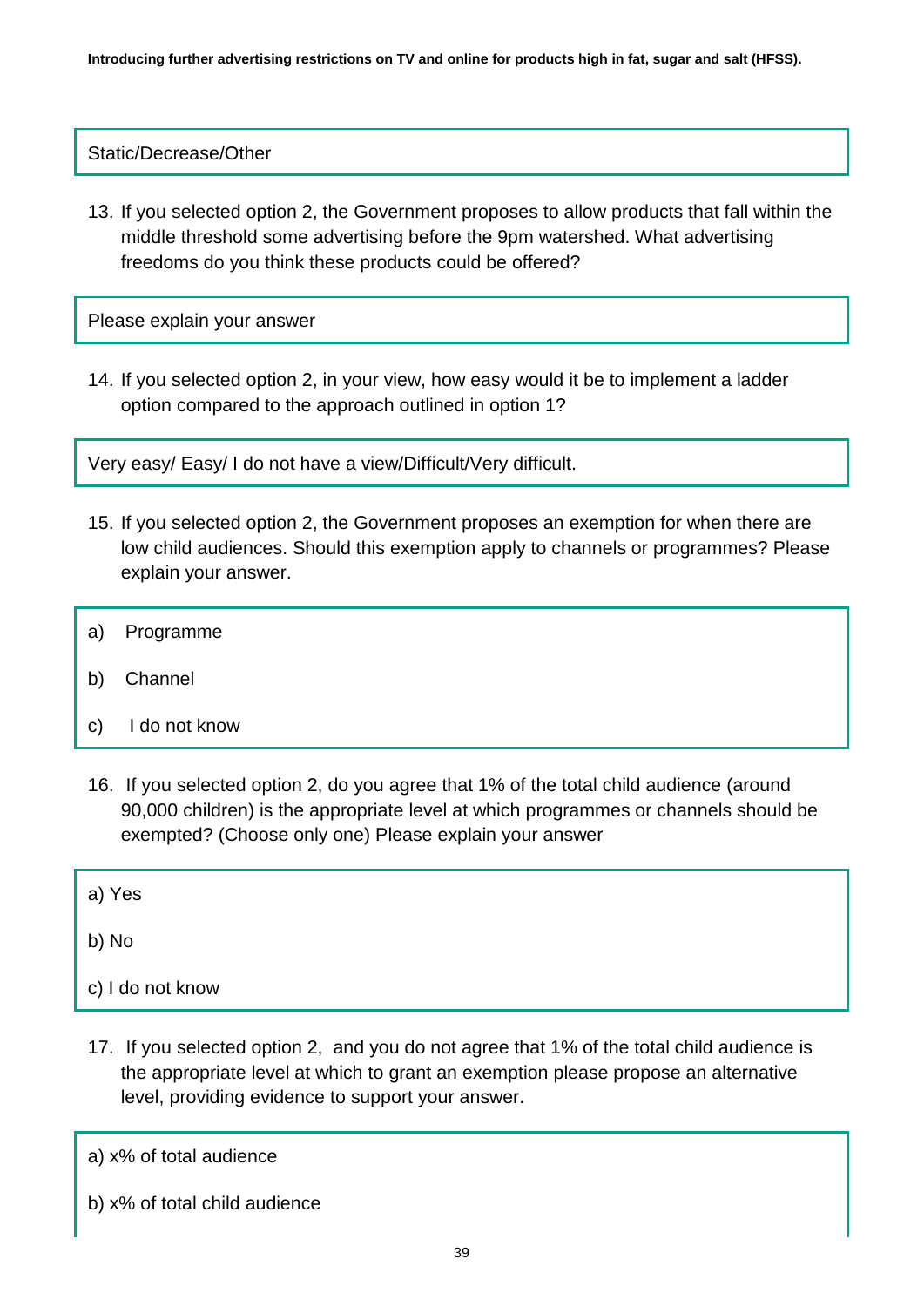Static/Decrease/Other

13. If you selected option 2, the Government proposes to allow products that fall within the middle threshold some advertising before the 9pm watershed. What advertising freedoms do you think these products could be offered?

Please explain your answer

14. If you selected option 2, in your view, how easy would it be to implement a ladder option compared to the approach outlined in option 1?

Very easy/ Easy/ I do not have a view/Difficult/Very difficult.

15. If you selected option 2, the Government proposes an exemption for when there are low child audiences. Should this exemption apply to channels or programmes? Please explain your answer.

a) Programme

b) Channel

c) I do not know

16. If you selected option 2, do you agree that 1% of the total child audience (around 90,000 children) is the appropriate level at which programmes or channels should be exempted? (Choose only one) Please explain your answer

a) Yes

b) No

c) I do not know

17. If you selected option 2, and you do not agree that 1% of the total child audience is the appropriate level at which to grant an exemption please propose an alternative level, providing evidence to support your answer.

a) x% of total audience

b) x% of total child audience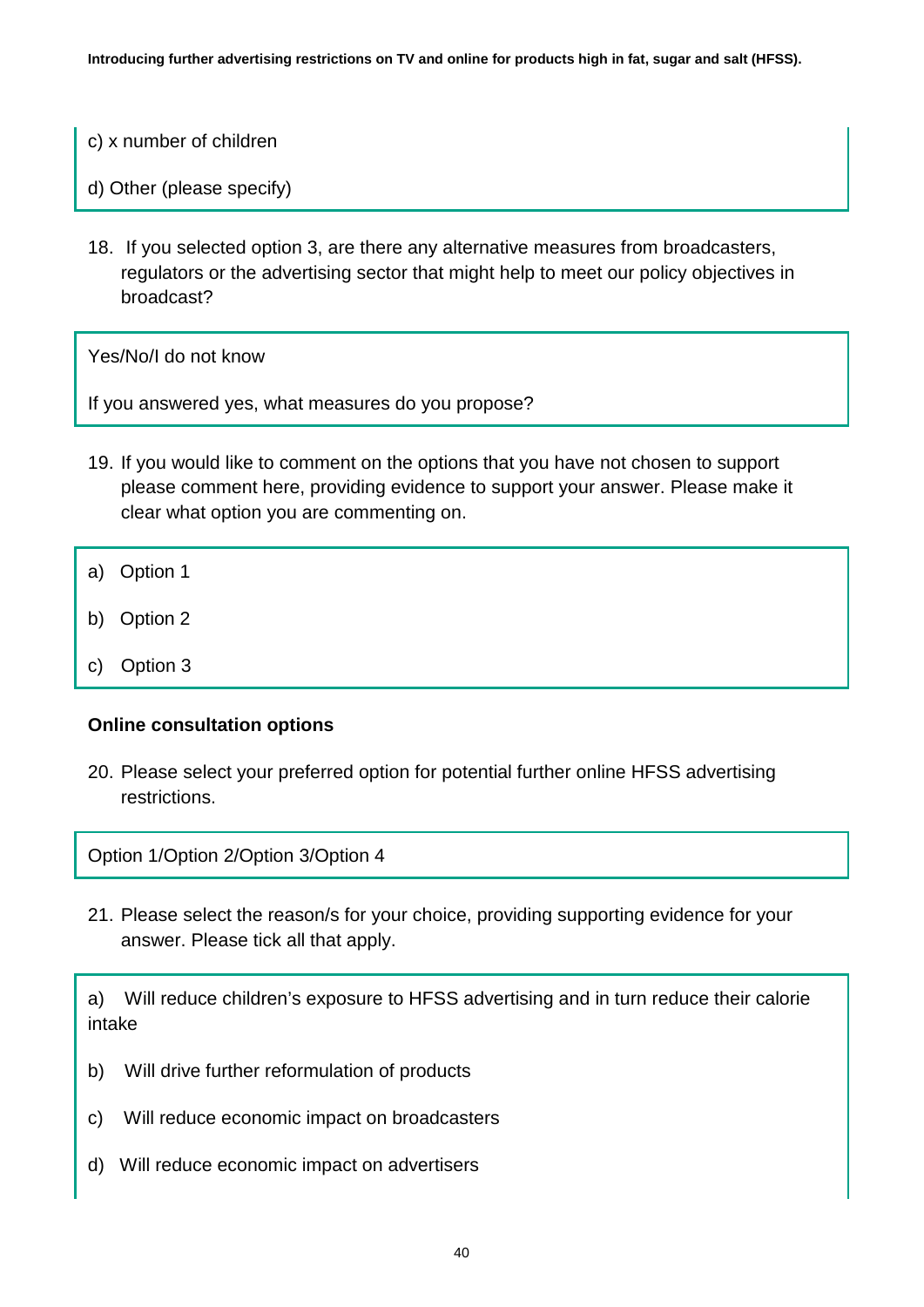c) x number of children

d) Other (please specify)

18. If you selected option 3, are there any alternative measures from broadcasters, regulators or the advertising sector that might help to meet our policy objectives in broadcast?

Yes/No/I do not know

If you answered yes, what measures do you propose?

19. If you would like to comment on the options that you have not chosen to support please comment here, providing evidence to support your answer. Please make it clear what option you are commenting on.

a) Option 1

b) Option 2

c) Option 3

**Online consultation options**

20. Please select your preferred option for potential further online HFSS advertising restrictions.

Option 1/Option 2/Option 3/Option 4

21. Please select the reason/s for your choice, providing supporting evidence for your answer. Please tick all that apply.

a) Will reduce children's exposure to HFSS advertising and in turn reduce their calorie intake

b) Will drive further reformulation of products

c) Will reduce economic impact on broadcasters

d) Will reduce economic impact on advertisers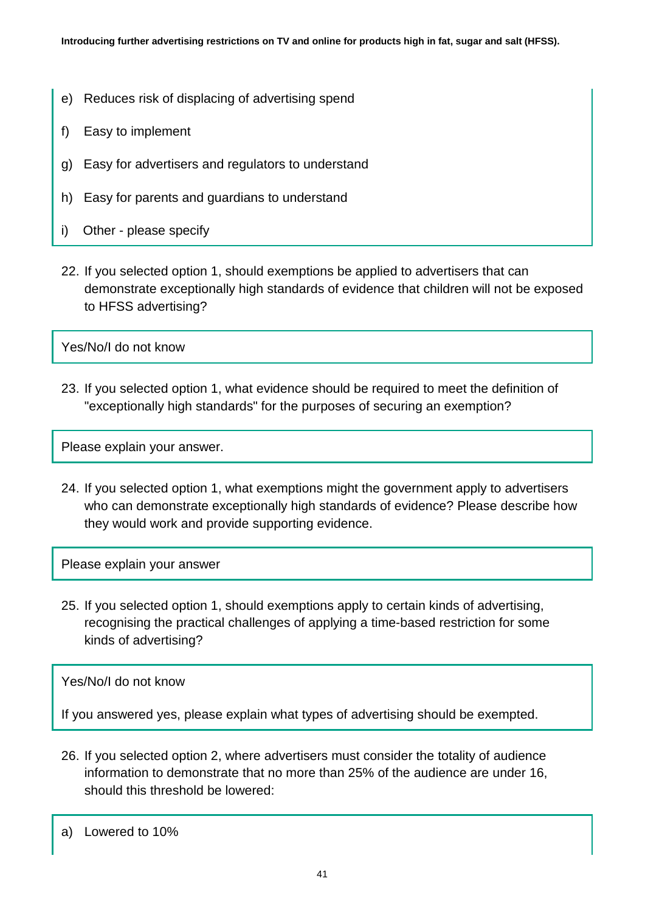e) Reduces risk of displacing of advertising spend

f) Easy to implement

g) Easy for advertisers and regulators to understand

h) Easy for parents and guardians to understand

i) Other - please specify

22. If you selected option 1, should exemptions be applied to advertisers that can demonstrate exceptionally high standards of evidence that children will not be exposed to HFSS advertising?

Yes/No/I do not know

23. If you selected option 1, what evidence should be required to meet the definition of "exceptionally high standards" for the purposes of securing an exemption?

Please explain your answer.

24. If you selected option 1, what exemptions might the government apply to advertisers who can demonstrate exceptionally high standards of evidence? Please describe how they would work and provide supporting evidence.

Please explain your answer

25. If you selected option 1, should exemptions apply to certain kinds of advertising, recognising the practical challenges of applying a time-based restriction for some kinds of advertising?

Yes/No/I do not know

If you answered yes, please explain what types of advertising should be exempted.

26. If you selected option 2, where advertisers must consider the totality of audience information to demonstrate that no more than 25% of the audience are under 16, should this threshold be lowered:

a) Lowered to 10%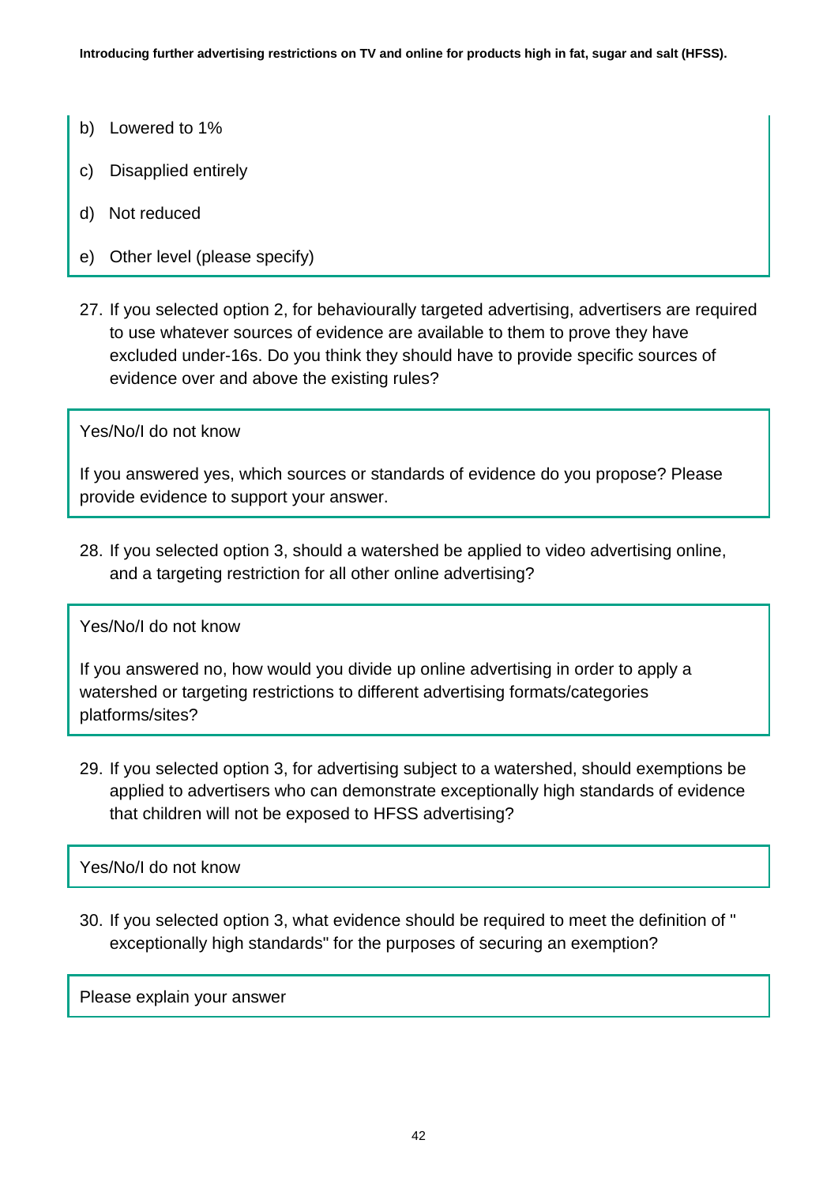b) Lowered to 1%

c) Disapplied entirely

d) Not reduced

e) Other level (please specify)

27. If you selected option 2, for behaviourally targeted advertising, advertisers are required to use whatever sources of evidence are available to them to prove they have excluded under-16s. Do you think they should have to provide specific sources of evidence over and above the existing rules?

Yes/No/I do not know

If you answered yes, which sources or standards of evidence do you propose? Please provide evidence to support your answer.

28. If you selected option 3, should a watershed be applied to video advertising online, and a targeting restriction for all other online advertising?

Yes/No/I do not know

If you answered no, how would you divide up online advertising in order to apply a watershed or targeting restrictions to different advertising formats/categories platforms/sites?

29. If you selected option 3, for advertising subject to a watershed, should exemptions be applied to advertisers who can demonstrate exceptionally high standards of evidence that children will not be exposed to HFSS advertising?

Yes/No/I do not know

30. If you selected option 3, what evidence should be required to meet the definition of " exceptionally high standards" for the purposes of securing an exemption?

Please explain your answer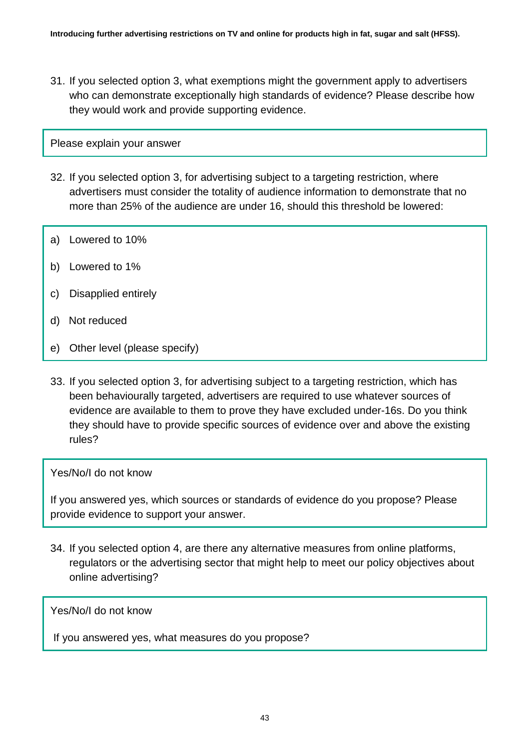31. If you selected option 3, what exemptions might the government apply to advertisers who can demonstrate exceptionally high standards of evidence? Please describe how they would work and provide supporting evidence.

Please explain your answer

32. If you selected option 3, for advertising subject to a targeting restriction, where advertisers must consider the totality of audience information to demonstrate that no more than 25% of the audience are under 16, should this threshold be lowered:

a) Lowered to 10%

b) Lowered to 1%

c) Disapplied entirely

d) Not reduced

e) Other level (please specify)

33. If you selected option 3, for advertising subject to a targeting restriction, which has been behaviourally targeted, advertisers are required to use whatever sources of evidence are available to them to prove they have excluded under-16s. Do you think they should have to provide specific sources of evidence over and above the existing rules?

Yes/No/I do not know

If you answered yes, which sources or standards of evidence do you propose? Please provide evidence to support your answer.

34. If you selected option 4, are there any alternative measures from online platforms, regulators or the advertising sector that might help to meet our policy objectives about online advertising?

Yes/No/I do not know

If you answered yes, what measures do you propose?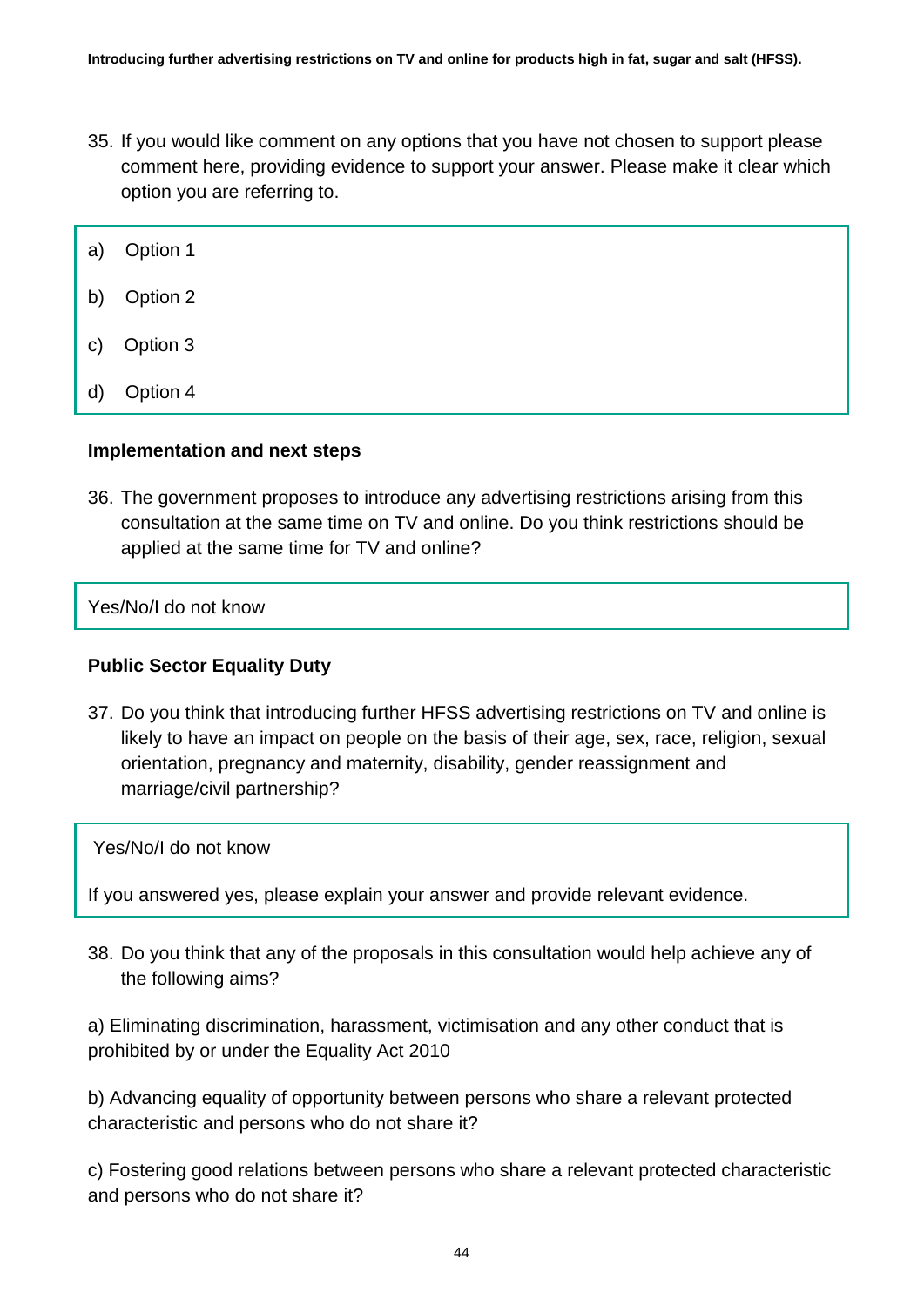35. If you would like comment on any options that you have not chosen to support please comment here, providing evidence to support your answer. Please make it clear which option you are referring to.

a) Option 1

b) Option 2

c) Option 3

d) Option 4

**Implementation and next steps**

36. The government proposes to introduce any advertising restrictions arising from this consultation at the same time on TV and online. Do you think restrictions should be applied at the same time for TV and online?

Yes/No/I do not know

**Public Sector Equality Duty**

37. Do you think that introducing further HFSS advertising restrictions on TV and online is likely to have an impact on people on the basis of their age, sex, race, religion, sexual orientation, pregnancy and maternity, disability, gender reassignment and marriage/civil partnership?

Yes/No/I do not know

If you answered yes, please explain your answer and provide relevant evidence.

38. Do you think that any of the proposals in this consultation would help achieve any of the following aims?

a) Eliminating discrimination, harassment, victimisation and any other conduct that is prohibited by or under the Equality Act 2010

b) Advancing equality of opportunity between persons who share a relevant protected characteristic and persons who do not share it?

c) Fostering good relations between persons who share a relevant protected characteristic and persons who do not share it?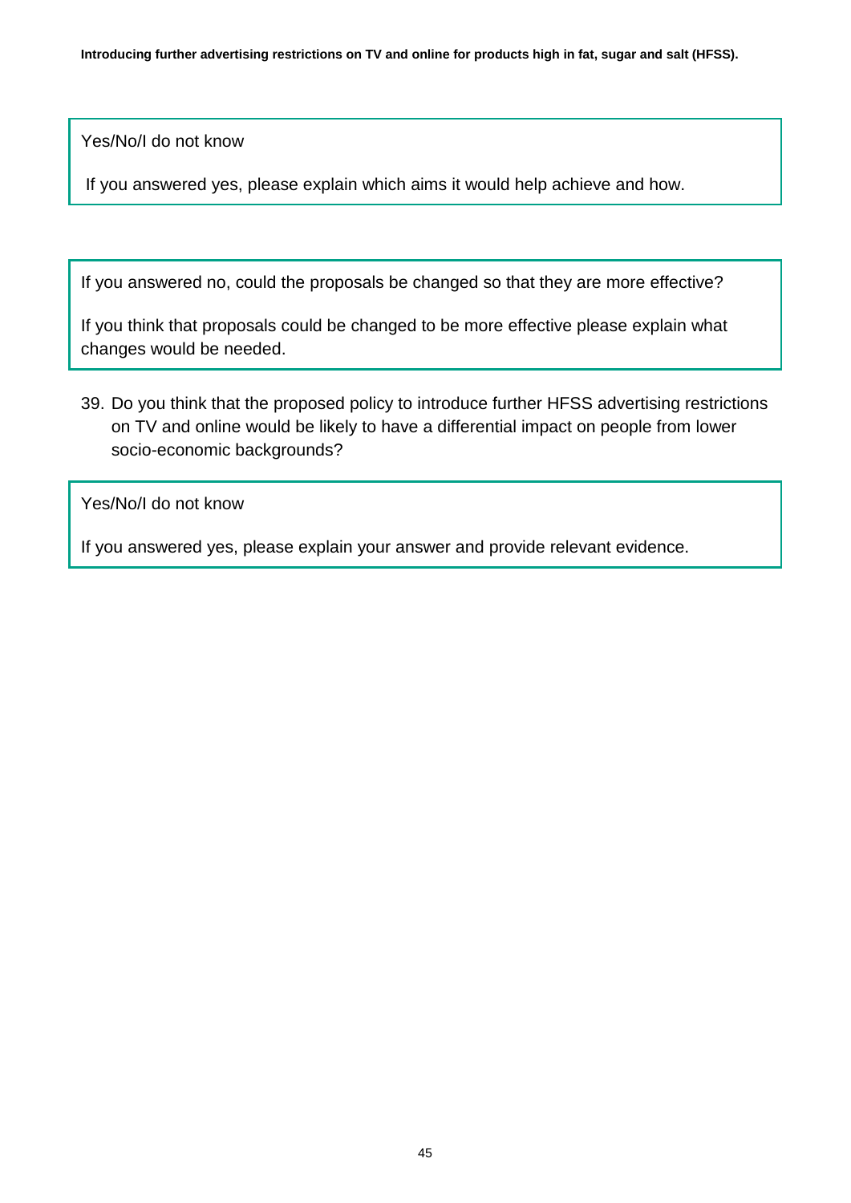Yes/No/I do not know

If you answered yes, please explain which aims it would help achieve and how.

If you answered no, could the proposals be changed so that they are more effective?

If you think that proposals could be changed to be more effective please explain what changes would be needed.

39. Do you think that the proposed policy to introduce further HFSS advertising restrictions on TV and online would be likely to have a differential impact on people from lower socio-economic backgrounds?

Yes/No/I do not know

If you answered yes, please explain your answer and provide relevant evidence.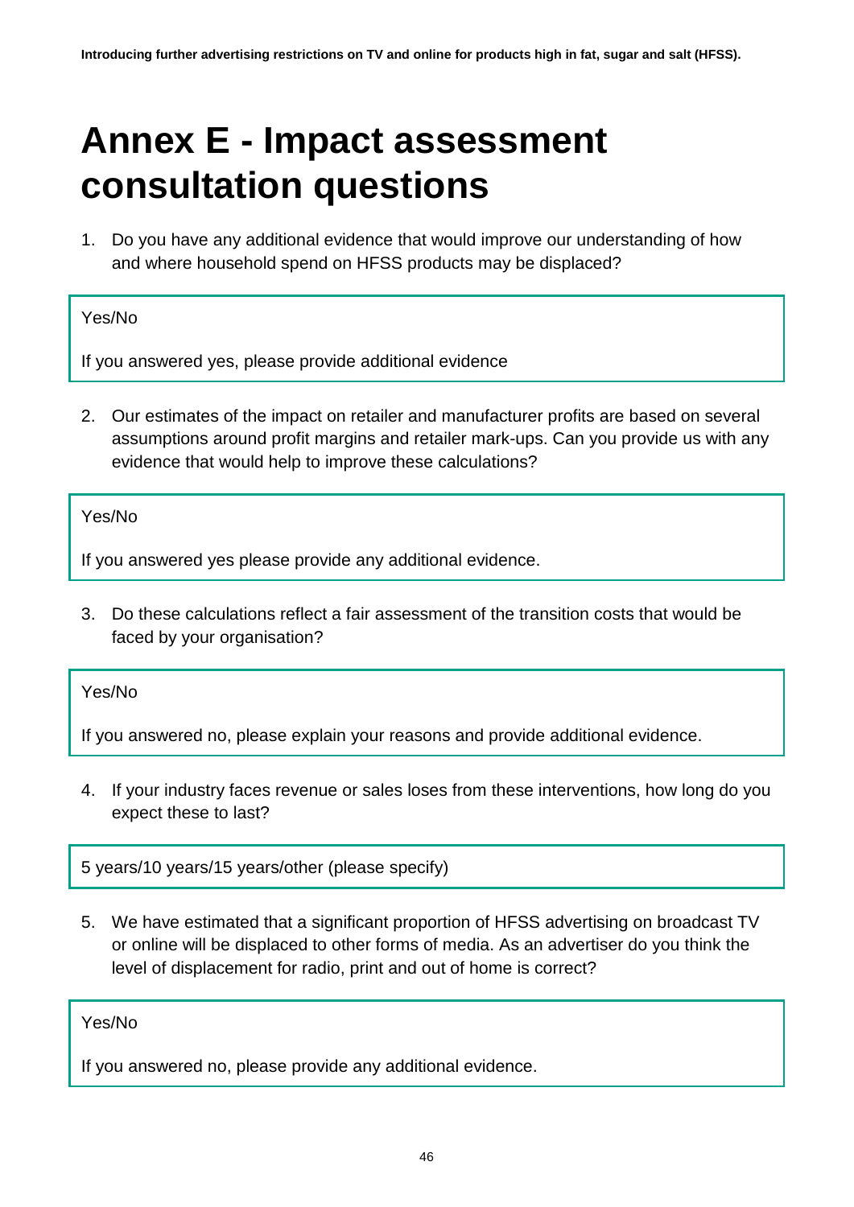# Annex E - Impact assessment consultation questions

1. Do you have any additional evidence that would improve our understanding of how and where household spend on HFSS products may be displaced?

Yes/No

If you answered yes, please provide additional evidence

2. Our estimates of the impact on retailer and manufacturer profits are based on several assumptions around profit margins and retailer mark-ups. Can you provide us with any evidence that would help to improve these calculations?

Yes/No

If you answered yes please provide any additional evidence.

3. Do these calculations reflect a fair assessment of the transition costs that would be faced by your organisation?

Yes/No

If you answered no, please explain your reasons and provide additional evidence.

4. If your industry faces revenue or sales loses from these interventions, how long do you expect these to last?

5 years/10 years/15 years/other (please specify)

5. We have estimated that a significant proportion of HFSS advertising on broadcast TV or online will be displaced to other forms of media. As an advertiser do you think the level of displacement for radio, print and out of home is correct?

Yes/No

If you answered no, please provide any additional evidence.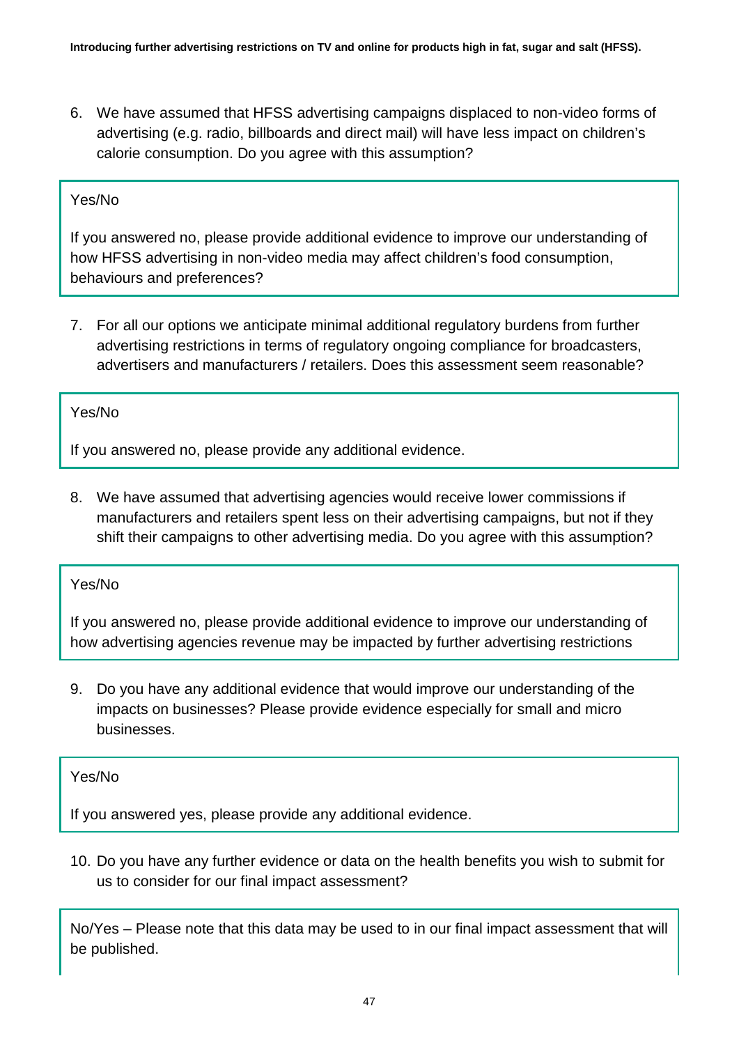6. We have assumed that HFSS advertising campaigns displaced to non-video forms of advertising (e.g. radio, billboards and direct mail) will have less impact on children's calorie consumption. Do you agree with this assumption?

> Yes/No
>
> If you answered no, please provide additional evidence to improve our understanding of how HFSS advertising in non-video media may affect children's food consumption, behaviours and preferences?

7. For all our options we anticipate minimal additional regulatory burdens from further advertising restrictions in terms of regulatory ongoing compliance for broadcasters, advertisers and manufacturers / retailers. Does this assessment seem reasonable?

> Yes/No
>
> If you answered no, please provide any additional evidence.

8. We have assumed that advertising agencies would receive lower commissions if manufacturers and retailers spent less on their advertising campaigns, but not if they shift their campaigns to other advertising media. Do you agree with this assumption?

> Yes/No
>
> If you answered no, please provide additional evidence to improve our understanding of how advertising agencies revenue may be impacted by further advertising restrictions

9. Do you have any additional evidence that would improve our understanding of the impacts on businesses? Please provide evidence especially for small and micro businesses.

> Yes/No
>
> If you answered yes, please provide any additional evidence.

10. Do you have any further evidence or data on the health benefits you wish to submit for us to consider for our final impact assessment?

> No/Yes – Please note that this data may be used to in our final impact assessment that will be published.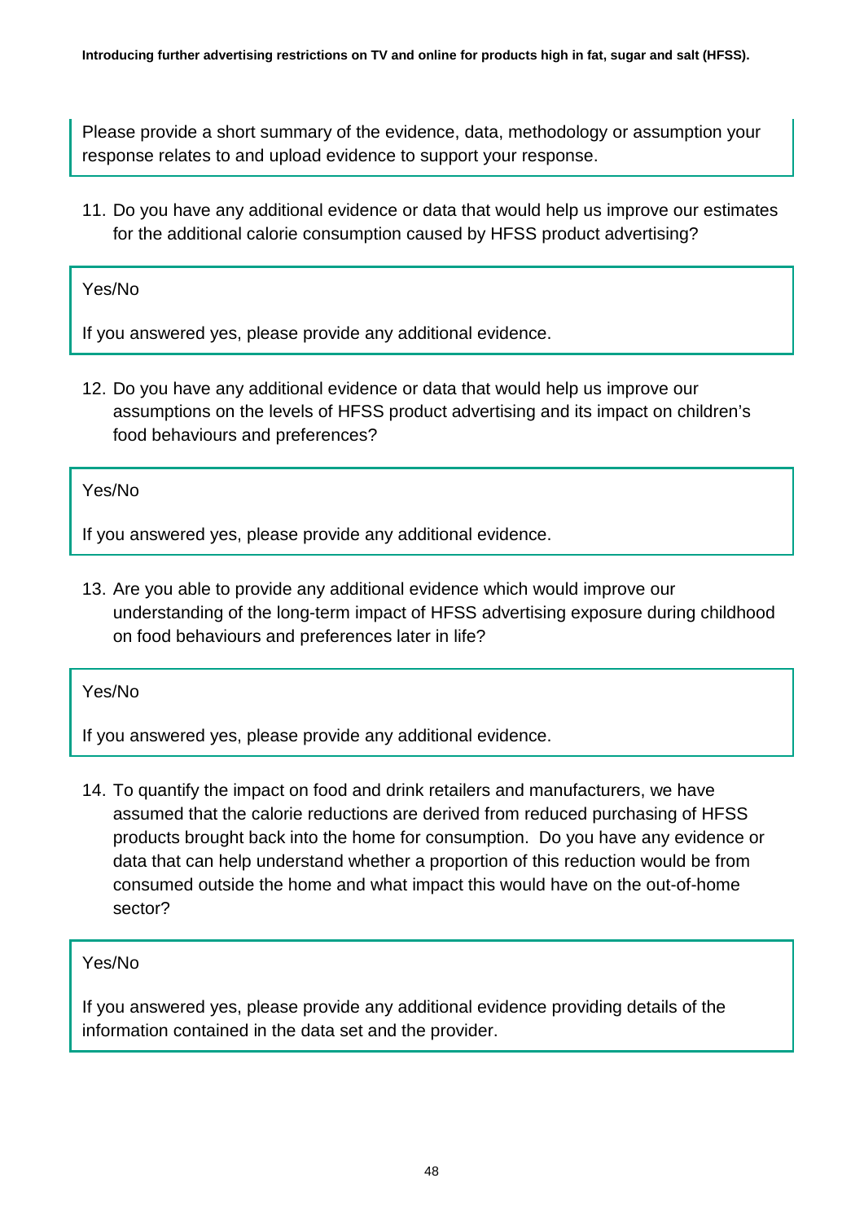Please provide a short summary of the evidence, data, methodology or assumption your response relates to and upload evidence to support your response.

11. Do you have any additional evidence or data that would help us improve our estimates for the additional calorie consumption caused by HFSS product advertising?

Yes/No

If you answered yes, please provide any additional evidence.

12. Do you have any additional evidence or data that would help us improve our assumptions on the levels of HFSS product advertising and its impact on children's food behaviours and preferences?

Yes/No

If you answered yes, please provide any additional evidence.

13. Are you able to provide any additional evidence which would improve our understanding of the long-term impact of HFSS advertising exposure during childhood on food behaviours and preferences later in life?

Yes/No

If you answered yes, please provide any additional evidence.

14. To quantify the impact on food and drink retailers and manufacturers, we have assumed that the calorie reductions are derived from reduced purchasing of HFSS products brought back into the home for consumption. Do you have any evidence or data that can help understand whether a proportion of this reduction would be from consumed outside the home and what impact this would have on the out-of-home sector?

Yes/No

If you answered yes, please provide any additional evidence providing details of the information contained in the data set and the provider.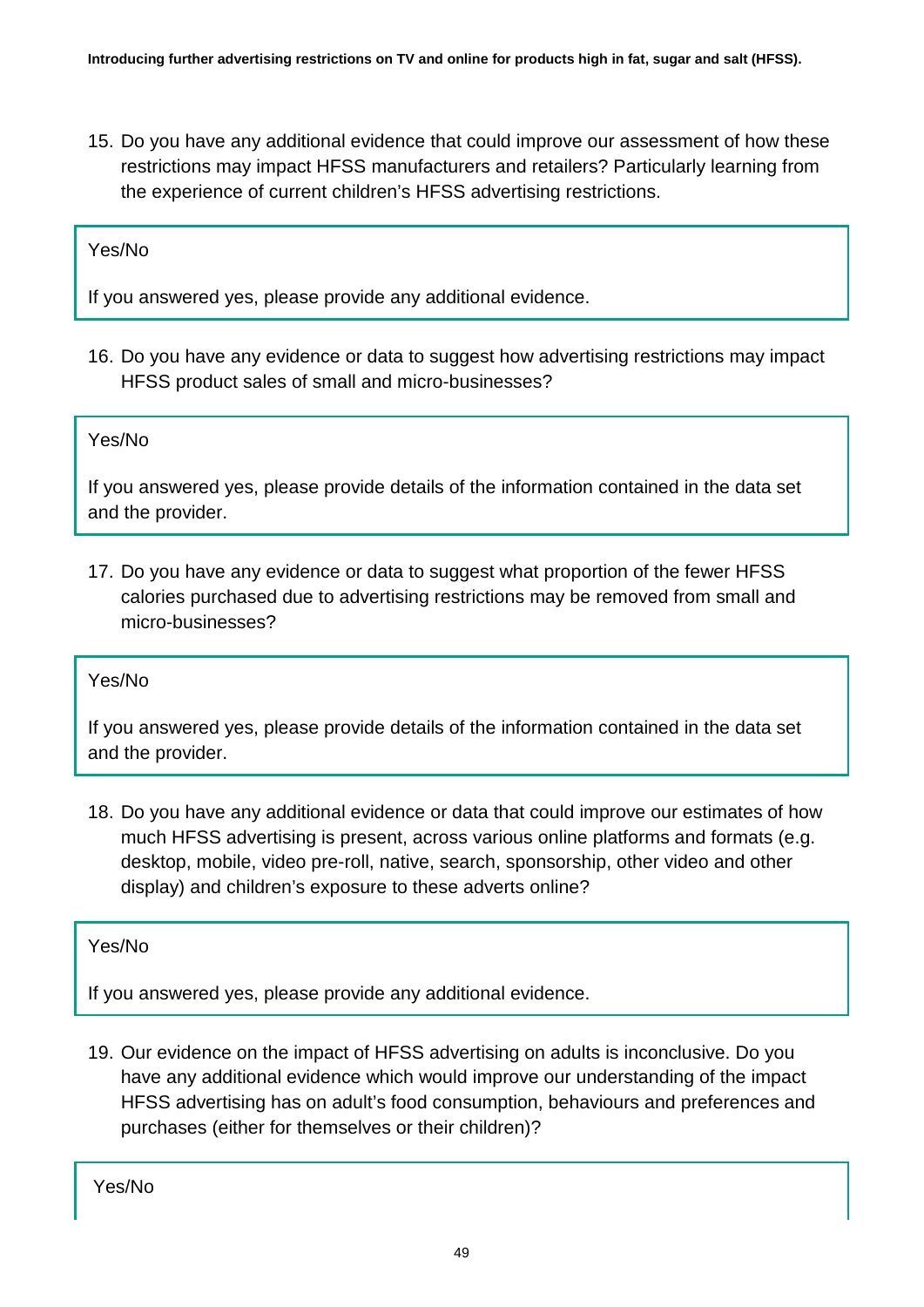15. Do you have any additional evidence that could improve our assessment of how these restrictions may impact HFSS manufacturers and retailers? Particularly learning from the experience of current children's HFSS advertising restrictions.

Yes/No

If you answered yes, please provide any additional evidence.

16. Do you have any evidence or data to suggest how advertising restrictions may impact HFSS product sales of small and micro-businesses?

Yes/No

If you answered yes, please provide details of the information contained in the data set and the provider.

17. Do you have any evidence or data to suggest what proportion of the fewer HFSS calories purchased due to advertising restrictions may be removed from small and micro-businesses?

Yes/No

If you answered yes, please provide details of the information contained in the data set and the provider.

18. Do you have any additional evidence or data that could improve our estimates of how much HFSS advertising is present, across various online platforms and formats (e.g. desktop, mobile, video pre-roll, native, search, sponsorship, other video and other display) and children's exposure to these adverts online?

Yes/No

If you answered yes, please provide any additional evidence.

19. Our evidence on the impact of HFSS advertising on adults is inconclusive. Do you have any additional evidence which would improve our understanding of the impact HFSS advertising has on adult's food consumption, behaviours and preferences and purchases (either for themselves or their children)?

Yes/No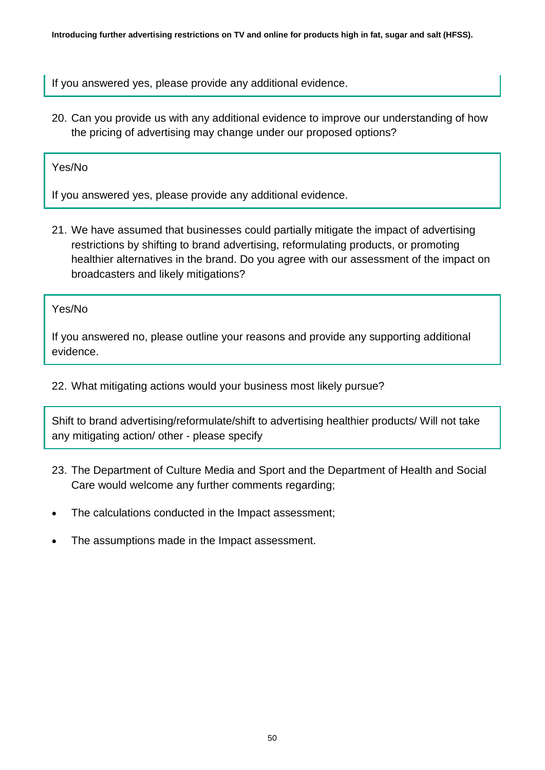If you answered yes, please provide any additional evidence.

20. Can you provide us with any additional evidence to improve our understanding of how the pricing of advertising may change under our proposed options?

Yes/No

If you answered yes, please provide any additional evidence.

21. We have assumed that businesses could partially mitigate the impact of advertising restrictions by shifting to brand advertising, reformulating products, or promoting healthier alternatives in the brand. Do you agree with our assessment of the impact on broadcasters and likely mitigations?

Yes/No

If you answered no, please outline your reasons and provide any supporting additional evidence.

22. What mitigating actions would your business most likely pursue?

Shift to brand advertising/reformulate/shift to advertising healthier products/ Will not take any mitigating action/ other - please specify

23. The Department of Culture Media and Sport and the Department of Health and Social Care would welcome any further comments regarding;

- The calculations conducted in the Impact assessment;
- The assumptions made in the Impact assessment.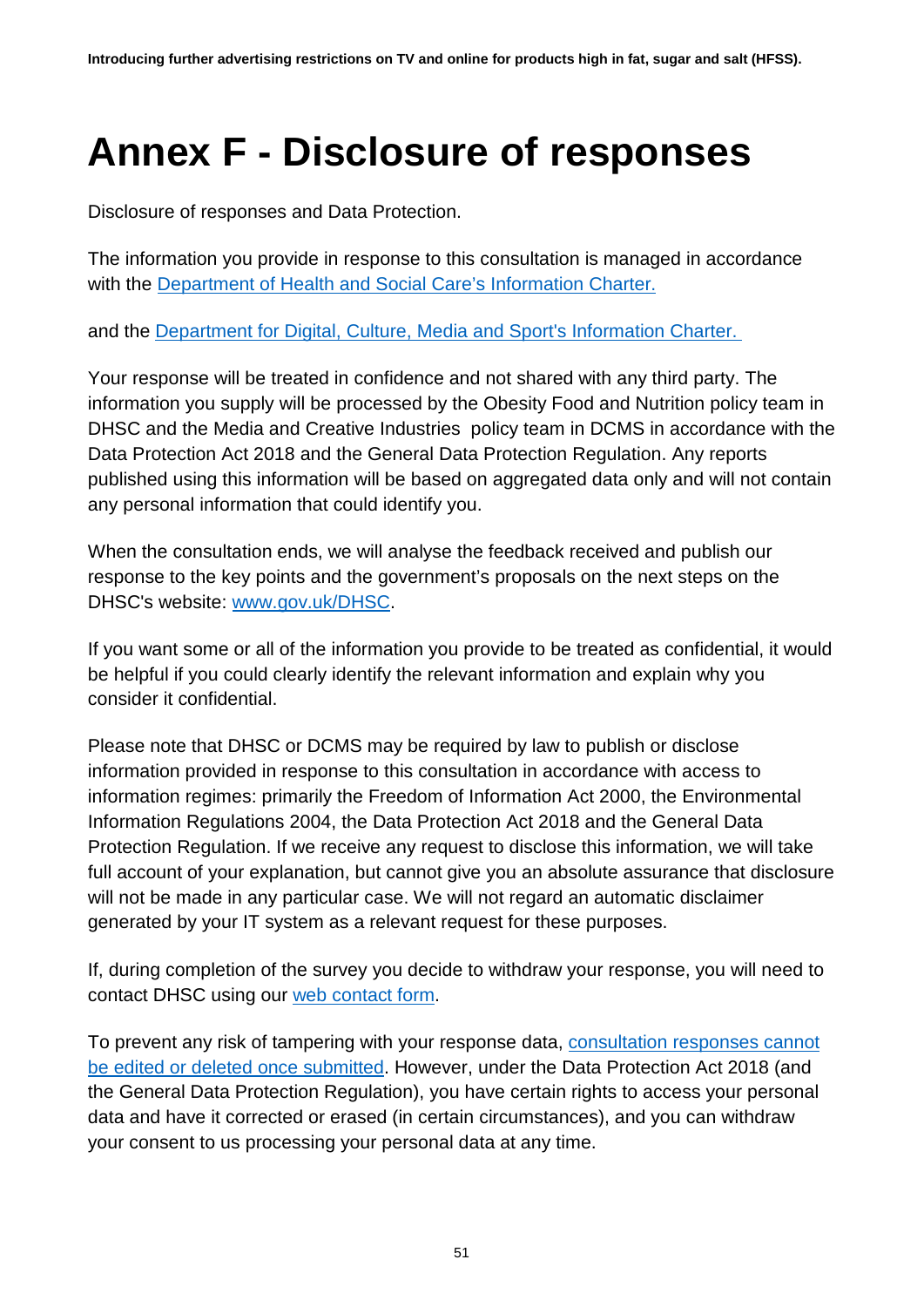# Annex F - Disclosure of responses

Disclosure of responses and Data Protection.

The information you provide in response to this consultation is managed in accordance with the Department of Health and Social Care's Information Charter.

and the Department for Digital, Culture, Media and Sport's Information Charter.

Your response will be treated in confidence and not shared with any third party. The information you supply will be processed by the Obesity Food and Nutrition policy team in DHSC and the Media and Creative Industries policy team in DCMS in accordance with the Data Protection Act 2018 and the General Data Protection Regulation. Any reports published using this information will be based on aggregated data only and will not contain any personal information that could identify you.

When the consultation ends, we will analyse the feedback received and publish our response to the key points and the government's proposals on the next steps on the DHSC's website: www.gov.uk/DHSC.

If you want some or all of the information you provide to be treated as confidential, it would be helpful if you could clearly identify the relevant information and explain why you consider it confidential.

Please note that DHSC or DCMS may be required by law to publish or disclose information provided in response to this consultation in accordance with access to information regimes: primarily the Freedom of Information Act 2000, the Environmental Information Regulations 2004, the Data Protection Act 2018 and the General Data Protection Regulation. If we receive any request to disclose this information, we will take full account of your explanation, but cannot give you an absolute assurance that disclosure will not be made in any particular case. We will not regard an automatic disclaimer generated by your IT system as a relevant request for these purposes.

If, during completion of the survey you decide to withdraw your response, you will need to contact DHSC using our web contact form.

To prevent any risk of tampering with your response data, consultation responses cannot be edited or deleted once submitted. However, under the Data Protection Act 2018 (and the General Data Protection Regulation), you have certain rights to access your personal data and have it corrected or erased (in certain circumstances), and you can withdraw your consent to us processing your personal data at any time.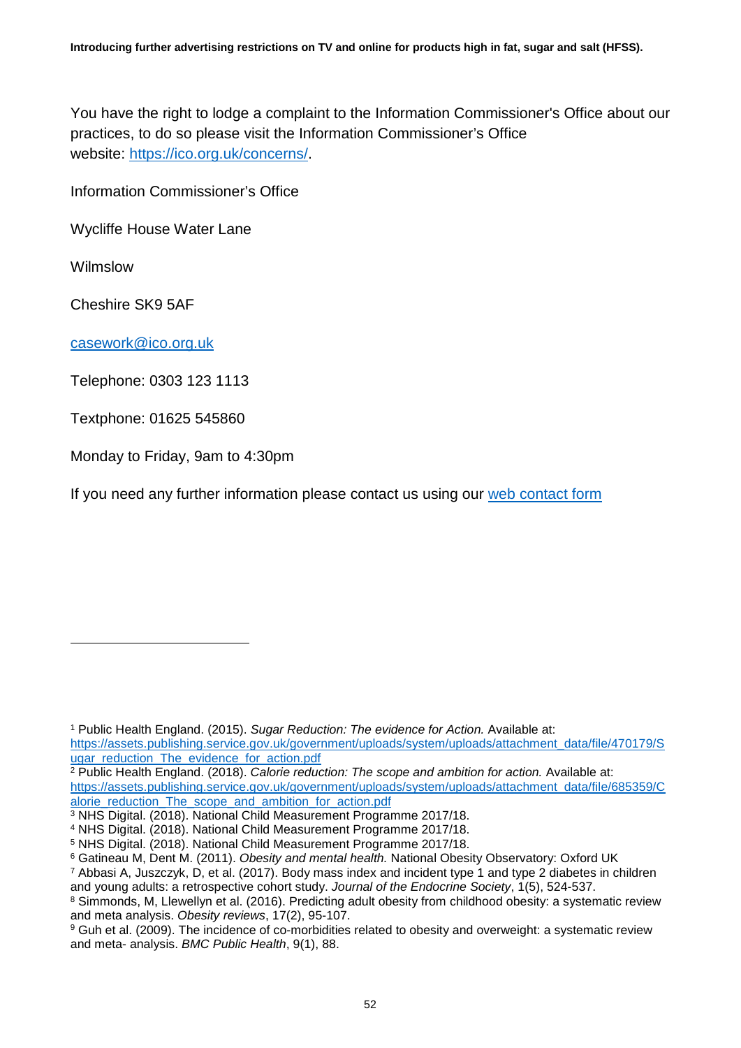You have the right to lodge a complaint to the Information Commissioner's Office about our practices, to do so please visit the Information Commissioner's Office website: [https://ico.org.uk/concerns/](https://ico.org.uk/concerns/).

Information Commissioner's Office

Wycliffe House Water Lane

Wilmslow

Cheshire SK9 5AF

[casework@ico.org.uk](mailto:casework@ico.org.uk)

Telephone: 0303 123 1113

Textphone: 01625 545860

Monday to Friday, 9am to 4:30pm

If you need any further information please contact us using our web contact form

---

[1] Public Health England. (2015). *Sugar Reduction: The evidence for Action.* Available at: [https://assets.publishing.service.gov.uk/government/uploads/system/uploads/attachment_data/file/470179/Sugar_reduction_The_evidence_for_action.pdf](https://assets.publishing.service.gov.uk/government/uploads/system/uploads/attachment_data/file/470179/Sugar_reduction_The_evidence_for_action.pdf)

[2] Public Health England. (2018). *Calorie reduction: The scope and ambition for action.* Available at: [https://assets.publishing.service.gov.uk/government/uploads/system/uploads/attachment_data/file/685359/Calorie_reduction_The_scope_and_ambition_for_action.pdf](https://assets.publishing.service.gov.uk/government/uploads/system/uploads/attachment_data/file/685359/Calorie_reduction_The_scope_and_ambition_for_action.pdf)

[3] NHS Digital. (2018). National Child Measurement Programme 2017/18.

[4] NHS Digital. (2018). National Child Measurement Programme 2017/18.

[5] NHS Digital. (2018). National Child Measurement Programme 2017/18.

[6] Gatineau M, Dent M. (2011). *Obesity and mental health.* National Obesity Observatory: Oxford UK

[7] Abbasi A, Juszczyk, D, et al. (2017). Body mass index and incident type 1 and type 2 diabetes in children and young adults: a retrospective cohort study. *Journal of the Endocrine Society*, 1(5), 524-537.

[8] Simmonds, M, Llewellyn et al. (2016). Predicting adult obesity from childhood obesity: a systematic review and meta analysis. *Obesity reviews*, 17(2), 95-107.

[9] Guh et al. (2009). The incidence of co-morbidities related to obesity and overweight: a systematic review and meta- analysis. *BMC Public Health*, 9(1), 88.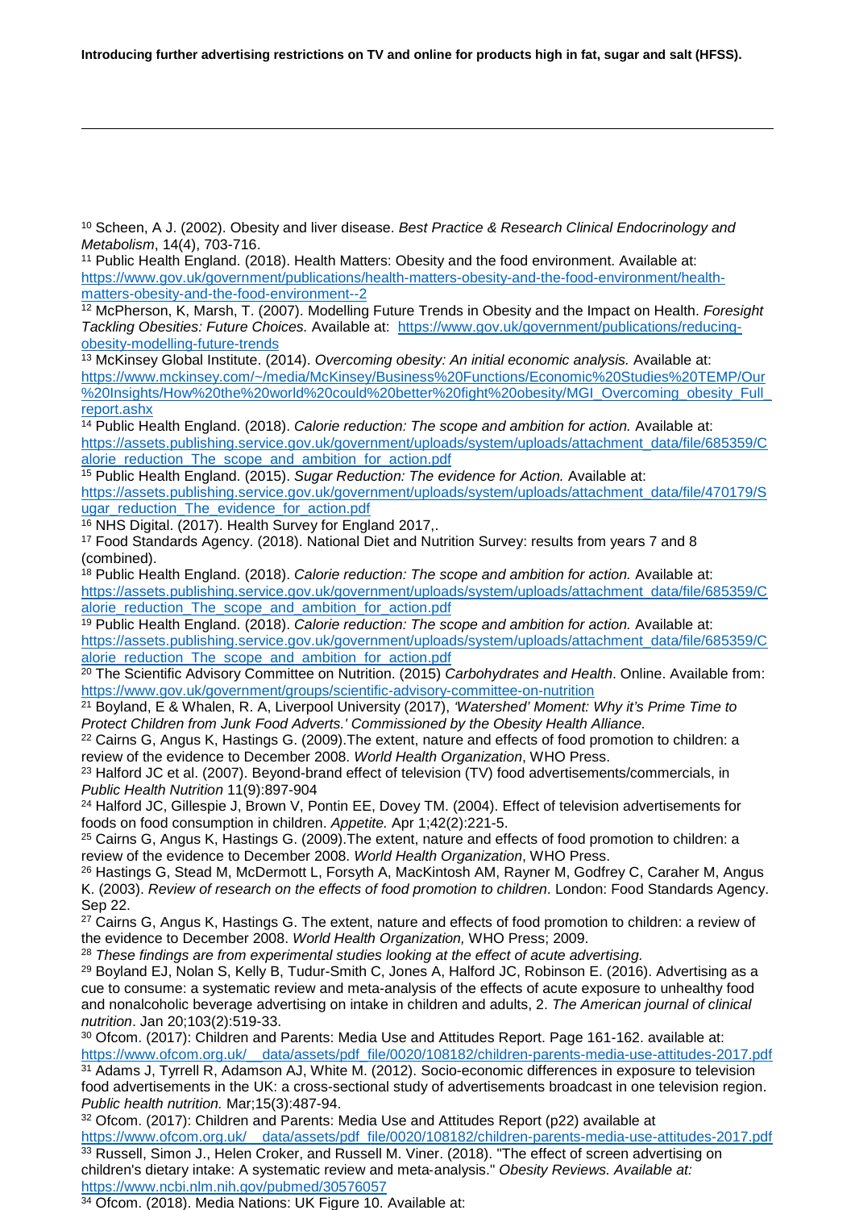[10] Scheen, A J. (2002). Obesity and liver disease. *Best Practice & Research Clinical Endocrinology and Metabolism*, 14(4), 703-716.

[11] Public Health England. (2018). Health Matters: Obesity and the food environment. Available at: https://www.gov.uk/government/publications/health-matters-obesity-and-the-food-environment/health-matters-obesity-and-the-food-environment--2

[12] McPherson, K, Marsh, T. (2007). Modelling Future Trends in Obesity and the Impact on Health. *Foresight Tackling Obesities: Future Choices.* Available at: https://www.gov.uk/government/publications/reducing-obesity-modelling-future-trends

[13] McKinsey Global Institute. (2014). *Overcoming obesity: An initial economic analysis.* Available at: https://www.mckinsey.com/~/media/McKinsey/Business%20Functions/Economic%20Studies%20TEMP/Our%20Insights/How%20the%20world%20could%20better%20fight%20obesity/MGI_Overcoming_obesity_Full_report.ashx

[14] Public Health England. (2018). *Calorie reduction: The scope and ambition for action.* Available at: https://assets.publishing.service.gov.uk/government/uploads/system/uploads/attachment_data/file/685359/Calorie_reduction_The_scope_and_ambition_for_action.pdf

[15] Public Health England. (2015). *Sugar Reduction: The evidence for Action.* Available at: https://assets.publishing.service.gov.uk/government/uploads/system/uploads/attachment_data/file/470179/Sugar_reduction_The_evidence_for_action.pdf

[16] NHS Digital. (2017). Health Survey for England 2017,.

[17] Food Standards Agency. (2018). National Diet and Nutrition Survey: results from years 7 and 8 (combined).

[18] Public Health England. (2018). *Calorie reduction: The scope and ambition for action.* Available at: https://assets.publishing.service.gov.uk/government/uploads/system/uploads/attachment_data/file/685359/Calorie_reduction_The_scope_and_ambition_for_action.pdf

[19] Public Health England. (2018). *Calorie reduction: The scope and ambition for action.* Available at: https://assets.publishing.service.gov.uk/government/uploads/system/uploads/attachment_data/file/685359/Calorie_reduction_The_scope_and_ambition_for_action.pdf

[20] The Scientific Advisory Committee on Nutrition. (2015) *Carbohydrates and Health*. Online. Available from: https://www.gov.uk/government/groups/scientific-advisory-committee-on-nutrition

[21] Boyland, E & Whalen, R. A, Liverpool University (2017), *'Watershed' Moment: Why it's Prime Time to Protect Children from Junk Food Adverts.' Commissioned by the Obesity Health Alliance.*

[22] Cairns G, Angus K, Hastings G. (2009).The extent, nature and effects of food promotion to children: a review of the evidence to December 2008. *World Health Organization*, WHO Press.

[23] Halford JC et al. (2007). Beyond-brand effect of television (TV) food advertisements/commercials, in *Public Health Nutrition* 11(9):897-904

[24] Halford JC, Gillespie J, Brown V, Pontin EE, Dovey TM. (2004). Effect of television advertisements for foods on food consumption in children. *Appetite.* Apr 1;42(2):221-5.

[25] Cairns G, Angus K, Hastings G. (2009).The extent, nature and effects of food promotion to children: a review of the evidence to December 2008. *World Health Organization*, WHO Press.

[26] Hastings G, Stead M, McDermott L, Forsyth A, MacKintosh AM, Rayner M, Godfrey C, Caraher M, Angus K. (2003). *Review of research on the effects of food promotion to children*. London: Food Standards Agency. Sep 22.

[27] Cairns G, Angus K, Hastings G. The extent, nature and effects of food promotion to children: a review of the evidence to December 2008. *World Health Organization,* WHO Press; 2009.

[28] *These findings are from experimental studies looking at the effect of acute advertising.*

[29] Boyland EJ, Nolan S, Kelly B, Tudur-Smith C, Jones A, Halford JC, Robinson E. (2016). Advertising as a cue to consume: a systematic review and meta-analysis of the effects of acute exposure to unhealthy food and nonalcoholic beverage advertising on intake in children and adults, 2. *The American journal of clinical nutrition*. Jan 20;103(2):519-33.

[30] Ofcom. (2017): Children and Parents: Media Use and Attitudes Report. Page 161-162. available at: https://www.ofcom.org.uk/__data/assets/pdf_file/0020/108182/children-parents-media-use-attitudes-2017.pdf

[31] Adams J, Tyrrell R, Adamson AJ, White M. (2012). Socio-economic differences in exposure to television food advertisements in the UK: a cross-sectional study of advertisements broadcast in one television region. *Public health nutrition.* Mar;15(3):487-94.

[32] Ofcom. (2017): Children and Parents: Media Use and Attitudes Report (p22) available at https://www.ofcom.org.uk/__data/assets/pdf_file/0020/108182/children-parents-media-use-attitudes-2017.pdf

[33] Russell, Simon J., Helen Croker, and Russell M. Viner. (2018). "The effect of screen advertising on children's dietary intake: A systematic review and meta‐analysis." *Obesity Reviews. Available at:* https://www.ncbi.nlm.nih.gov/pubmed/30576057

[34] Ofcom. (2018). Media Nations: UK Figure 10. Available at: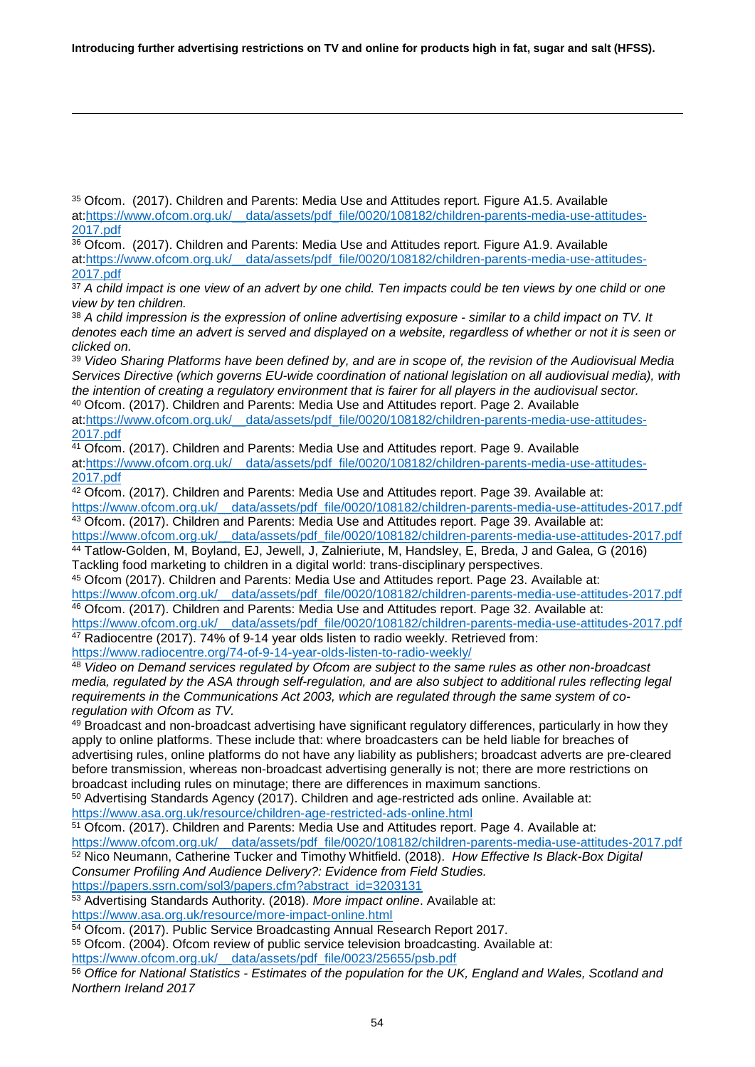[35] Ofcom. (2017). Children and Parents: Media Use and Attitudes report. Figure A1.5. Available at:https://www.ofcom.org.uk/__data/assets/pdf_file/0020/108182/children-parents-media-use-attitudes-2017.pdf

[36] Ofcom. (2017). Children and Parents: Media Use and Attitudes report. Figure A1.9. Available at:https://www.ofcom.org.uk/__data/assets/pdf_file/0020/108182/children-parents-media-use-attitudes-2017.pdf

[37] *A child impact is one view of an advert by one child. Ten impacts could be ten views by one child or one view by ten children.*

[38] *A child impression is the expression of online advertising exposure - similar to a child impact on TV. It denotes each time an advert is served and displayed on a website, regardless of whether or not it is seen or clicked on.*

[39] *Video Sharing Platforms have been defined by, and are in scope of, the revision of the Audiovisual Media Services Directive (which governs EU-wide coordination of national legislation on all audiovisual media), with the intention of creating a regulatory environment that is fairer for all players in the audiovisual sector.*

[40] Ofcom. (2017). Children and Parents: Media Use and Attitudes report. Page 2. Available at:https://www.ofcom.org.uk/__data/assets/pdf_file/0020/108182/children-parents-media-use-attitudes-2017.pdf

[41] Ofcom. (2017). Children and Parents: Media Use and Attitudes report. Page 9. Available at:https://www.ofcom.org.uk/__data/assets/pdf_file/0020/108182/children-parents-media-use-attitudes-2017.pdf

[42] Ofcom. (2017). Children and Parents: Media Use and Attitudes report. Page 39. Available at: https://www.ofcom.org.uk/__data/assets/pdf_file/0020/108182/children-parents-media-use-attitudes-2017.pdf

[43] Ofcom. (2017). Children and Parents: Media Use and Attitudes report. Page 39. Available at: https://www.ofcom.org.uk/__data/assets/pdf_file/0020/108182/children-parents-media-use-attitudes-2017.pdf

[44] Tatlow-Golden, M, Boyland, EJ, Jewell, J, Zalnieriute, M, Handsley, E, Breda, J and Galea, G (2016) Tackling food marketing to children in a digital world: trans-disciplinary perspectives.

[45] Ofcom (2017). Children and Parents: Media Use and Attitudes report. Page 23. Available at: https://www.ofcom.org.uk/__data/assets/pdf_file/0020/108182/children-parents-media-use-attitudes-2017.pdf

[46] Ofcom. (2017). Children and Parents: Media Use and Attitudes report. Page 32. Available at: https://www.ofcom.org.uk/__data/assets/pdf_file/0020/108182/children-parents-media-use-attitudes-2017.pdf

[47] Radiocentre (2017). 74% of 9-14 year olds listen to radio weekly. Retrieved from: https://www.radiocentre.org/74-of-9-14-year-olds-listen-to-radio-weekly/

[48] *Video on Demand services regulated by Ofcom are subject to the same rules as other non-broadcast media, regulated by the ASA through self-regulation, and are also subject to additional rules reflecting legal requirements in the Communications Act 2003, which are regulated through the same system of co-regulation with Ofcom as TV.*

[49] Broadcast and non-broadcast advertising have significant regulatory differences, particularly in how they apply to online platforms. These include that: where broadcasters can be held liable for breaches of advertising rules, online platforms do not have any liability as publishers; broadcast adverts are pre-cleared before transmission, whereas non-broadcast advertising generally is not; there are more restrictions on broadcast including rules on minutage; there are differences in maximum sanctions.

[50] Advertising Standards Agency (2017). Children and age-restricted ads online. Available at: https://www.asa.org.uk/resource/children-age-restricted-ads-online.html

[51] Ofcom. (2017). Children and Parents: Media Use and Attitudes report. Page 4. Available at: https://www.ofcom.org.uk/__data/assets/pdf_file/0020/108182/children-parents-media-use-attitudes-2017.pdf

[52] Nico Neumann, Catherine Tucker and Timothy Whitfield. (2018). *How Effective Is Black-Box Digital Consumer Profiling And Audience Delivery?: Evidence from Field Studies.* https://papers.ssrn.com/sol3/papers.cfm?abstract_id=3203131

[53] Advertising Standards Authority. (2018). *More impact online*. Available at: https://www.asa.org.uk/resource/more-impact-online.html

[54] Ofcom. (2017). Public Service Broadcasting Annual Research Report 2017.

[55] Ofcom. (2004). Ofcom review of public service television broadcasting. Available at: https://www.ofcom.org.uk/__data/assets/pdf_file/0023/25655/psb.pdf

[56] *Office for National Statistics - Estimates of the population for the UK, England and Wales, Scotland and Northern Ireland 2017*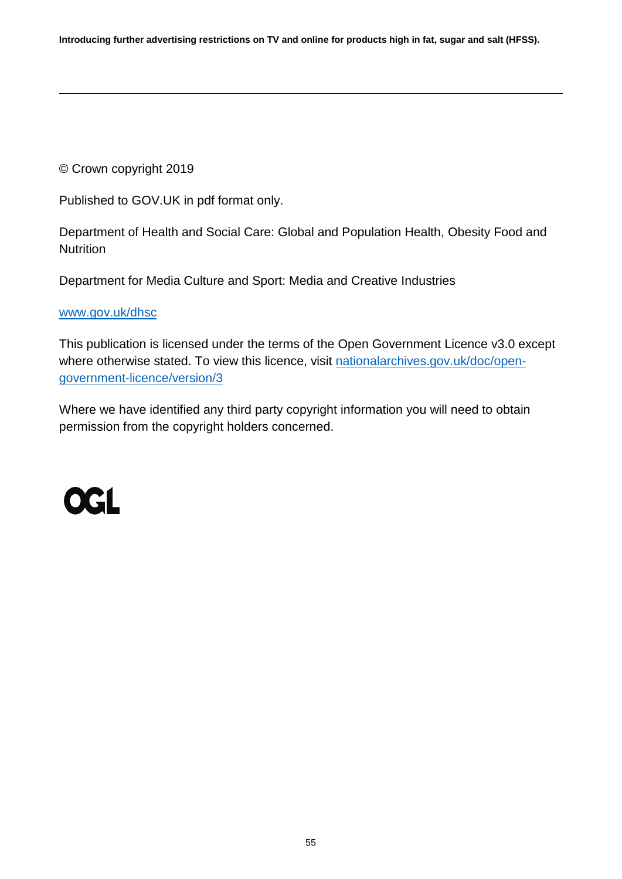© Crown copyright 2019

Published to GOV.UK in pdf format only.

Department of Health and Social Care: Global and Population Health, Obesity Food and Nutrition

Department for Media Culture and Sport: Media and Creative Industries

[www.gov.uk/dhsc](http://www.gov.uk/dhsc)

This publication is licensed under the terms of the Open Government Licence v3.0 except where otherwise stated. To view this licence, visit [nationalarchives.gov.uk/doc/open-government-licence/version/3](http://nationalarchives.gov.uk/doc/open-government-licence/version/3)

Where we have identified any third party copyright information you will need to obtain permission from the copyright holders concerned.

OGL